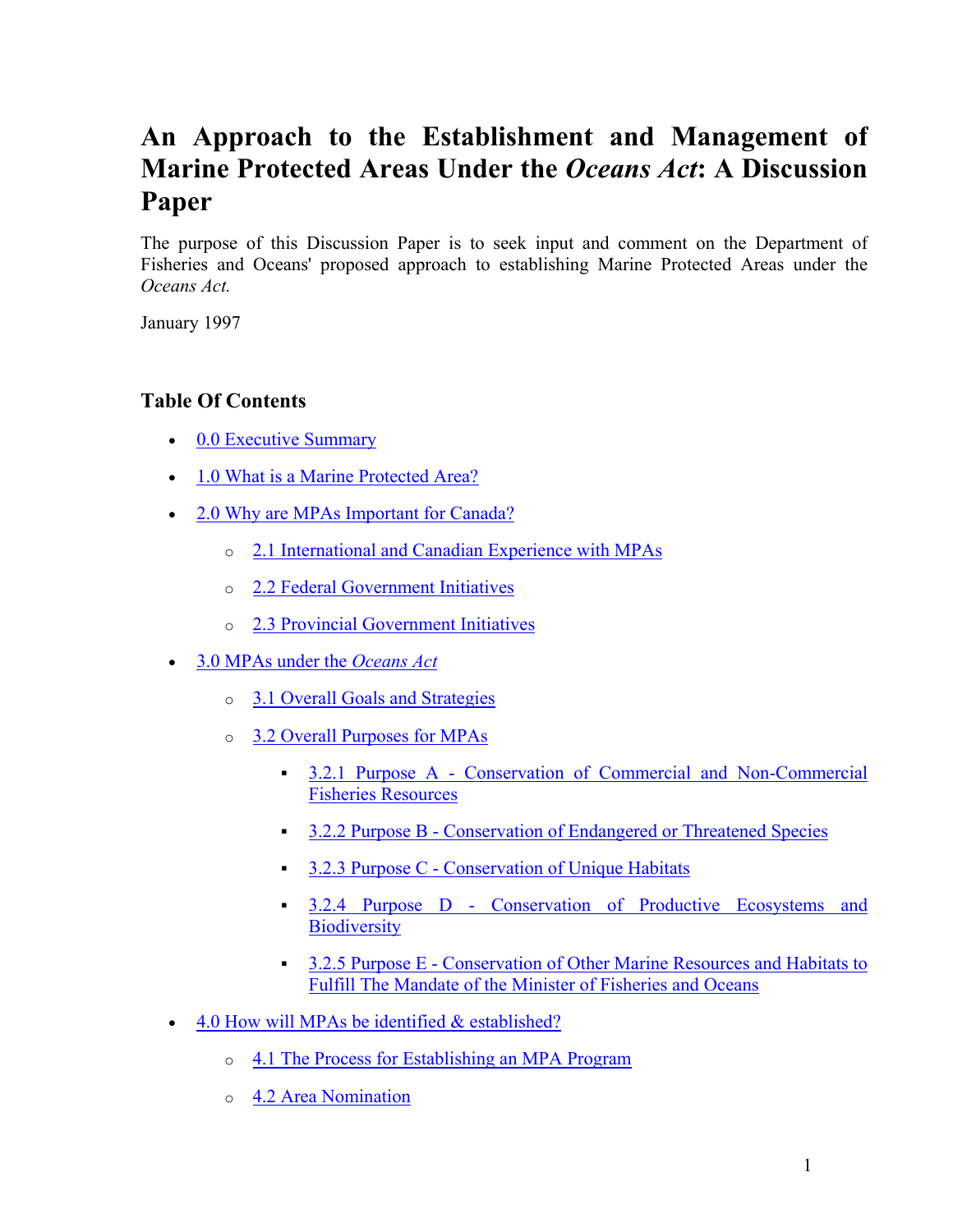# An Approach to the Establishment and Management of Marine Protected Areas Under the *Oceans Act*: A Discussion Paper

The purpose of this Discussion Paper is to seek input and comment on the Department of Fisheries and Oceans' proposed approach to establishing Marine Protected Areas under the *Oceans Act.*

January 1997

### Table Of Contents

- 0.0 Executive Summary
- 1.0 What is a Marine Protected Area?
- 2.0 Why are MPAs Important for Canada?
  - 2.1 International and Canadian Experience with MPAs
  - 2.2 Federal Government Initiatives
  - 2.3 Provincial Government Initiatives
- 3.0 MPAs under the *Oceans Act*
  - 3.1 Overall Goals and Strategies
  - 3.2 Overall Purposes for MPAs
    - 3.2.1 Purpose A - Conservation of Commercial and Non-Commercial Fisheries Resources
    - 3.2.2 Purpose B - Conservation of Endangered or Threatened Species
    - 3.2.3 Purpose C - Conservation of Unique Habitats
    - 3.2.4 Purpose D - Conservation of Productive Ecosystems and Biodiversity
    - 3.2.5 Purpose E - Conservation of Other Marine Resources and Habitats to Fulfill The Mandate of the Minister of Fisheries and Oceans
- 4.0 How will MPAs be identified & established?
  - 4.1 The Process for Establishing an MPA Program
  - 4.2 Area Nomination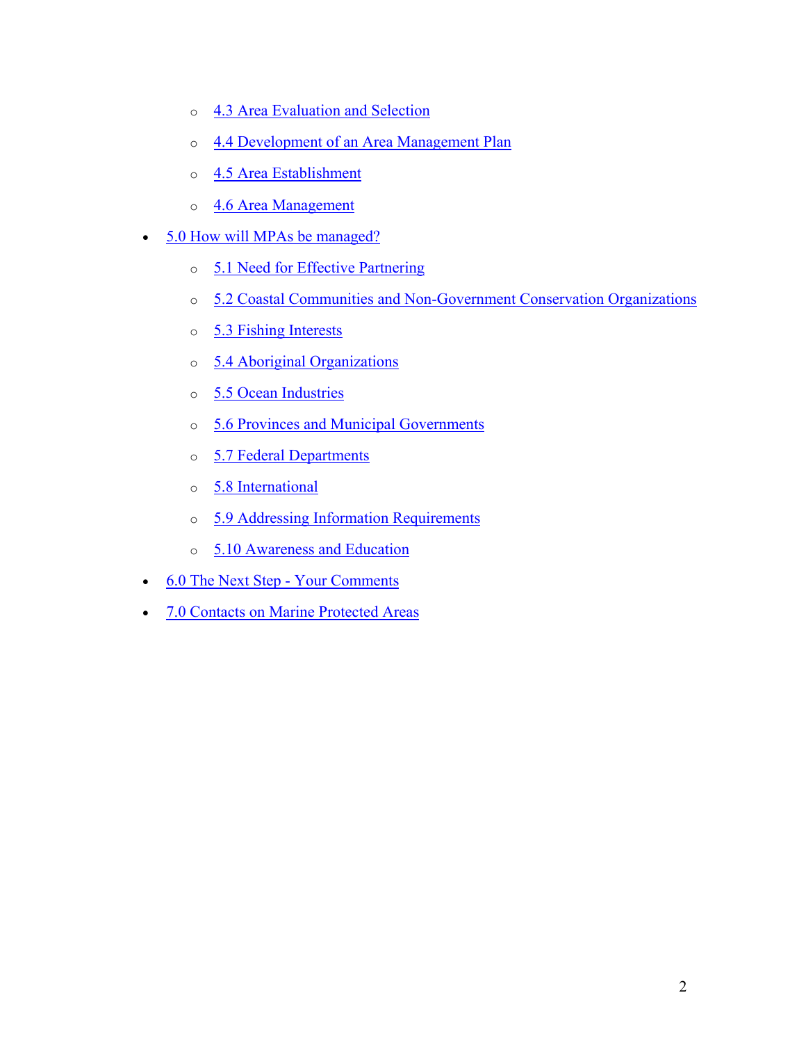- 4.3 Area Evaluation and Selection
  - 4.4 Development of an Area Management Plan
  - 4.5 Area Establishment
  - 4.6 Area Management
- 5.0 How will MPAs be managed?
  - 5.1 Need for Effective Partnering
  - 5.2 Coastal Communities and Non-Government Conservation Organizations
  - 5.3 Fishing Interests
  - 5.4 Aboriginal Organizations
  - 5.5 Ocean Industries
  - 5.6 Provinces and Municipal Governments
  - 5.7 Federal Departments
  - 5.8 International
  - 5.9 Addressing Information Requirements
  - 5.10 Awareness and Education
- 6.0 The Next Step - Your Comments
- 7.0 Contacts on Marine Protected Areas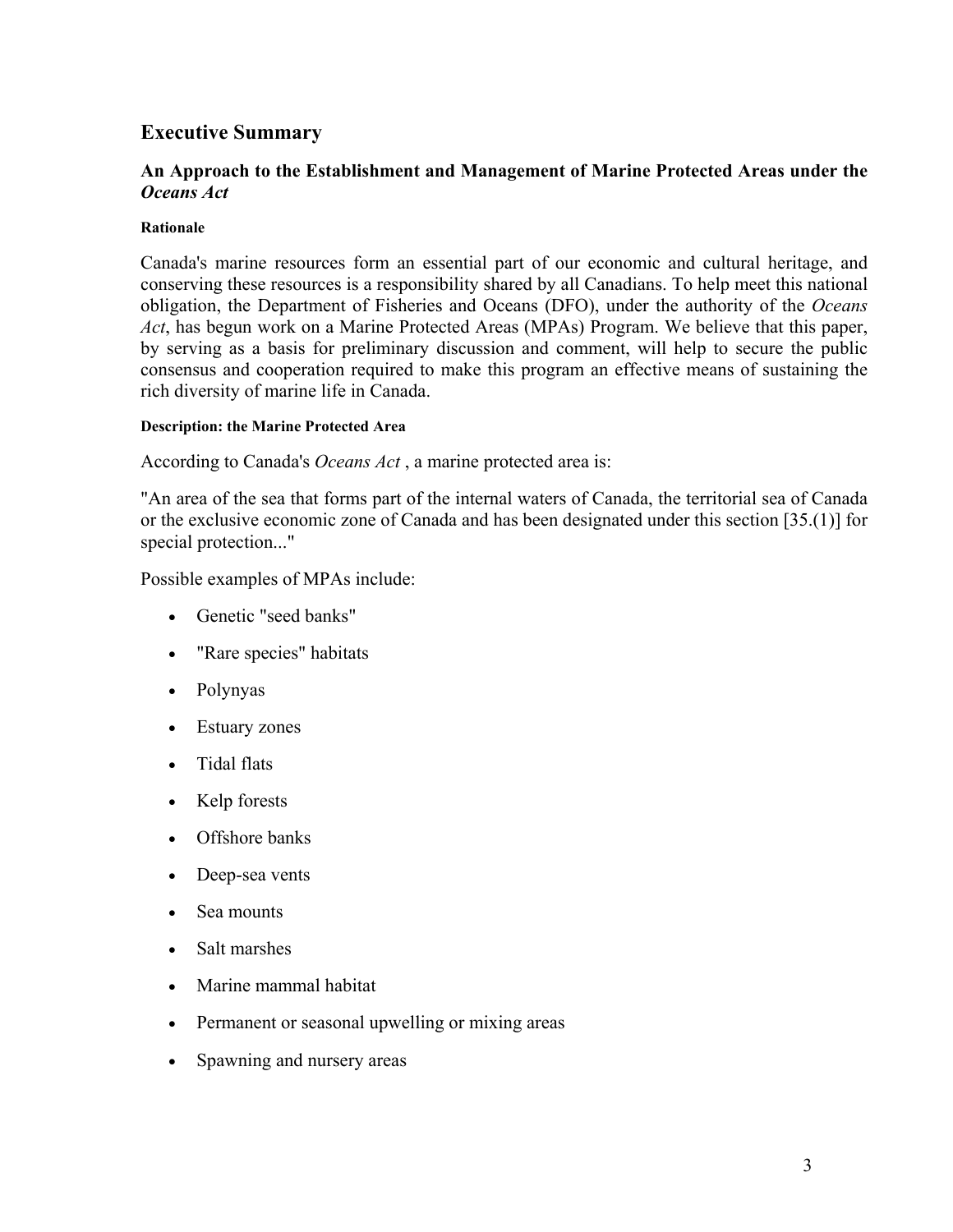## Executive Summary

### An Approach to the Establishment and Management of Marine Protected Areas under the *Oceans Act*

#### Rationale

Canada's marine resources form an essential part of our economic and cultural heritage, and conserving these resources is a responsibility shared by all Canadians. To help meet this national obligation, the Department of Fisheries and Oceans (DFO), under the authority of the *Oceans Act*, has begun work on a Marine Protected Areas (MPAs) Program. We believe that this paper, by serving as a basis for preliminary discussion and comment, will help to secure the public consensus and cooperation required to make this program an effective means of sustaining the rich diversity of marine life in Canada.

#### Description: the Marine Protected Area

According to Canada's *Oceans Act* , a marine protected area is:

"An area of the sea that forms part of the internal waters of Canada, the territorial sea of Canada or the exclusive economic zone of Canada and has been designated under this section [35.(1)] for special protection..."

Possible examples of MPAs include:

- Genetic "seed banks"
- "Rare species" habitats
- Polynyas
- Estuary zones
- Tidal flats
- Kelp forests
- Offshore banks
- Deep-sea vents
- Sea mounts
- Salt marshes
- Marine mammal habitat
- Permanent or seasonal upwelling or mixing areas
- Spawning and nursery areas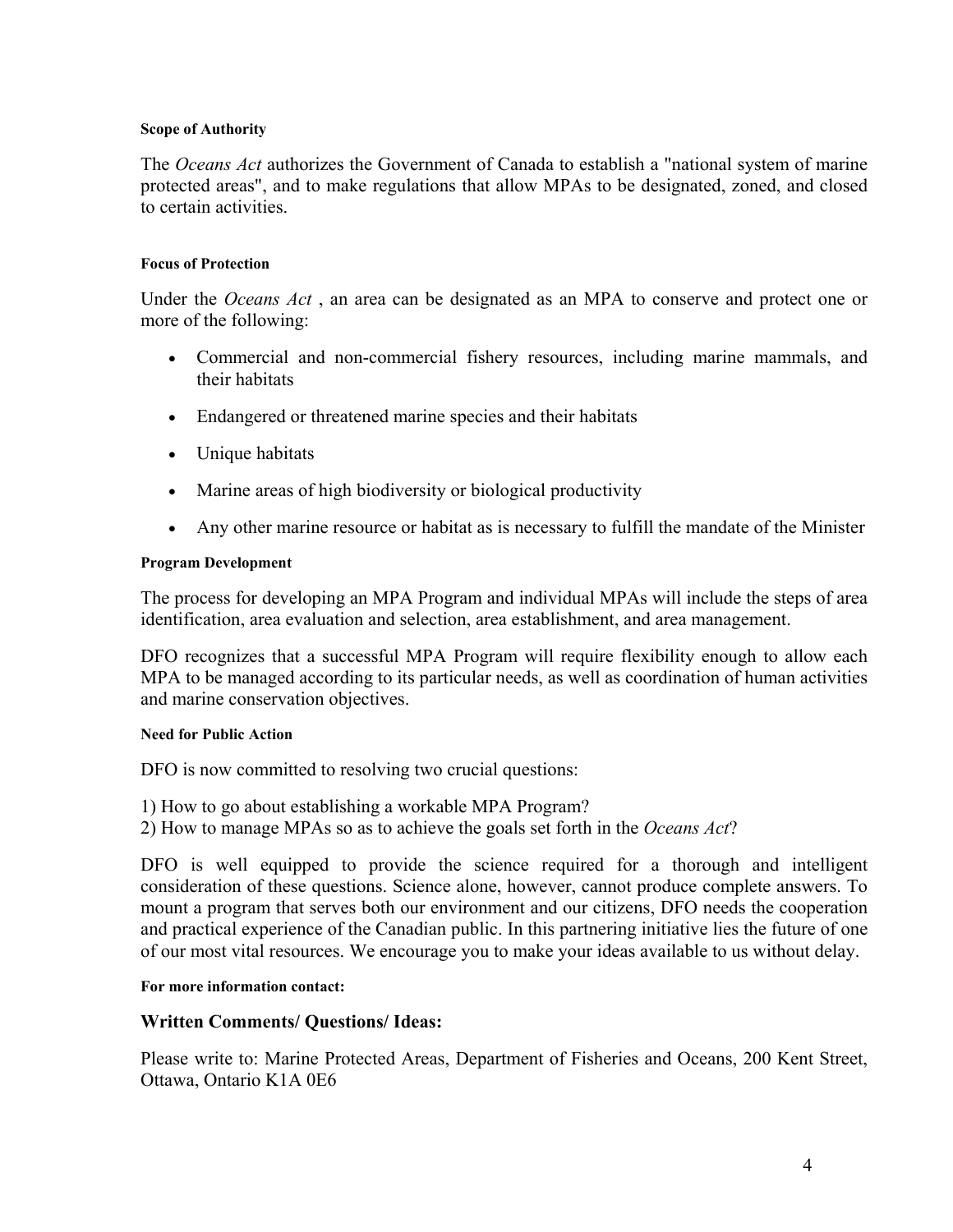#### Scope of Authority

The *Oceans Act* authorizes the Government of Canada to establish a "national system of marine protected areas", and to make regulations that allow MPAs to be designated, zoned, and closed to certain activities.

#### Focus of Protection

Under the *Oceans Act* , an area can be designated as an MPA to conserve and protect one or more of the following:

- Commercial and non-commercial fishery resources, including marine mammals, and their habitats
- Endangered or threatened marine species and their habitats
- Unique habitats
- Marine areas of high biodiversity or biological productivity
- Any other marine resource or habitat as is necessary to fulfill the mandate of the Minister

#### Program Development

The process for developing an MPA Program and individual MPAs will include the steps of area identification, area evaluation and selection, area establishment, and area management.

DFO recognizes that a successful MPA Program will require flexibility enough to allow each MPA to be managed according to its particular needs, as well as coordination of human activities and marine conservation objectives.

#### Need for Public Action

DFO is now committed to resolving two crucial questions:

1) How to go about establishing a workable MPA Program?
2) How to manage MPAs so as to achieve the goals set forth in the *Oceans Act*?

DFO is well equipped to provide the science required for a thorough and intelligent consideration of these questions. Science alone, however, cannot produce complete answers. To mount a program that serves both our environment and our citizens, DFO needs the cooperation and practical experience of the Canadian public. In this partnering initiative lies the future of one of our most vital resources. We encourage you to make your ideas available to us without delay.

#### For more information contact:

### Written Comments/ Questions/ Ideas:

Please write to: Marine Protected Areas, Department of Fisheries and Oceans, 200 Kent Street, Ottawa, Ontario K1A 0E6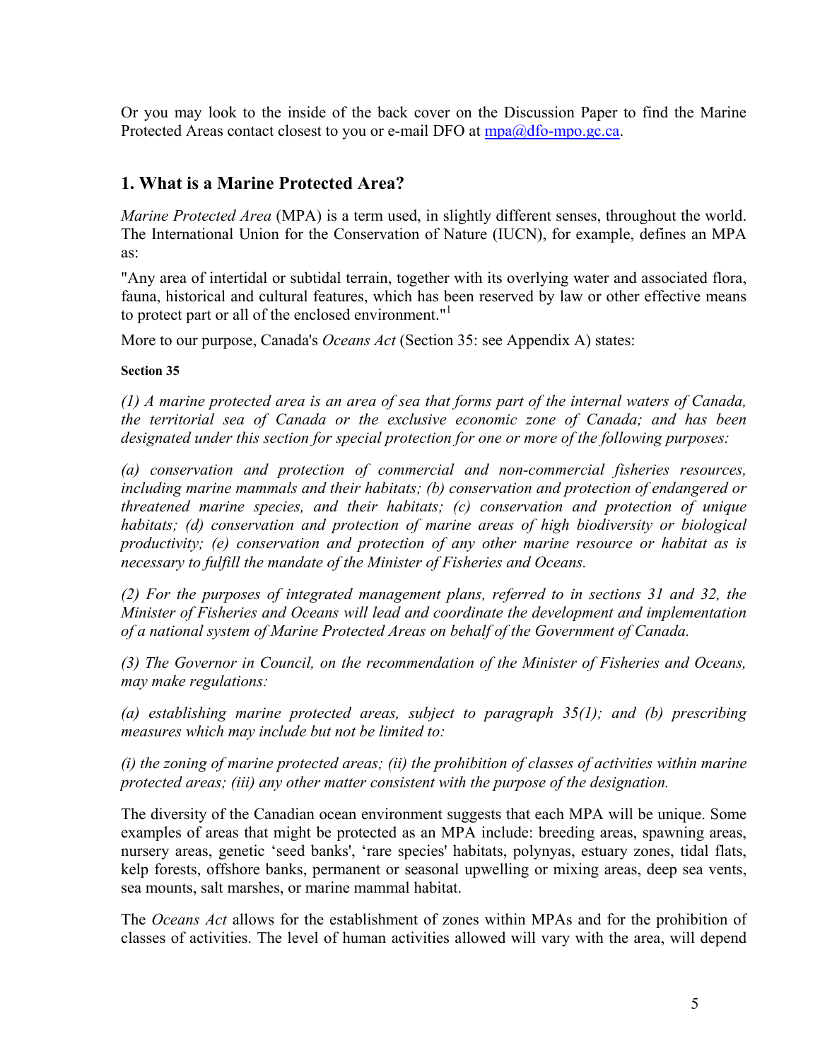Or you may look to the inside of the back cover on the Discussion Paper to find the Marine Protected Areas contact closest to you or e-mail DFO at mpa@dfo-mpo.gc.ca.

## 1. What is a Marine Protected Area?

*Marine Protected Area* (MPA) is a term used, in slightly different senses, throughout the world. The International Union for the Conservation of Nature (IUCN), for example, defines an MPA as:

"Any area of intertidal or subtidal terrain, together with its overlying water and associated flora, fauna, historical and cultural features, which has been reserved by law or other effective means to protect part or all of the enclosed environment."[1]

More to our purpose, Canada's *Oceans Act* (Section 35: see Appendix A) states:

**Section 35**

*(1) A marine protected area is an area of sea that forms part of the internal waters of Canada, the territorial sea of Canada or the exclusive economic zone of Canada; and has been designated under this section for special protection for one or more of the following purposes:*

*(a) conservation and protection of commercial and non-commercial fisheries resources, including marine mammals and their habitats; (b) conservation and protection of endangered or threatened marine species, and their habitats; (c) conservation and protection of unique habitats; (d) conservation and protection of marine areas of high biodiversity or biological productivity; (e) conservation and protection of any other marine resource or habitat as is necessary to fulfill the mandate of the Minister of Fisheries and Oceans.*

*(2) For the purposes of integrated management plans, referred to in sections 31 and 32, the Minister of Fisheries and Oceans will lead and coordinate the development and implementation of a national system of Marine Protected Areas on behalf of the Government of Canada.*

*(3) The Governor in Council, on the recommendation of the Minister of Fisheries and Oceans, may make regulations:*

*(a) establishing marine protected areas, subject to paragraph 35(1); and (b) prescribing measures which may include but not be limited to:*

*(i) the zoning of marine protected areas; (ii) the prohibition of classes of activities within marine protected areas; (iii) any other matter consistent with the purpose of the designation.*

The diversity of the Canadian ocean environment suggests that each MPA will be unique. Some examples of areas that might be protected as an MPA include: breeding areas, spawning areas, nursery areas, genetic 'seed banks', 'rare species' habitats, polynyas, estuary zones, tidal flats, kelp forests, offshore banks, permanent or seasonal upwelling or mixing areas, deep sea vents, sea mounts, salt marshes, or marine mammal habitat.

The *Oceans Act* allows for the establishment of zones within MPAs and for the prohibition of classes of activities. The level of human activities allowed will vary with the area, will depend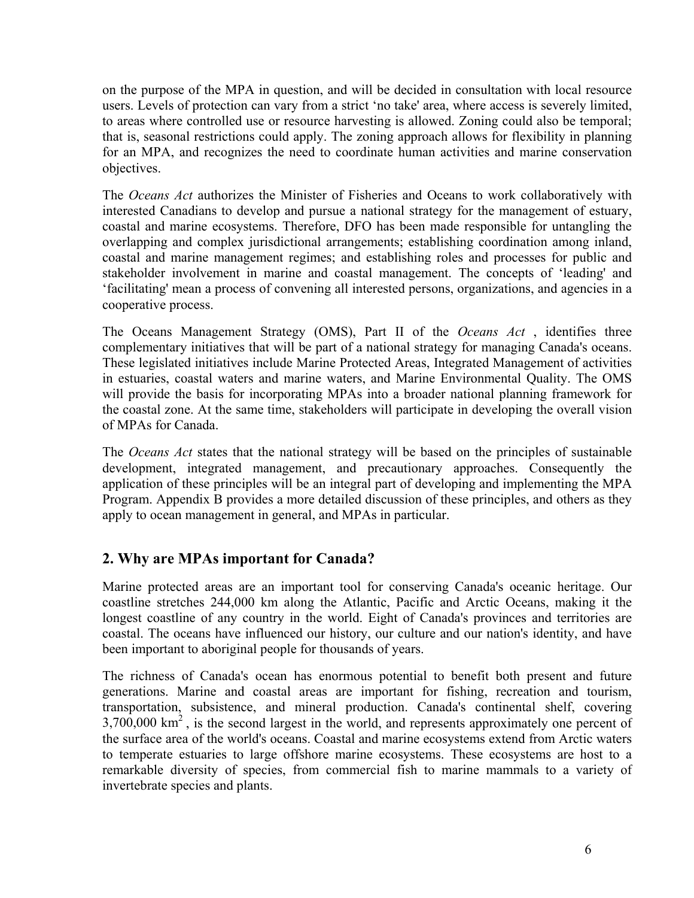on the purpose of the MPA in question, and will be decided in consultation with local resource users. Levels of protection can vary from a strict 'no take' area, where access is severely limited, to areas where controlled use or resource harvesting is allowed. Zoning could also be temporal; that is, seasonal restrictions could apply. The zoning approach allows for flexibility in planning for an MPA, and recognizes the need to coordinate human activities and marine conservation objectives.

The *Oceans Act* authorizes the Minister of Fisheries and Oceans to work collaboratively with interested Canadians to develop and pursue a national strategy for the management of estuary, coastal and marine ecosystems. Therefore, DFO has been made responsible for untangling the overlapping and complex jurisdictional arrangements; establishing coordination among inland, coastal and marine management regimes; and establishing roles and processes for public and stakeholder involvement in marine and coastal management. The concepts of 'leading' and 'facilitating' mean a process of convening all interested persons, organizations, and agencies in a cooperative process.

The Oceans Management Strategy (OMS), Part II of the *Oceans Act* , identifies three complementary initiatives that will be part of a national strategy for managing Canada's oceans. These legislated initiatives include Marine Protected Areas, Integrated Management of activities in estuaries, coastal waters and marine waters, and Marine Environmental Quality. The OMS will provide the basis for incorporating MPAs into a broader national planning framework for the coastal zone. At the same time, stakeholders will participate in developing the overall vision of MPAs for Canada.

The *Oceans Act* states that the national strategy will be based on the principles of sustainable development, integrated management, and precautionary approaches. Consequently the application of these principles will be an integral part of developing and implementing the MPA Program. Appendix B provides a more detailed discussion of these principles, and others as they apply to ocean management in general, and MPAs in particular.

## 2. Why are MPAs important for Canada?

Marine protected areas are an important tool for conserving Canada's oceanic heritage. Our coastline stretches 244,000 km along the Atlantic, Pacific and Arctic Oceans, making it the longest coastline of any country in the world. Eight of Canada's provinces and territories are coastal. The oceans have influenced our history, our culture and our nation's identity, and have been important to aboriginal people for thousands of years.

The richness of Canada's ocean has enormous potential to benefit both present and future generations. Marine and coastal areas are important for fishing, recreation and tourism, transportation, subsistence, and mineral production. Canada's continental shelf, covering 3,700,000 $km^2$ , is the second largest in the world, and represents approximately one percent of the surface area of the world's oceans. Coastal and marine ecosystems extend from Arctic waters to temperate estuaries to large offshore marine ecosystems. These ecosystems are host to a remarkable diversity of species, from commercial fish to marine mammals to a variety of invertebrate species and plants.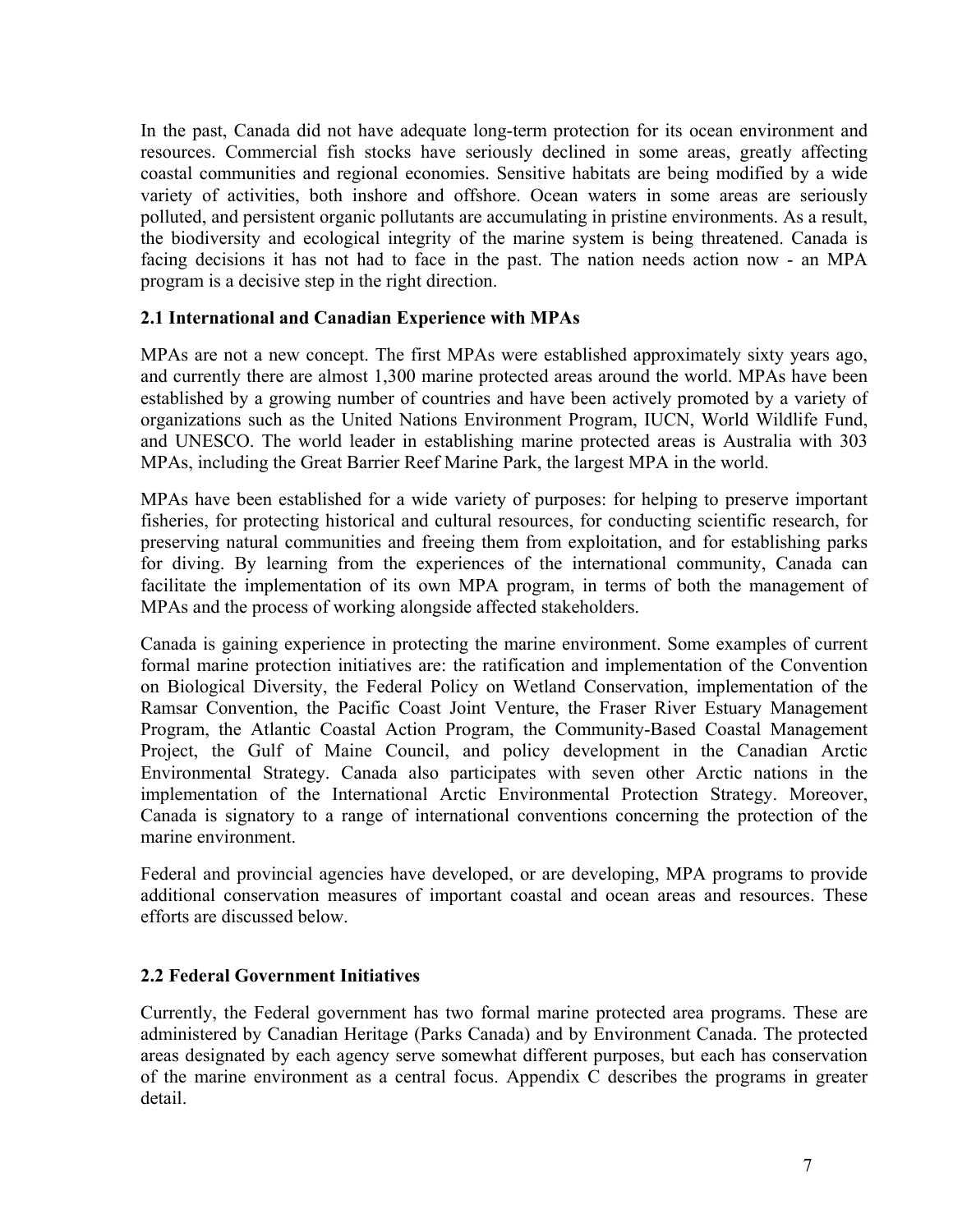In the past, Canada did not have adequate long-term protection for its ocean environment and resources. Commercial fish stocks have seriously declined in some areas, greatly affecting coastal communities and regional economies. Sensitive habitats are being modified by a wide variety of activities, both inshore and offshore. Ocean waters in some areas are seriously polluted, and persistent organic pollutants are accumulating in pristine environments. As a result, the biodiversity and ecological integrity of the marine system is being threatened. Canada is facing decisions it has not had to face in the past. The nation needs action now - an MPA program is a decisive step in the right direction.

### 2.1 International and Canadian Experience with MPAs

MPAs are not a new concept. The first MPAs were established approximately sixty years ago, and currently there are almost 1,300 marine protected areas around the world. MPAs have been established by a growing number of countries and have been actively promoted by a variety of organizations such as the United Nations Environment Program, IUCN, World Wildlife Fund, and UNESCO. The world leader in establishing marine protected areas is Australia with 303 MPAs, including the Great Barrier Reef Marine Park, the largest MPA in the world.

MPAs have been established for a wide variety of purposes: for helping to preserve important fisheries, for protecting historical and cultural resources, for conducting scientific research, for preserving natural communities and freeing them from exploitation, and for establishing parks for diving. By learning from the experiences of the international community, Canada can facilitate the implementation of its own MPA program, in terms of both the management of MPAs and the process of working alongside affected stakeholders.

Canada is gaining experience in protecting the marine environment. Some examples of current formal marine protection initiatives are: the ratification and implementation of the Convention on Biological Diversity, the Federal Policy on Wetland Conservation, implementation of the Ramsar Convention, the Pacific Coast Joint Venture, the Fraser River Estuary Management Program, the Atlantic Coastal Action Program, the Community-Based Coastal Management Project, the Gulf of Maine Council, and policy development in the Canadian Arctic Environmental Strategy. Canada also participates with seven other Arctic nations in the implementation of the International Arctic Environmental Protection Strategy. Moreover, Canada is signatory to a range of international conventions concerning the protection of the marine environment.

Federal and provincial agencies have developed, or are developing, MPA programs to provide additional conservation measures of important coastal and ocean areas and resources. These efforts are discussed below.

### 2.2 Federal Government Initiatives

Currently, the Federal government has two formal marine protected area programs. These are administered by Canadian Heritage (Parks Canada) and by Environment Canada. The protected areas designated by each agency serve somewhat different purposes, but each has conservation of the marine environment as a central focus. Appendix C describes the programs in greater detail.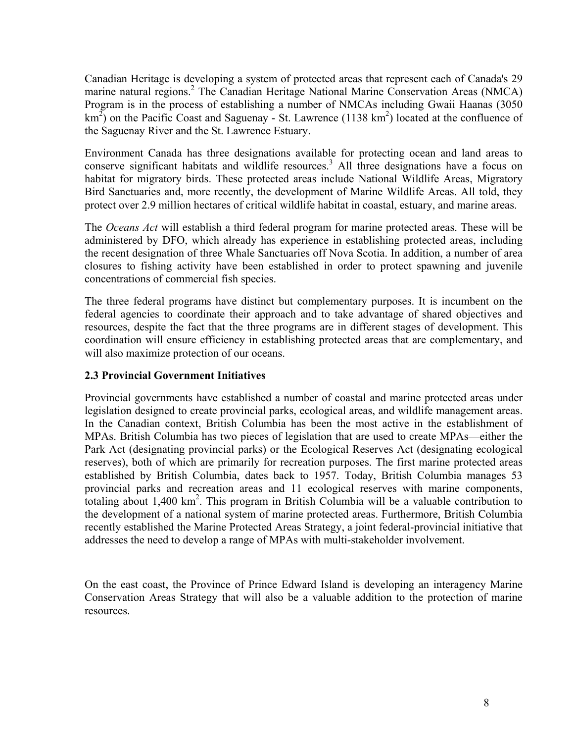Canadian Heritage is developing a system of protected areas that represent each of Canada's 29 marine natural regions.[2] The Canadian Heritage National Marine Conservation Areas (NMCA) Program is in the process of establishing a number of NMCAs including Gwaii Haanas (3050 $km^2$) on the Pacific Coast and Saguenay - St. Lawrence (1138 $km^2$) located at the confluence of the Saguenay River and the St. Lawrence Estuary.

Environment Canada has three designations available for protecting ocean and land areas to conserve significant habitats and wildlife resources.[3] All three designations have a focus on habitat for migratory birds. These protected areas include National Wildlife Areas, Migratory Bird Sanctuaries and, more recently, the development of Marine Wildlife Areas. All told, they protect over 2.9 million hectares of critical wildlife habitat in coastal, estuary, and marine areas.

The *Oceans Act* will establish a third federal program for marine protected areas. These will be administered by DFO, which already has experience in establishing protected areas, including the recent designation of three Whale Sanctuaries off Nova Scotia. In addition, a number of area closures to fishing activity have been established in order to protect spawning and juvenile concentrations of commercial fish species.

The three federal programs have distinct but complementary purposes. It is incumbent on the federal agencies to coordinate their approach and to take advantage of shared objectives and resources, despite the fact that the three programs are in different stages of development. This coordination will ensure efficiency in establishing protected areas that are complementary, and will also maximize protection of our oceans.

### 2.3 Provincial Government Initiatives

Provincial governments have established a number of coastal and marine protected areas under legislation designed to create provincial parks, ecological areas, and wildlife management areas. In the Canadian context, British Columbia has been the most active in the establishment of MPAs. British Columbia has two pieces of legislation that are used to create MPAs—either the Park Act (designating provincial parks) or the Ecological Reserves Act (designating ecological reserves), both of which are primarily for recreation purposes. The first marine protected areas established by British Columbia, dates back to 1957. Today, British Columbia manages 53 provincial parks and recreation areas and 11 ecological reserves with marine components, totaling about 1,400 $km^2$. This program in British Columbia will be a valuable contribution to the development of a national system of marine protected areas. Furthermore, British Columbia recently established the Marine Protected Areas Strategy, a joint federal-provincial initiative that addresses the need to develop a range of MPAs with multi-stakeholder involvement.

On the east coast, the Province of Prince Edward Island is developing an interagency Marine Conservation Areas Strategy that will also be a valuable addition to the protection of marine resources.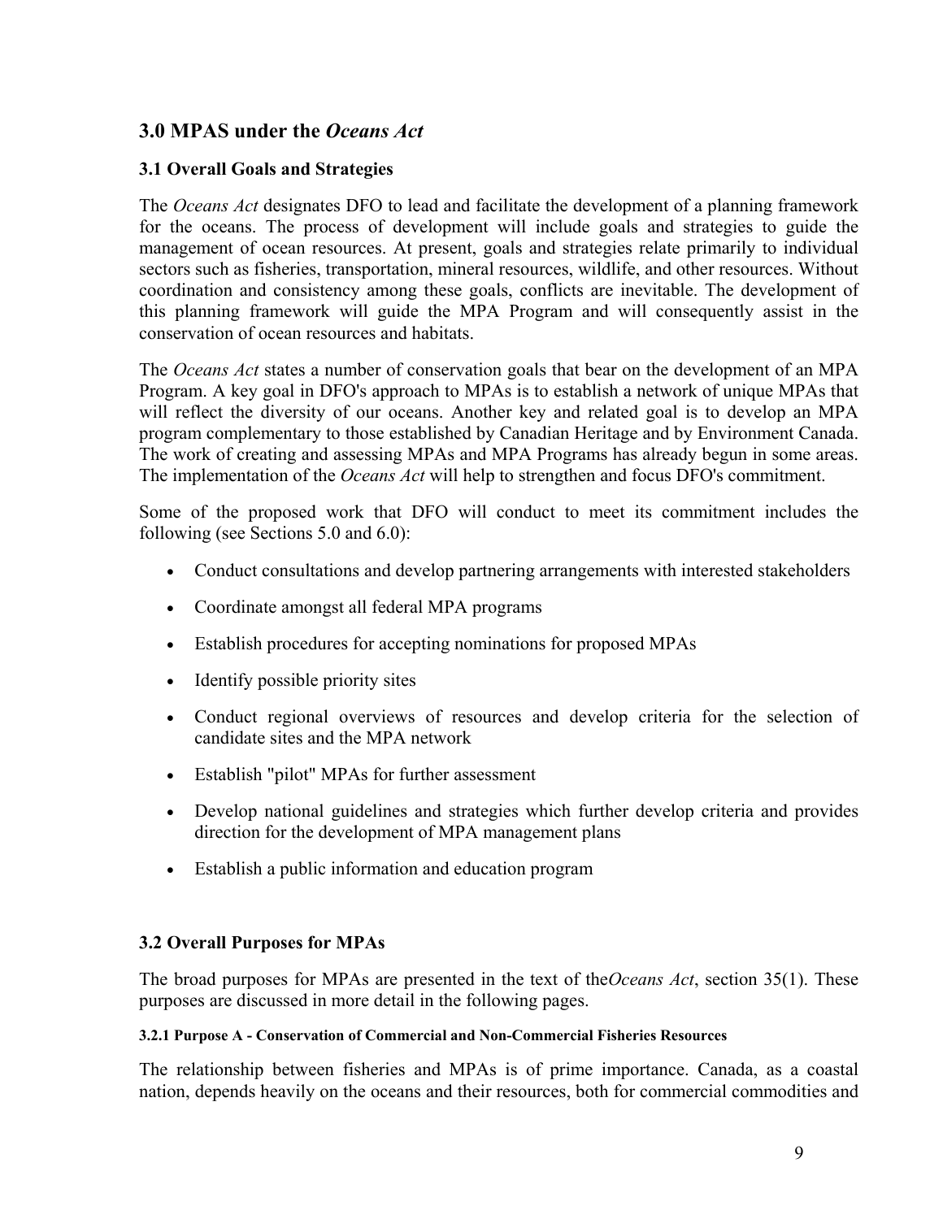## 3.0 MPAS under the *Oceans Act*

### 3.1 Overall Goals and Strategies

The *Oceans Act* designates DFO to lead and facilitate the development of a planning framework for the oceans. The process of development will include goals and strategies to guide the management of ocean resources. At present, goals and strategies relate primarily to individual sectors such as fisheries, transportation, mineral resources, wildlife, and other resources. Without coordination and consistency among these goals, conflicts are inevitable. The development of this planning framework will guide the MPA Program and will consequently assist in the conservation of ocean resources and habitats.

The *Oceans Act* states a number of conservation goals that bear on the development of an MPA Program. A key goal in DFO's approach to MPAs is to establish a network of unique MPAs that will reflect the diversity of our oceans. Another key and related goal is to develop an MPA program complementary to those established by Canadian Heritage and by Environment Canada. The work of creating and assessing MPAs and MPA Programs has already begun in some areas. The implementation of the *Oceans Act* will help to strengthen and focus DFO's commitment.

Some of the proposed work that DFO will conduct to meet its commitment includes the following (see Sections 5.0 and 6.0):

- Conduct consultations and develop partnering arrangements with interested stakeholders
- Coordinate amongst all federal MPA programs
- Establish procedures for accepting nominations for proposed MPAs
- Identify possible priority sites
- Conduct regional overviews of resources and develop criteria for the selection of candidate sites and the MPA network
- Establish "pilot" MPAs for further assessment
- Develop national guidelines and strategies which further develop criteria and provides direction for the development of MPA management plans
- Establish a public information and education program

### 3.2 Overall Purposes for MPAs

The broad purposes for MPAs are presented in the text of the*Oceans Act*, section 35(1). These purposes are discussed in more detail in the following pages.

#### 3.2.1 Purpose A - Conservation of Commercial and Non-Commercial Fisheries Resources

The relationship between fisheries and MPAs is of prime importance. Canada, as a coastal nation, depends heavily on the oceans and their resources, both for commercial commodities and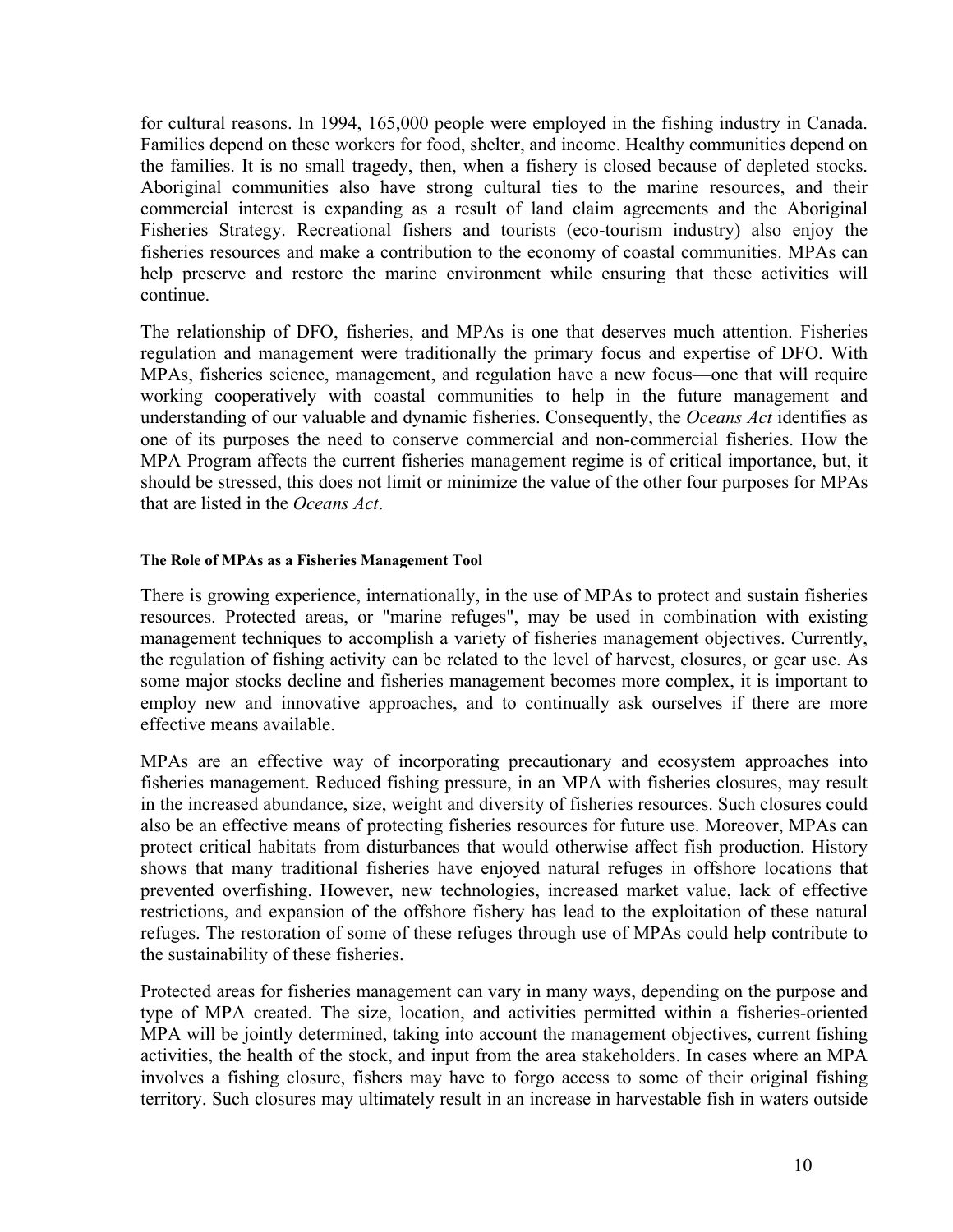for cultural reasons. In 1994, 165,000 people were employed in the fishing industry in Canada. Families depend on these workers for food, shelter, and income. Healthy communities depend on the families. It is no small tragedy, then, when a fishery is closed because of depleted stocks. Aboriginal communities also have strong cultural ties to the marine resources, and their commercial interest is expanding as a result of land claim agreements and the Aboriginal Fisheries Strategy. Recreational fishers and tourists (eco-tourism industry) also enjoy the fisheries resources and make a contribution to the economy of coastal communities. MPAs can help preserve and restore the marine environment while ensuring that these activities will continue.

The relationship of DFO, fisheries, and MPAs is one that deserves much attention. Fisheries regulation and management were traditionally the primary focus and expertise of DFO. With MPAs, fisheries science, management, and regulation have a new focus—one that will require working cooperatively with coastal communities to help in the future management and understanding of our valuable and dynamic fisheries. Consequently, the *Oceans Act* identifies as one of its purposes the need to conserve commercial and non-commercial fisheries. How the MPA Program affects the current fisheries management regime is of critical importance, but, it should be stressed, this does not limit or minimize the value of the other four purposes for MPAs that are listed in the *Oceans Act*.

#### The Role of MPAs as a Fisheries Management Tool

There is growing experience, internationally, in the use of MPAs to protect and sustain fisheries resources. Protected areas, or "marine refuges", may be used in combination with existing management techniques to accomplish a variety of fisheries management objectives. Currently, the regulation of fishing activity can be related to the level of harvest, closures, or gear use. As some major stocks decline and fisheries management becomes more complex, it is important to employ new and innovative approaches, and to continually ask ourselves if there are more effective means available.

MPAs are an effective way of incorporating precautionary and ecosystem approaches into fisheries management. Reduced fishing pressure, in an MPA with fisheries closures, may result in the increased abundance, size, weight and diversity of fisheries resources. Such closures could also be an effective means of protecting fisheries resources for future use. Moreover, MPAs can protect critical habitats from disturbances that would otherwise affect fish production. History shows that many traditional fisheries have enjoyed natural refuges in offshore locations that prevented overfishing. However, new technologies, increased market value, lack of effective restrictions, and expansion of the offshore fishery has lead to the exploitation of these natural refuges. The restoration of some of these refuges through use of MPAs could help contribute to the sustainability of these fisheries.

Protected areas for fisheries management can vary in many ways, depending on the purpose and type of MPA created. The size, location, and activities permitted within a fisheries-oriented MPA will be jointly determined, taking into account the management objectives, current fishing activities, the health of the stock, and input from the area stakeholders. In cases where an MPA involves a fishing closure, fishers may have to forgo access to some of their original fishing territory. Such closures may ultimately result in an increase in harvestable fish in waters outside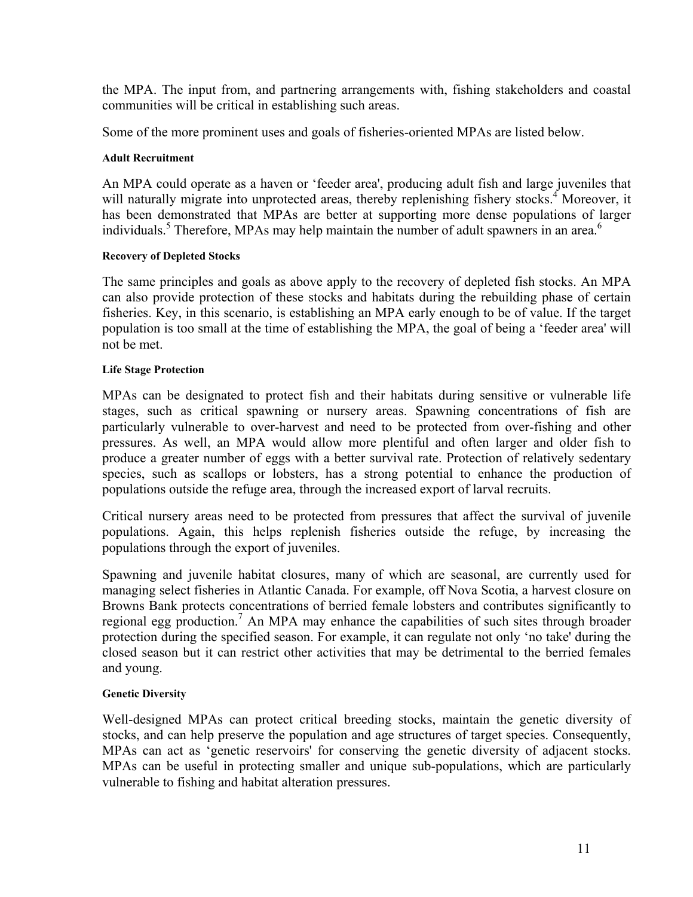the MPA. The input from, and partnering arrangements with, fishing stakeholders and coastal communities will be critical in establishing such areas.

Some of the more prominent uses and goals of fisheries-oriented MPAs are listed below.

#### Adult Recruitment

An MPA could operate as a haven or 'feeder area', producing adult fish and large juveniles that will naturally migrate into unprotected areas, thereby replenishing fishery stocks.[4] Moreover, it has been demonstrated that MPAs are better at supporting more dense populations of larger individuals.[5] Therefore, MPAs may help maintain the number of adult spawners in an area.[6]

#### Recovery of Depleted Stocks

The same principles and goals as above apply to the recovery of depleted fish stocks. An MPA can also provide protection of these stocks and habitats during the rebuilding phase of certain fisheries. Key, in this scenario, is establishing an MPA early enough to be of value. If the target population is too small at the time of establishing the MPA, the goal of being a 'feeder area' will not be met.

#### Life Stage Protection

MPAs can be designated to protect fish and their habitats during sensitive or vulnerable life stages, such as critical spawning or nursery areas. Spawning concentrations of fish are particularly vulnerable to over-harvest and need to be protected from over-fishing and other pressures. As well, an MPA would allow more plentiful and often larger and older fish to produce a greater number of eggs with a better survival rate. Protection of relatively sedentary species, such as scallops or lobsters, has a strong potential to enhance the production of populations outside the refuge area, through the increased export of larval recruits.

Critical nursery areas need to be protected from pressures that affect the survival of juvenile populations. Again, this helps replenish fisheries outside the refuge, by increasing the populations through the export of juveniles.

Spawning and juvenile habitat closures, many of which are seasonal, are currently used for managing select fisheries in Atlantic Canada. For example, off Nova Scotia, a harvest closure on Browns Bank protects concentrations of berried female lobsters and contributes significantly to regional egg production.[7] An MPA may enhance the capabilities of such sites through broader protection during the specified season. For example, it can regulate not only 'no take' during the closed season but it can restrict other activities that may be detrimental to the berried females and young.

#### Genetic Diversity

Well-designed MPAs can protect critical breeding stocks, maintain the genetic diversity of stocks, and can help preserve the population and age structures of target species. Consequently, MPAs can act as 'genetic reservoirs' for conserving the genetic diversity of adjacent stocks. MPAs can be useful in protecting smaller and unique sub-populations, which are particularly vulnerable to fishing and habitat alteration pressures.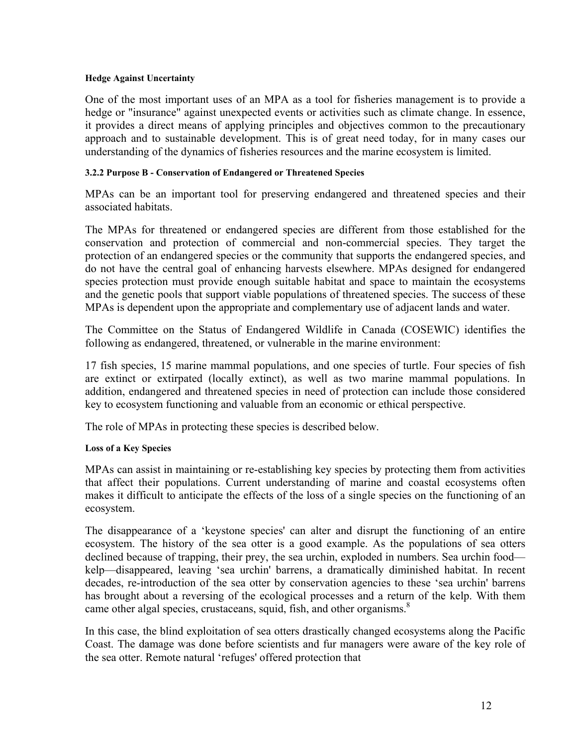#### Hedge Against Uncertainty

One of the most important uses of an MPA as a tool for fisheries management is to provide a hedge or "insurance" against unexpected events or activities such as climate change. In essence, it provides a direct means of applying principles and objectives common to the precautionary approach and to sustainable development. This is of great need today, for in many cases our understanding of the dynamics of fisheries resources and the marine ecosystem is limited.

### 3.2.2 Purpose B - Conservation of Endangered or Threatened Species

MPAs can be an important tool for preserving endangered and threatened species and their associated habitats.

The MPAs for threatened or endangered species are different from those established for the conservation and protection of commercial and non-commercial species. They target the protection of an endangered species or the community that supports the endangered species, and do not have the central goal of enhancing harvests elsewhere. MPAs designed for endangered species protection must provide enough suitable habitat and space to maintain the ecosystems and the genetic pools that support viable populations of threatened species. The success of these MPAs is dependent upon the appropriate and complementary use of adjacent lands and water.

The Committee on the Status of Endangered Wildlife in Canada (COSEWIC) identifies the following as endangered, threatened, or vulnerable in the marine environment:

17 fish species, 15 marine mammal populations, and one species of turtle. Four species of fish are extinct or extirpated (locally extinct), as well as two marine mammal populations. In addition, endangered and threatened species in need of protection can include those considered key to ecosystem functioning and valuable from an economic or ethical perspective.

The role of MPAs in protecting these species is described below.

#### Loss of a Key Species

MPAs can assist in maintaining or re-establishing key species by protecting them from activities that affect their populations. Current understanding of marine and coastal ecosystems often makes it difficult to anticipate the effects of the loss of a single species on the functioning of an ecosystem.

The disappearance of a 'keystone species' can alter and disrupt the functioning of an entire ecosystem. The history of the sea otter is a good example. As the populations of sea otters declined because of trapping, their prey, the sea urchin, exploded in numbers. Sea urchin food—kelp—disappeared, leaving 'sea urchin' barrens, a dramatically diminished habitat. In recent decades, re-introduction of the sea otter by conservation agencies to these 'sea urchin' barrens has brought about a reversing of the ecological processes and a return of the kelp. With them came other algal species, crustaceans, squid, fish, and other organisms.[8]

In this case, the blind exploitation of sea otters drastically changed ecosystems along the Pacific Coast. The damage was done before scientists and fur managers were aware of the key role of the sea otter. Remote natural 'refuges' offered protection that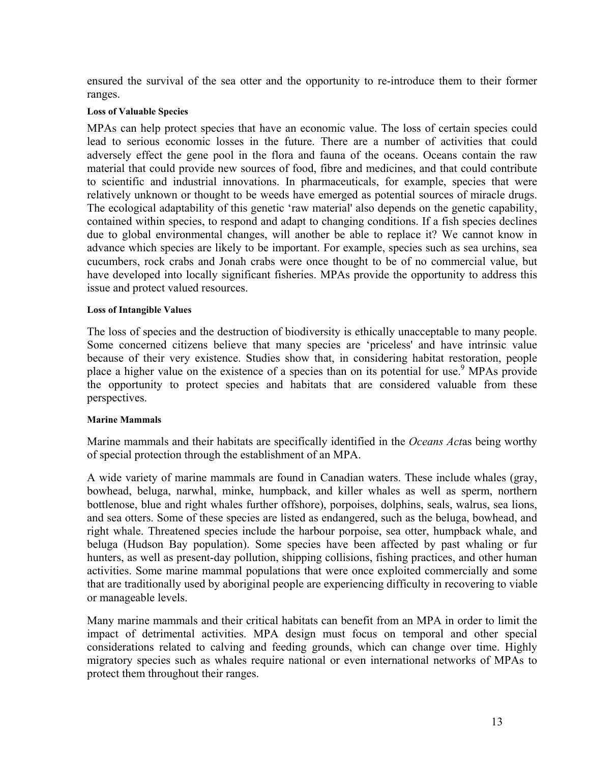ensured the survival of the sea otter and the opportunity to re-introduce them to their former ranges.

#### Loss of Valuable Species

MPAs can help protect species that have an economic value. The loss of certain species could lead to serious economic losses in the future. There are a number of activities that could adversely effect the gene pool in the flora and fauna of the oceans. Oceans contain the raw material that could provide new sources of food, fibre and medicines, and that could contribute to scientific and industrial innovations. In pharmaceuticals, for example, species that were relatively unknown or thought to be weeds have emerged as potential sources of miracle drugs. The ecological adaptability of this genetic 'raw material' also depends on the genetic capability, contained within species, to respond and adapt to changing conditions. If a fish species declines due to global environmental changes, will another be able to replace it? We cannot know in advance which species are likely to be important. For example, species such as sea urchins, sea cucumbers, rock crabs and Jonah crabs were once thought to be of no commercial value, but have developed into locally significant fisheries. MPAs provide the opportunity to address this issue and protect valued resources.

#### Loss of Intangible Values

The loss of species and the destruction of biodiversity is ethically unacceptable to many people. Some concerned citizens believe that many species are 'priceless' and have intrinsic value because of their very existence. Studies show that, in considering habitat restoration, people place a higher value on the existence of a species than on its potential for use.[9] MPAs provide the opportunity to protect species and habitats that are considered valuable from these perspectives.

#### Marine Mammals

Marine mammals and their habitats are specifically identified in the *Oceans Act*as being worthy of special protection through the establishment of an MPA.

A wide variety of marine mammals are found in Canadian waters. These include whales (gray, bowhead, beluga, narwhal, minke, humpback, and killer whales as well as sperm, northern bottlenose, blue and right whales further offshore), porpoises, dolphins, seals, walrus, sea lions, and sea otters. Some of these species are listed as endangered, such as the beluga, bowhead, and right whale. Threatened species include the harbour porpoise, sea otter, humpback whale, and beluga (Hudson Bay population). Some species have been affected by past whaling or fur hunters, as well as present-day pollution, shipping collisions, fishing practices, and other human activities. Some marine mammal populations that were once exploited commercially and some that are traditionally used by aboriginal people are experiencing difficulty in recovering to viable or manageable levels.

Many marine mammals and their critical habitats can benefit from an MPA in order to limit the impact of detrimental activities. MPA design must focus on temporal and other special considerations related to calving and feeding grounds, which can change over time. Highly migratory species such as whales require national or even international networks of MPAs to protect them throughout their ranges.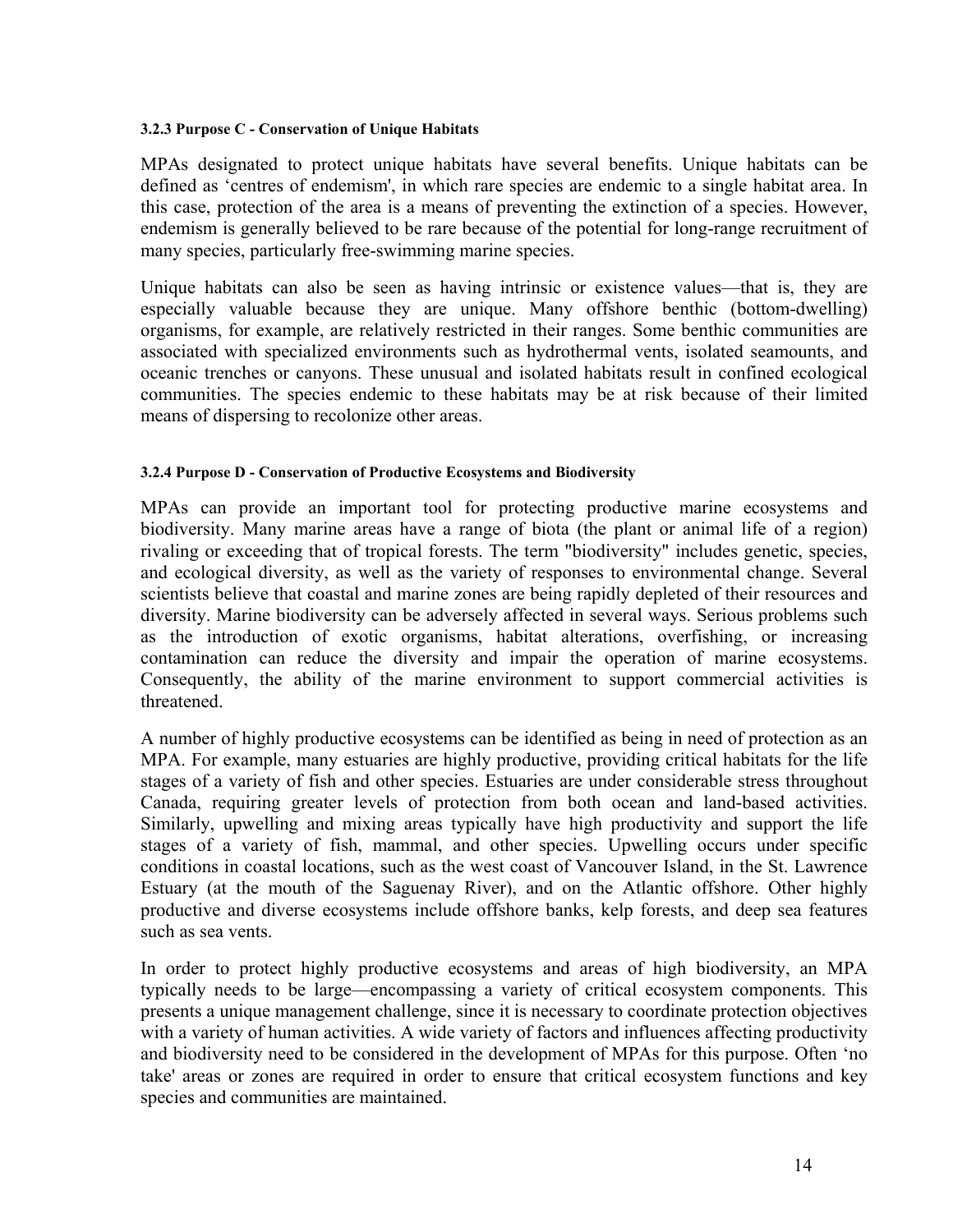#### 3.2.3 Purpose C - Conservation of Unique Habitats

MPAs designated to protect unique habitats have several benefits. Unique habitats can be defined as 'centres of endemism', in which rare species are endemic to a single habitat area. In this case, protection of the area is a means of preventing the extinction of a species. However, endemism is generally believed to be rare because of the potential for long-range recruitment of many species, particularly free-swimming marine species.

Unique habitats can also be seen as having intrinsic or existence values—that is, they are especially valuable because they are unique. Many offshore benthic (bottom-dwelling) organisms, for example, are relatively restricted in their ranges. Some benthic communities are associated with specialized environments such as hydrothermal vents, isolated seamounts, and oceanic trenches or canyons. These unusual and isolated habitats result in confined ecological communities. The species endemic to these habitats may be at risk because of their limited means of dispersing to recolonize other areas.

#### 3.2.4 Purpose D - Conservation of Productive Ecosystems and Biodiversity

MPAs can provide an important tool for protecting productive marine ecosystems and biodiversity. Many marine areas have a range of biota (the plant or animal life of a region) rivaling or exceeding that of tropical forests. The term "biodiversity" includes genetic, species, and ecological diversity, as well as the variety of responses to environmental change. Several scientists believe that coastal and marine zones are being rapidly depleted of their resources and diversity. Marine biodiversity can be adversely affected in several ways. Serious problems such as the introduction of exotic organisms, habitat alterations, overfishing, or increasing contamination can reduce the diversity and impair the operation of marine ecosystems. Consequently, the ability of the marine environment to support commercial activities is threatened.

A number of highly productive ecosystems can be identified as being in need of protection as an MPA. For example, many estuaries are highly productive, providing critical habitats for the life stages of a variety of fish and other species. Estuaries are under considerable stress throughout Canada, requiring greater levels of protection from both ocean and land-based activities. Similarly, upwelling and mixing areas typically have high productivity and support the life stages of a variety of fish, mammal, and other species. Upwelling occurs under specific conditions in coastal locations, such as the west coast of Vancouver Island, in the St. Lawrence Estuary (at the mouth of the Saguenay River), and on the Atlantic offshore. Other highly productive and diverse ecosystems include offshore banks, kelp forests, and deep sea features such as sea vents.

In order to protect highly productive ecosystems and areas of high biodiversity, an MPA typically needs to be large—encompassing a variety of critical ecosystem components. This presents a unique management challenge, since it is necessary to coordinate protection objectives with a variety of human activities. A wide variety of factors and influences affecting productivity and biodiversity need to be considered in the development of MPAs for this purpose. Often 'no take' areas or zones are required in order to ensure that critical ecosystem functions and key species and communities are maintained.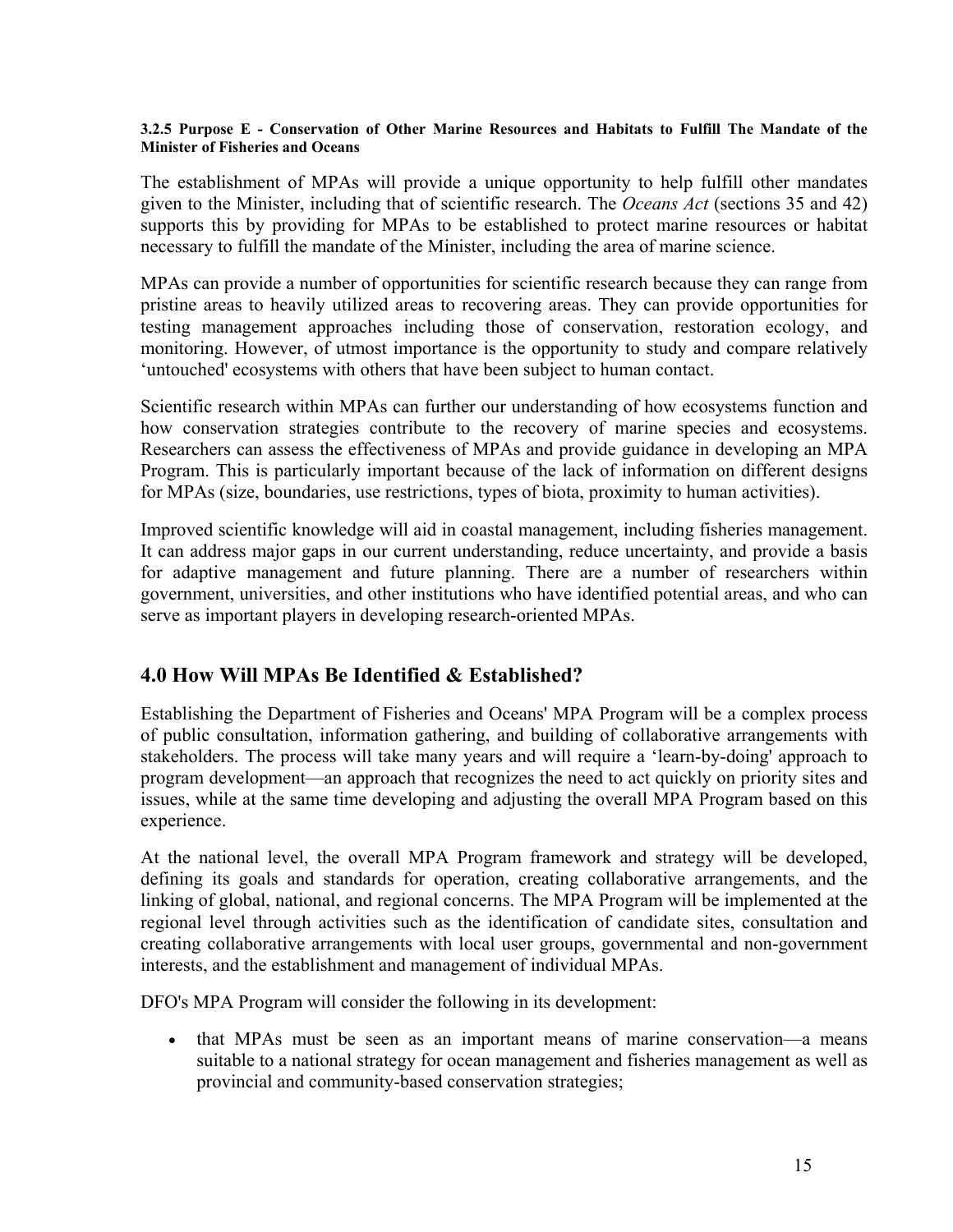#### 3.2.5 Purpose E - Conservation of Other Marine Resources and Habitats to Fulfill The Mandate of the Minister of Fisheries and Oceans

The establishment of MPAs will provide a unique opportunity to help fulfill other mandates given to the Minister, including that of scientific research. The *Oceans Act* (sections 35 and 42) supports this by providing for MPAs to be established to protect marine resources or habitat necessary to fulfill the mandate of the Minister, including the area of marine science.

MPAs can provide a number of opportunities for scientific research because they can range from pristine areas to heavily utilized areas to recovering areas. They can provide opportunities for testing management approaches including those of conservation, restoration ecology, and monitoring. However, of utmost importance is the opportunity to study and compare relatively 'untouched' ecosystems with others that have been subject to human contact.

Scientific research within MPAs can further our understanding of how ecosystems function and how conservation strategies contribute to the recovery of marine species and ecosystems. Researchers can assess the effectiveness of MPAs and provide guidance in developing an MPA Program. This is particularly important because of the lack of information on different designs for MPAs (size, boundaries, use restrictions, types of biota, proximity to human activities).

Improved scientific knowledge will aid in coastal management, including fisheries management. It can address major gaps in our current understanding, reduce uncertainty, and provide a basis for adaptive management and future planning. There are a number of researchers within government, universities, and other institutions who have identified potential areas, and who can serve as important players in developing research-oriented MPAs.

## 4.0 How Will MPAs Be Identified & Established?

Establishing the Department of Fisheries and Oceans' MPA Program will be a complex process of public consultation, information gathering, and building of collaborative arrangements with stakeholders. The process will take many years and will require a 'learn-by-doing' approach to program development—an approach that recognizes the need to act quickly on priority sites and issues, while at the same time developing and adjusting the overall MPA Program based on this experience.

At the national level, the overall MPA Program framework and strategy will be developed, defining its goals and standards for operation, creating collaborative arrangements, and the linking of global, national, and regional concerns. The MPA Program will be implemented at the regional level through activities such as the identification of candidate sites, consultation and creating collaborative arrangements with local user groups, governmental and non-government interests, and the establishment and management of individual MPAs.

DFO's MPA Program will consider the following in its development:

- that MPAs must be seen as an important means of marine conservation—a means suitable to a national strategy for ocean management and fisheries management as well as provincial and community-based conservation strategies;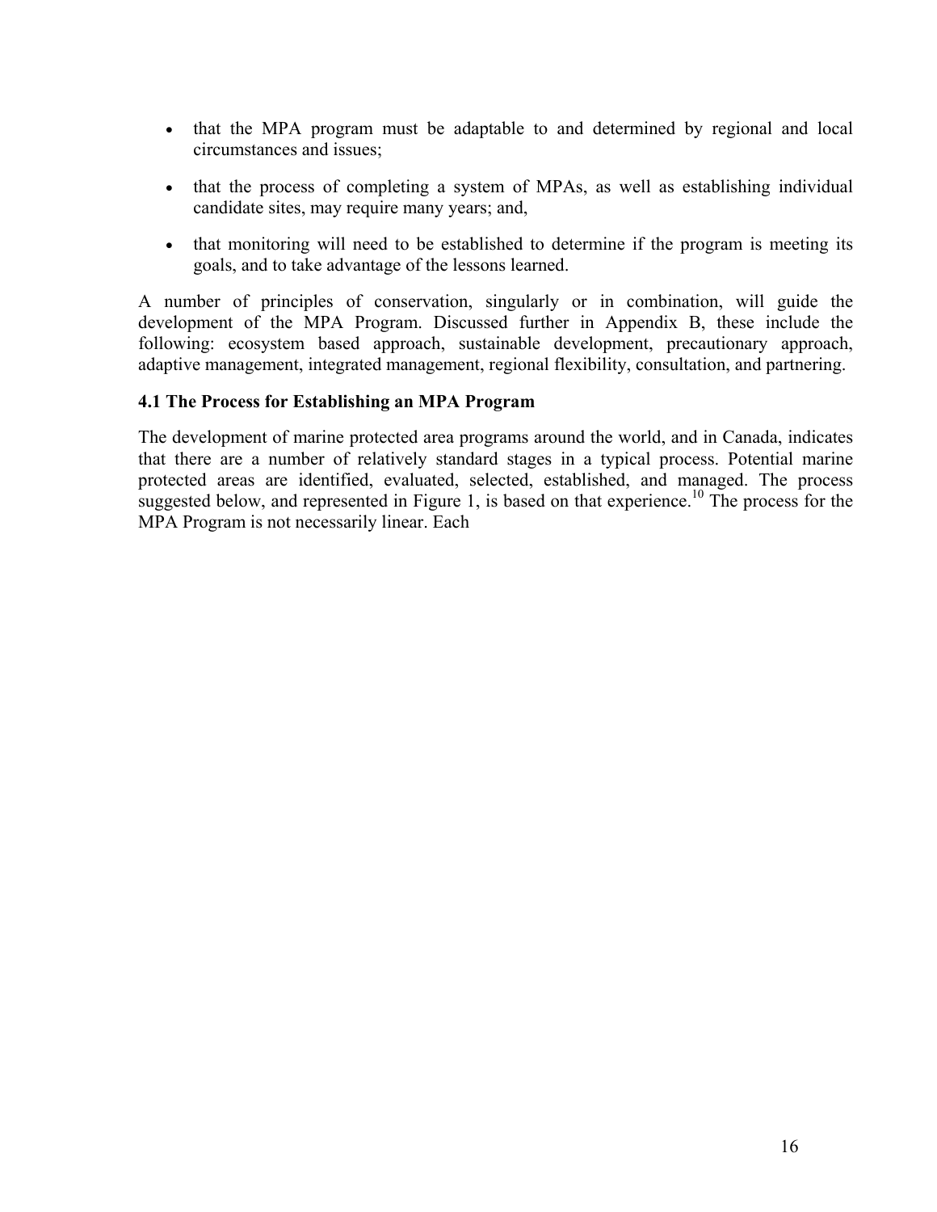- that the MPA program must be adaptable to and determined by regional and local circumstances and issues;

- that the process of completing a system of MPAs, as well as establishing individual candidate sites, may require many years; and,

- that monitoring will need to be established to determine if the program is meeting its goals, and to take advantage of the lessons learned.

A number of principles of conservation, singularly or in combination, will guide the development of the MPA Program. Discussed further in Appendix B, these include the following: ecosystem based approach, sustainable development, precautionary approach, adaptive management, integrated management, regional flexibility, consultation, and partnering.

### 4.1 The Process for Establishing an MPA Program

The development of marine protected area programs around the world, and in Canada, indicates that there are a number of relatively standard stages in a typical process. Potential marine protected areas are identified, evaluated, selected, established, and managed. The process suggested below, and represented in Figure 1, is based on that experience.[10] The process for the MPA Program is not necessarily linear. Each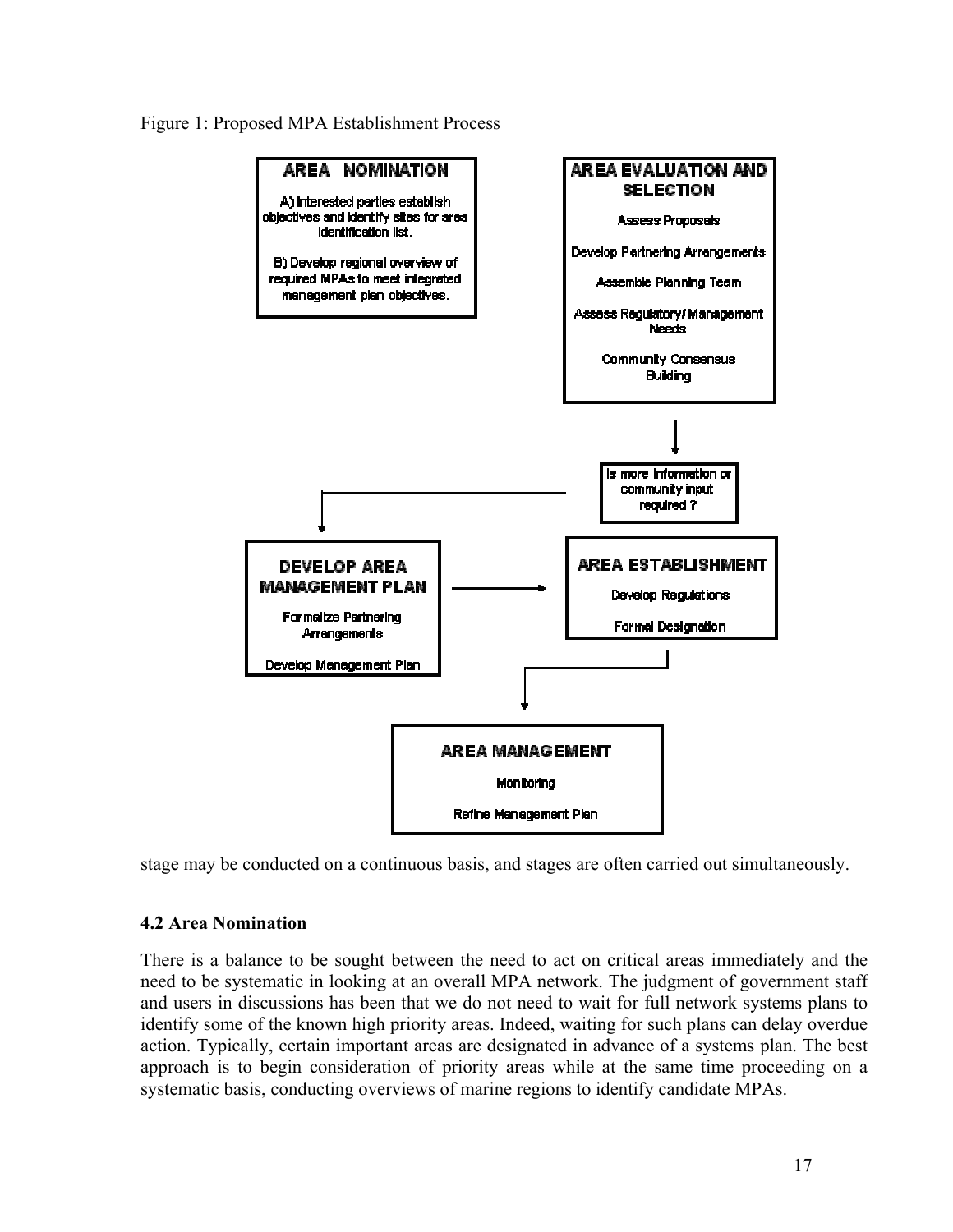Figure 1: Proposed MPA Establishment Process

**AREA NOMINATION**

A) Interested parties establish objectives and identify sites for area identification list.

B) Develop regional overview of required MPAs to meet integrated management plan objectives.

**AREA EVALUATION AND SELECTION**

Assess Proposals

Develop Partnering Arrangements

Assemble Planning Team

Assess Regulatory/Management Needs

Community Consensus Building

Is more information or community input required ?

**DEVELOP AREA MANAGEMENT PLAN**

Formalize Partnering Arrangements

Develop Management Plan

**AREA ESTABLISHMENT**

Develop Regulations

Formal Designation

**AREA MANAGEMENT**

Monitoring

Refine Management Plan

stage may be conducted on a continuous basis, and stages are often carried out simultaneously.

### 4.2 Area Nomination

There is a balance to be sought between the need to act on critical areas immediately and the need to be systematic in looking at an overall MPA network. The judgment of government staff and users in discussions has been that we do not need to wait for full network systems plans to identify some of the known high priority areas. Indeed, waiting for such plans can delay overdue action. Typically, certain important areas are designated in advance of a systems plan. The best approach is to begin consideration of priority areas while at the same time proceeding on a systematic basis, conducting overviews of marine regions to identify candidate MPAs.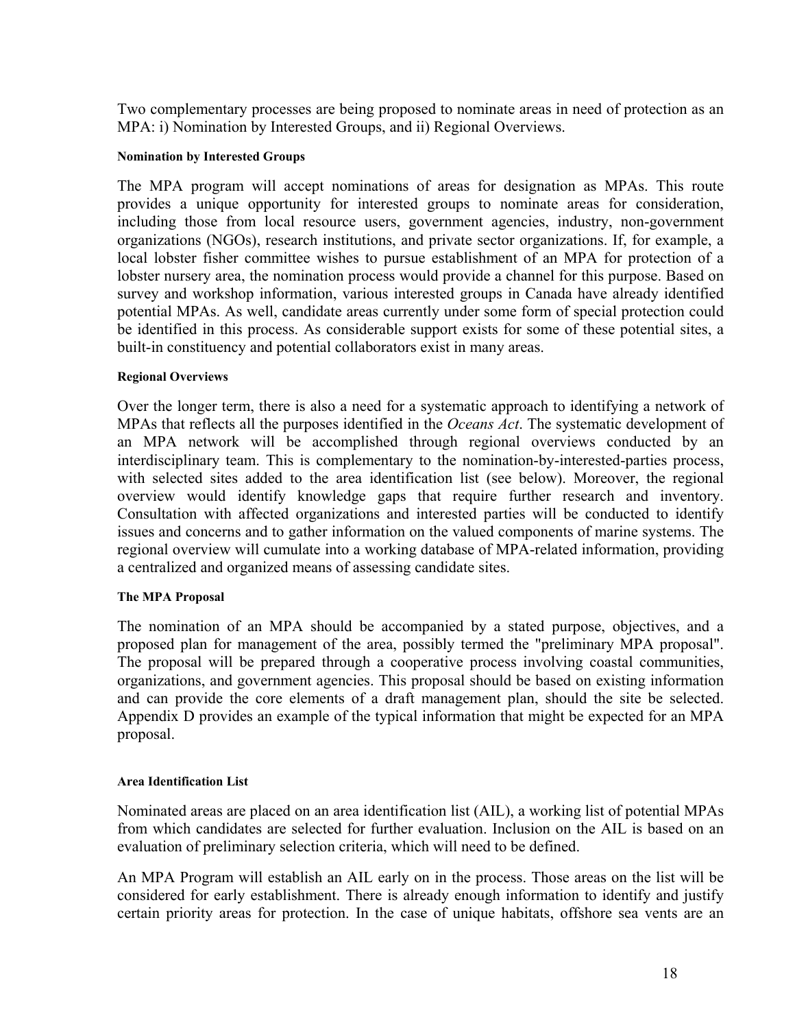Two complementary processes are being proposed to nominate areas in need of protection as an MPA: i) Nomination by Interested Groups, and ii) Regional Overviews.

#### Nomination by Interested Groups

The MPA program will accept nominations of areas for designation as MPAs. This route provides a unique opportunity for interested groups to nominate areas for consideration, including those from local resource users, government agencies, industry, non-government organizations (NGOs), research institutions, and private sector organizations. If, for example, a local lobster fisher committee wishes to pursue establishment of an MPA for protection of a lobster nursery area, the nomination process would provide a channel for this purpose. Based on survey and workshop information, various interested groups in Canada have already identified potential MPAs. As well, candidate areas currently under some form of special protection could be identified in this process. As considerable support exists for some of these potential sites, a built-in constituency and potential collaborators exist in many areas.

#### Regional Overviews

Over the longer term, there is also a need for a systematic approach to identifying a network of MPAs that reflects all the purposes identified in the *Oceans Act*. The systematic development of an MPA network will be accomplished through regional overviews conducted by an interdisciplinary team. This is complementary to the nomination-by-interested-parties process, with selected sites added to the area identification list (see below). Moreover, the regional overview would identify knowledge gaps that require further research and inventory. Consultation with affected organizations and interested parties will be conducted to identify issues and concerns and to gather information on the valued components of marine systems. The regional overview will cumulate into a working database of MPA-related information, providing a centralized and organized means of assessing candidate sites.

#### The MPA Proposal

The nomination of an MPA should be accompanied by a stated purpose, objectives, and a proposed plan for management of the area, possibly termed the "preliminary MPA proposal". The proposal will be prepared through a cooperative process involving coastal communities, organizations, and government agencies. This proposal should be based on existing information and can provide the core elements of a draft management plan, should the site be selected. Appendix D provides an example of the typical information that might be expected for an MPA proposal.

#### Area Identification List

Nominated areas are placed on an area identification list (AIL), a working list of potential MPAs from which candidates are selected for further evaluation. Inclusion on the AIL is based on an evaluation of preliminary selection criteria, which will need to be defined.

An MPA Program will establish an AIL early on in the process. Those areas on the list will be considered for early establishment. There is already enough information to identify and justify certain priority areas for protection. In the case of unique habitats, offshore sea vents are an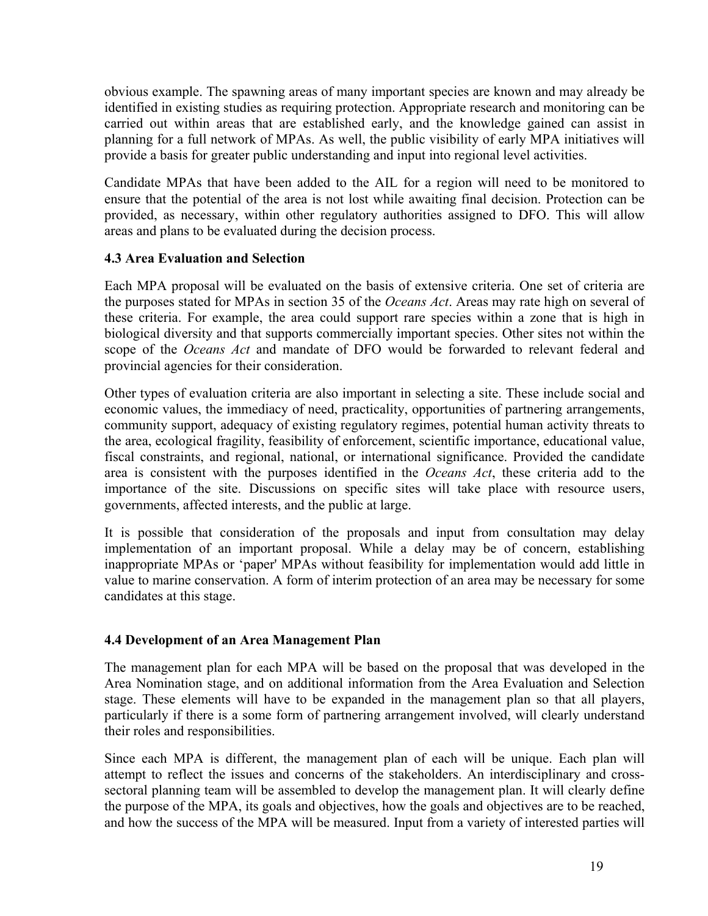obvious example. The spawning areas of many important species are known and may already be identified in existing studies as requiring protection. Appropriate research and monitoring can be carried out within areas that are established early, and the knowledge gained can assist in planning for a full network of MPAs. As well, the public visibility of early MPA initiatives will provide a basis for greater public understanding and input into regional level activities.

Candidate MPAs that have been added to the AIL for a region will need to be monitored to ensure that the potential of the area is not lost while awaiting final decision. Protection can be provided, as necessary, within other regulatory authorities assigned to DFO. This will allow areas and plans to be evaluated during the decision process.

### 4.3 Area Evaluation and Selection

Each MPA proposal will be evaluated on the basis of extensive criteria. One set of criteria are the purposes stated for MPAs in section 35 of the *Oceans Act*. Areas may rate high on several of these criteria. For example, the area could support rare species within a zone that is high in biological diversity and that supports commercially important species. Other sites not within the scope of the *Oceans Act* and mandate of DFO would be forwarded to relevant federal and provincial agencies for their consideration.

Other types of evaluation criteria are also important in selecting a site. These include social and economic values, the immediacy of need, practicality, opportunities of partnering arrangements, community support, adequacy of existing regulatory regimes, potential human activity threats to the area, ecological fragility, feasibility of enforcement, scientific importance, educational value, fiscal constraints, and regional, national, or international significance. Provided the candidate area is consistent with the purposes identified in the *Oceans Act*, these criteria add to the importance of the site. Discussions on specific sites will take place with resource users, governments, affected interests, and the public at large.

It is possible that consideration of the proposals and input from consultation may delay implementation of an important proposal. While a delay may be of concern, establishing inappropriate MPAs or 'paper' MPAs without feasibility for implementation would add little in value to marine conservation. A form of interim protection of an area may be necessary for some candidates at this stage.

### 4.4 Development of an Area Management Plan

The management plan for each MPA will be based on the proposal that was developed in the Area Nomination stage, and on additional information from the Area Evaluation and Selection stage. These elements will have to be expanded in the management plan so that all players, particularly if there is a some form of partnering arrangement involved, will clearly understand their roles and responsibilities.

Since each MPA is different, the management plan of each will be unique. Each plan will attempt to reflect the issues and concerns of the stakeholders. An interdisciplinary and cross-sectoral planning team will be assembled to develop the management plan. It will clearly define the purpose of the MPA, its goals and objectives, how the goals and objectives are to be reached, and how the success of the MPA will be measured. Input from a variety of interested parties will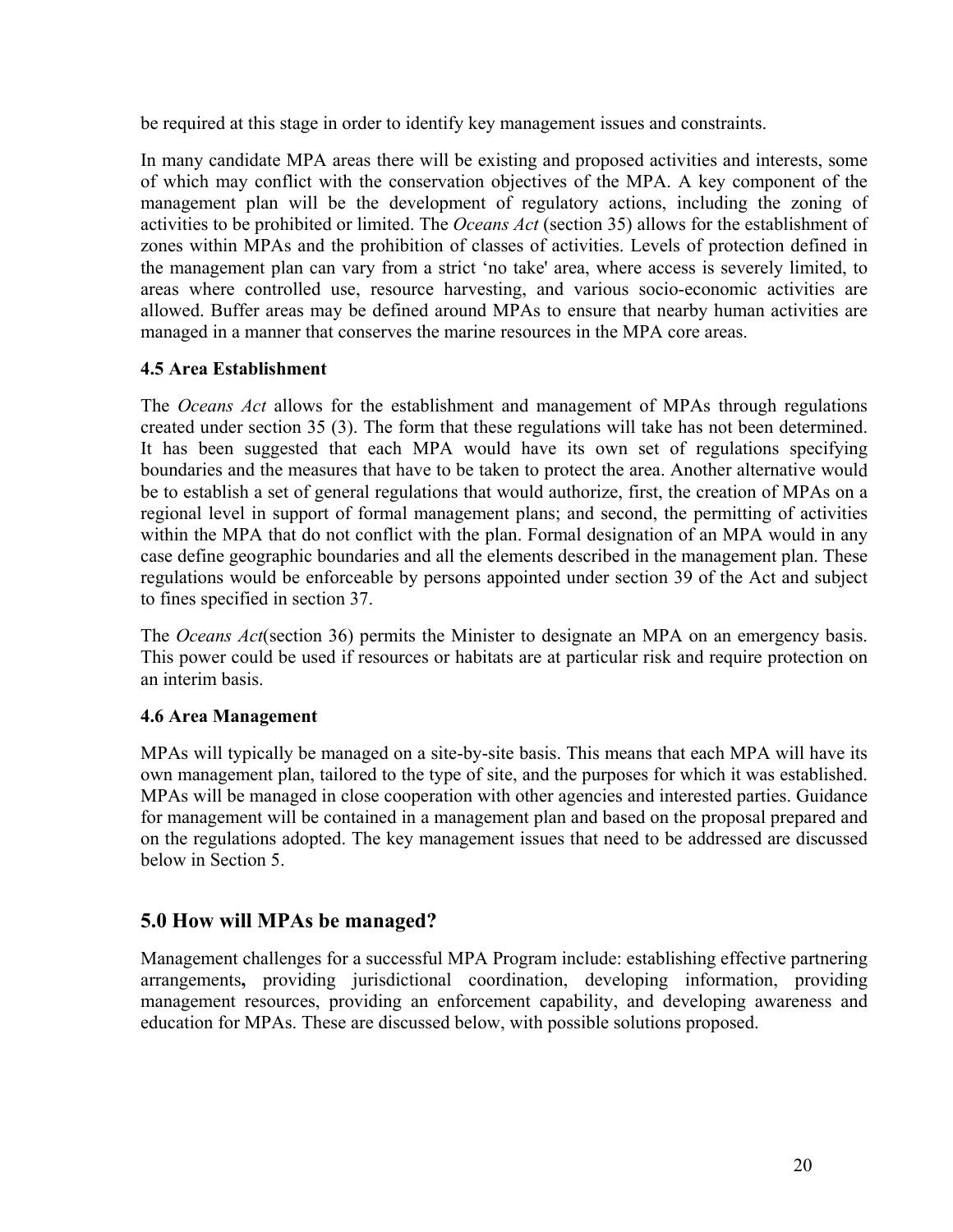be required at this stage in order to identify key management issues and constraints.

In many candidate MPA areas there will be existing and proposed activities and interests, some of which may conflict with the conservation objectives of the MPA. A key component of the management plan will be the development of regulatory actions, including the zoning of activities to be prohibited or limited. The *Oceans Act* (section 35) allows for the establishment of zones within MPAs and the prohibition of classes of activities. Levels of protection defined in the management plan can vary from a strict 'no take' area, where access is severely limited, to areas where controlled use, resource harvesting, and various socio-economic activities are allowed. Buffer areas may be defined around MPAs to ensure that nearby human activities are managed in a manner that conserves the marine resources in the MPA core areas.

### 4.5 Area Establishment

The *Oceans Act* allows for the establishment and management of MPAs through regulations created under section 35 (3). The form that these regulations will take has not been determined. It has been suggested that each MPA would have its own set of regulations specifying boundaries and the measures that have to be taken to protect the area. Another alternative would be to establish a set of general regulations that would authorize, first, the creation of MPAs on a regional level in support of formal management plans; and second, the permitting of activities within the MPA that do not conflict with the plan. Formal designation of an MPA would in any case define geographic boundaries and all the elements described in the management plan. These regulations would be enforceable by persons appointed under section 39 of the Act and subject to fines specified in section 37.

The *Oceans Act*(section 36) permits the Minister to designate an MPA on an emergency basis. This power could be used if resources or habitats are at particular risk and require protection on an interim basis.

### 4.6 Area Management

MPAs will typically be managed on a site-by-site basis. This means that each MPA will have its own management plan, tailored to the type of site, and the purposes for which it was established. MPAs will be managed in close cooperation with other agencies and interested parties. Guidance for management will be contained in a management plan and based on the proposal prepared and on the regulations adopted. The key management issues that need to be addressed are discussed below in Section 5.

## 5.0 How will MPAs be managed?

Management challenges for a successful MPA Program include: establishing effective partnering arrangements**,** providing jurisdictional coordination, developing information, providing management resources, providing an enforcement capability, and developing awareness and education for MPAs. These are discussed below, with possible solutions proposed.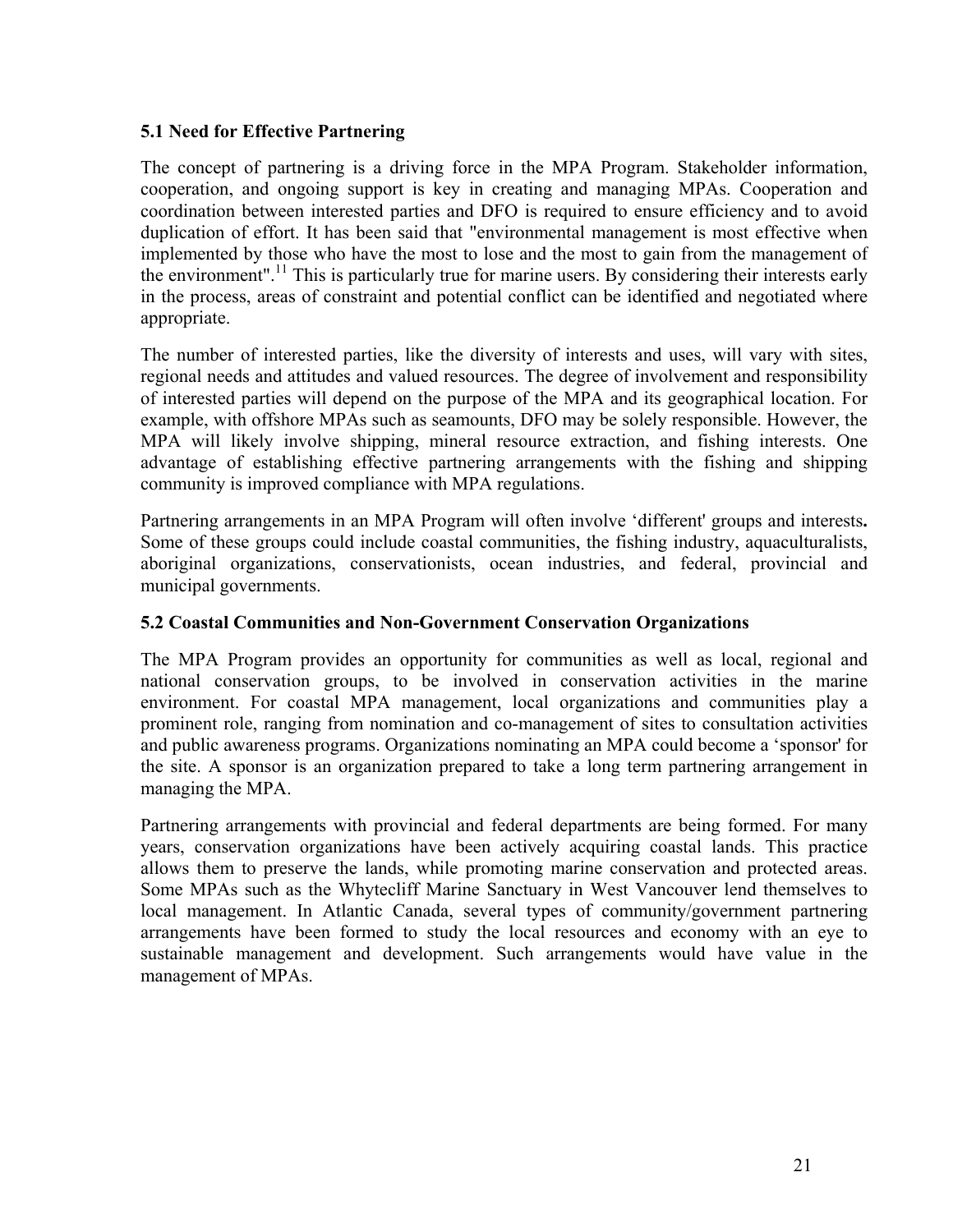### 5.1 Need for Effective Partnering

The concept of partnering is a driving force in the MPA Program. Stakeholder information, cooperation, and ongoing support is key in creating and managing MPAs. Cooperation and coordination between interested parties and DFO is required to ensure efficiency and to avoid duplication of effort. It has been said that "environmental management is most effective when implemented by those who have the most to lose and the most to gain from the management of the environment".[11] This is particularly true for marine users. By considering their interests early in the process, areas of constraint and potential conflict can be identified and negotiated where appropriate.

The number of interested parties, like the diversity of interests and uses, will vary with sites, regional needs and attitudes and valued resources. The degree of involvement and responsibility of interested parties will depend on the purpose of the MPA and its geographical location. For example, with offshore MPAs such as seamounts, DFO may be solely responsible. However, the MPA will likely involve shipping, mineral resource extraction, and fishing interests. One advantage of establishing effective partnering arrangements with the fishing and shipping community is improved compliance with MPA regulations.

Partnering arrangements in an MPA Program will often involve 'different' groups and interests**.** Some of these groups could include coastal communities, the fishing industry, aquaculturalists, aboriginal organizations, conservationists, ocean industries, and federal, provincial and municipal governments.

### 5.2 Coastal Communities and Non-Government Conservation Organizations

The MPA Program provides an opportunity for communities as well as local, regional and national conservation groups, to be involved in conservation activities in the marine environment. For coastal MPA management, local organizations and communities play a prominent role, ranging from nomination and co-management of sites to consultation activities and public awareness programs. Organizations nominating an MPA could become a 'sponsor' for the site. A sponsor is an organization prepared to take a long term partnering arrangement in managing the MPA.

Partnering arrangements with provincial and federal departments are being formed. For many years, conservation organizations have been actively acquiring coastal lands. This practice allows them to preserve the lands, while promoting marine conservation and protected areas. Some MPAs such as the Whytecliff Marine Sanctuary in West Vancouver lend themselves to local management. In Atlantic Canada, several types of community/government partnering arrangements have been formed to study the local resources and economy with an eye to sustainable management and development. Such arrangements would have value in the management of MPAs.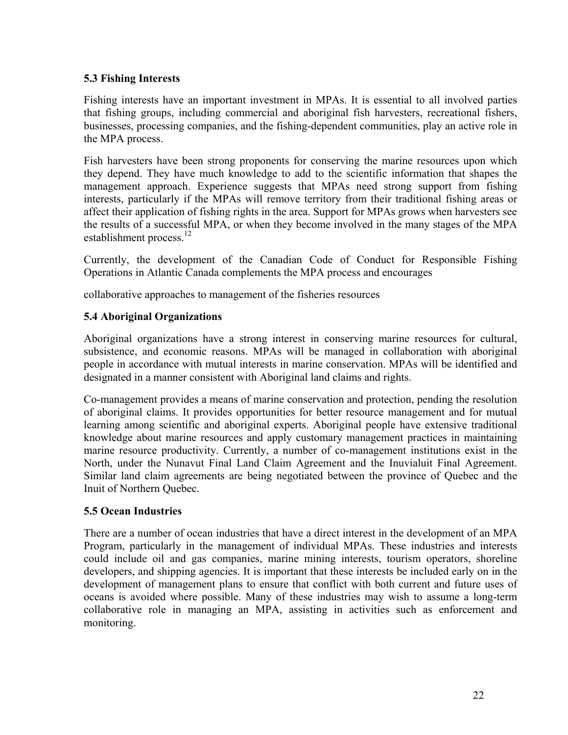### 5.3 Fishing Interests

Fishing interests have an important investment in MPAs. It is essential to all involved parties that fishing groups, including commercial and aboriginal fish harvesters, recreational fishers, businesses, processing companies, and the fishing-dependent communities, play an active role in the MPA process.

Fish harvesters have been strong proponents for conserving the marine resources upon which they depend. They have much knowledge to add to the scientific information that shapes the management approach. Experience suggests that MPAs need strong support from fishing interests, particularly if the MPAs will remove territory from their traditional fishing areas or affect their application of fishing rights in the area. Support for MPAs grows when harvesters see the results of a successful MPA, or when they become involved in the many stages of the MPA establishment process.[12]

Currently, the development of the Canadian Code of Conduct for Responsible Fishing Operations in Atlantic Canada complements the MPA process and encourages

collaborative approaches to management of the fisheries resources

### 5.4 Aboriginal Organizations

Aboriginal organizations have a strong interest in conserving marine resources for cultural, subsistence, and economic reasons. MPAs will be managed in collaboration with aboriginal people in accordance with mutual interests in marine conservation. MPAs will be identified and designated in a manner consistent with Aboriginal land claims and rights.

Co-management provides a means of marine conservation and protection, pending the resolution of aboriginal claims. It provides opportunities for better resource management and for mutual learning among scientific and aboriginal experts. Aboriginal people have extensive traditional knowledge about marine resources and apply customary management practices in maintaining marine resource productivity. Currently, a number of co-management institutions exist in the North, under the Nunavut Final Land Claim Agreement and the Inuvialuit Final Agreement. Similar land claim agreements are being negotiated between the province of Quebec and the Inuit of Northern Quebec.

### 5.5 Ocean Industries

There are a number of ocean industries that have a direct interest in the development of an MPA Program, particularly in the management of individual MPAs. These industries and interests could include oil and gas companies, marine mining interests, tourism operators, shoreline developers, and shipping agencies. It is important that these interests be included early on in the development of management plans to ensure that conflict with both current and future uses of oceans is avoided where possible. Many of these industries may wish to assume a long-term collaborative role in managing an MPA, assisting in activities such as enforcement and monitoring.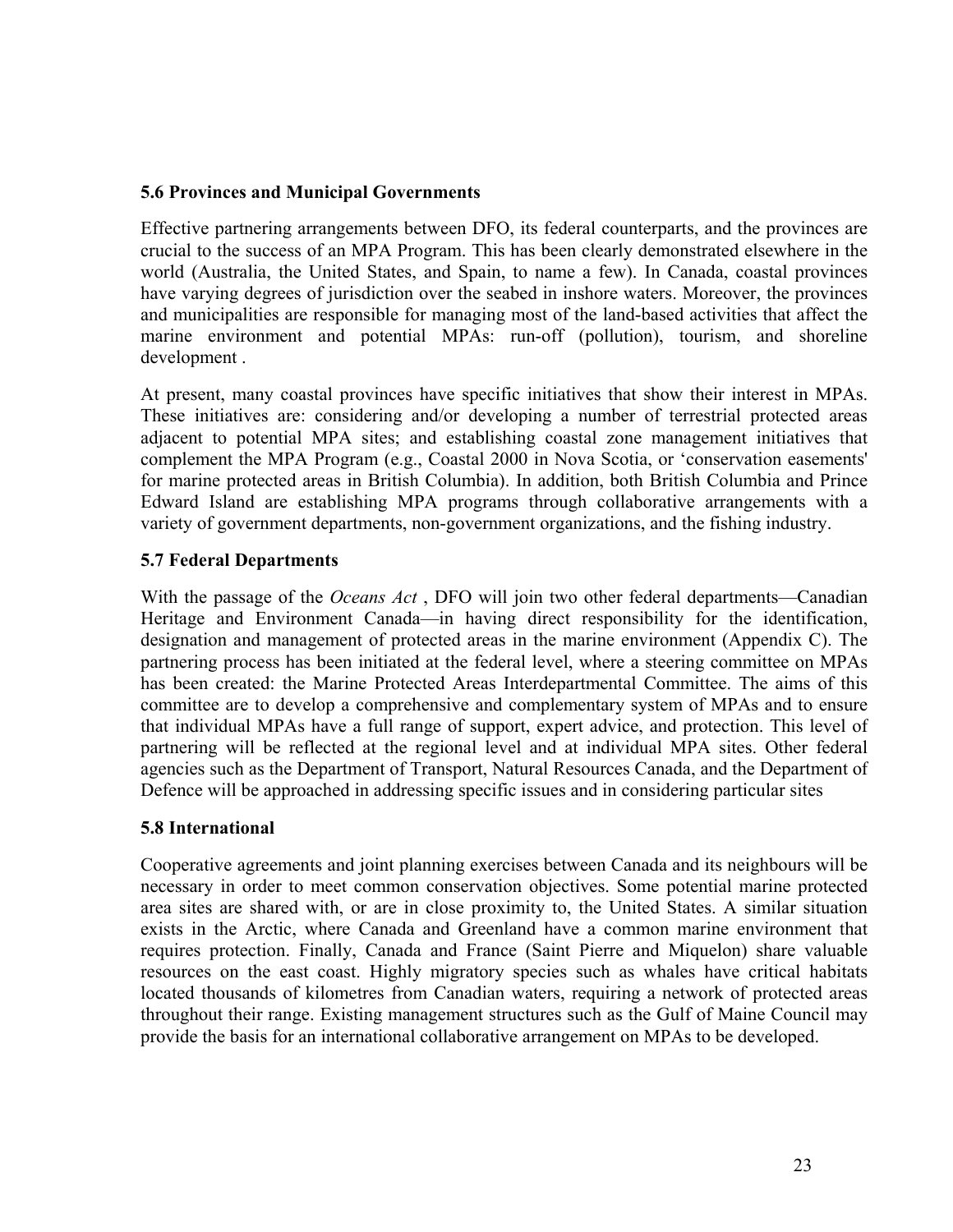### 5.6 Provinces and Municipal Governments

Effective partnering arrangements between DFO, its federal counterparts, and the provinces are crucial to the success of an MPA Program. This has been clearly demonstrated elsewhere in the world (Australia, the United States, and Spain, to name a few). In Canada, coastal provinces have varying degrees of jurisdiction over the seabed in inshore waters. Moreover, the provinces and municipalities are responsible for managing most of the land-based activities that affect the marine environment and potential MPAs: run-off (pollution), tourism, and shoreline development .

At present, many coastal provinces have specific initiatives that show their interest in MPAs. These initiatives are: considering and/or developing a number of terrestrial protected areas adjacent to potential MPA sites; and establishing coastal zone management initiatives that complement the MPA Program (e.g., Coastal 2000 in Nova Scotia, or 'conservation easements' for marine protected areas in British Columbia). In addition, both British Columbia and Prince Edward Island are establishing MPA programs through collaborative arrangements with a variety of government departments, non-government organizations, and the fishing industry.

### 5.7 Federal Departments

With the passage of the *Oceans Act* , DFO will join two other federal departments—Canadian Heritage and Environment Canada—in having direct responsibility for the identification, designation and management of protected areas in the marine environment (Appendix C). The partnering process has been initiated at the federal level, where a steering committee on MPAs has been created: the Marine Protected Areas Interdepartmental Committee. The aims of this committee are to develop a comprehensive and complementary system of MPAs and to ensure that individual MPAs have a full range of support, expert advice, and protection. This level of partnering will be reflected at the regional level and at individual MPA sites. Other federal agencies such as the Department of Transport, Natural Resources Canada, and the Department of Defence will be approached in addressing specific issues and in considering particular sites

### 5.8 International

Cooperative agreements and joint planning exercises between Canada and its neighbours will be necessary in order to meet common conservation objectives. Some potential marine protected area sites are shared with, or are in close proximity to, the United States. A similar situation exists in the Arctic, where Canada and Greenland have a common marine environment that requires protection. Finally, Canada and France (Saint Pierre and Miquelon) share valuable resources on the east coast. Highly migratory species such as whales have critical habitats located thousands of kilometres from Canadian waters, requiring a network of protected areas throughout their range. Existing management structures such as the Gulf of Maine Council may provide the basis for an international collaborative arrangement on MPAs to be developed.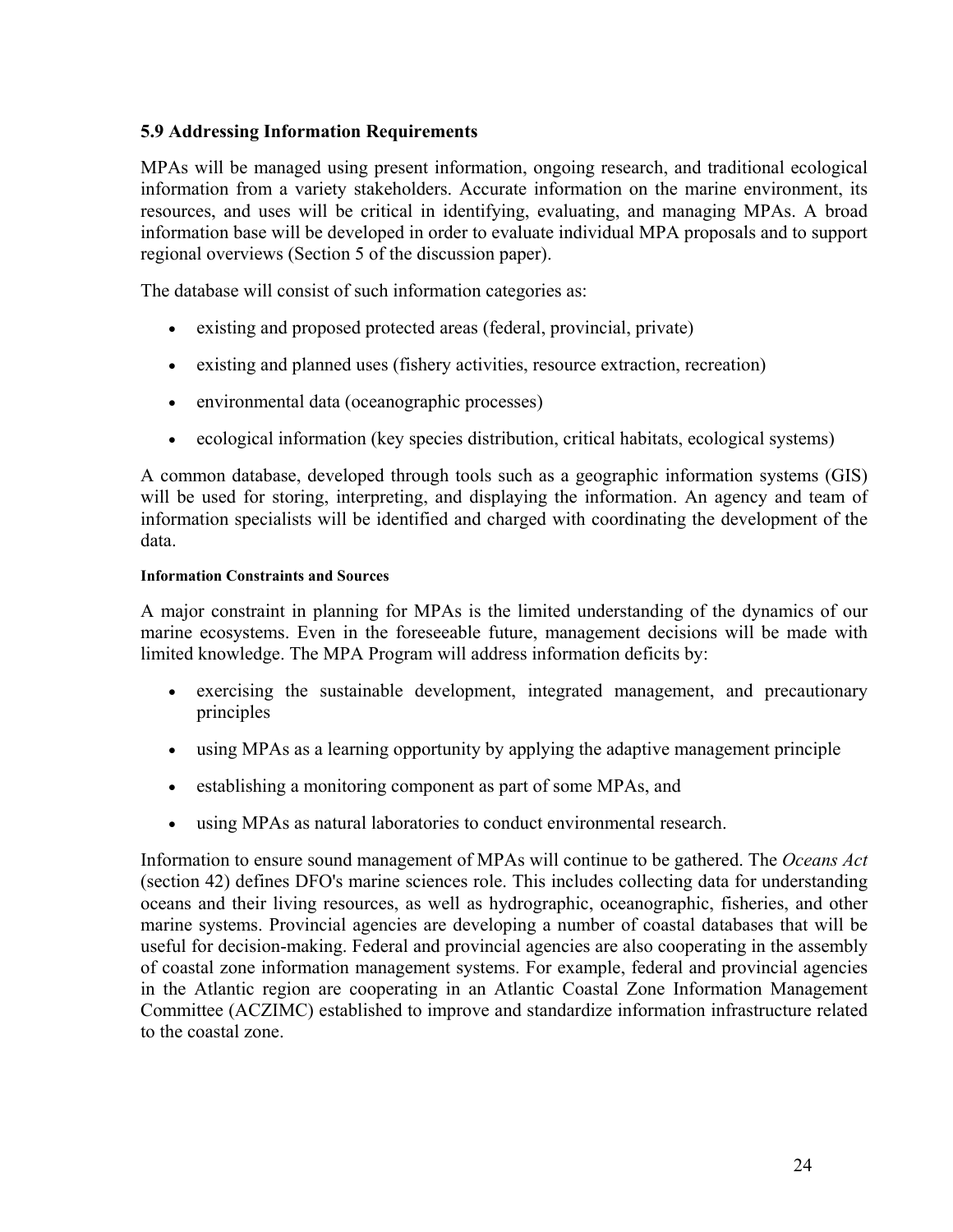## 5.9 Addressing Information Requirements

MPAs will be managed using present information, ongoing research, and traditional ecological information from a variety stakeholders. Accurate information on the marine environment, its resources, and uses will be critical in identifying, evaluating, and managing MPAs. A broad information base will be developed in order to evaluate individual MPA proposals and to support regional overviews (Section 5 of the discussion paper).

The database will consist of such information categories as:

- existing and proposed protected areas (federal, provincial, private)
- existing and planned uses (fishery activities, resource extraction, recreation)
- environmental data (oceanographic processes)
- ecological information (key species distribution, critical habitats, ecological systems)

A common database, developed through tools such as a geographic information systems (GIS) will be used for storing, interpreting, and displaying the information. An agency and team of information specialists will be identified and charged with coordinating the development of the data.

#### Information Constraints and Sources

A major constraint in planning for MPAs is the limited understanding of the dynamics of our marine ecosystems. Even in the foreseeable future, management decisions will be made with limited knowledge. The MPA Program will address information deficits by:

- exercising the sustainable development, integrated management, and precautionary principles
- using MPAs as a learning opportunity by applying the adaptive management principle
- establishing a monitoring component as part of some MPAs, and
- using MPAs as natural laboratories to conduct environmental research.

Information to ensure sound management of MPAs will continue to be gathered. The *Oceans Act* (section 42) defines DFO's marine sciences role. This includes collecting data for understanding oceans and their living resources, as well as hydrographic, oceanographic, fisheries, and other marine systems. Provincial agencies are developing a number of coastal databases that will be useful for decision-making. Federal and provincial agencies are also cooperating in the assembly of coastal zone information management systems. For example, federal and provincial agencies in the Atlantic region are cooperating in an Atlantic Coastal Zone Information Management Committee (ACZIMC) established to improve and standardize information infrastructure related to the coastal zone.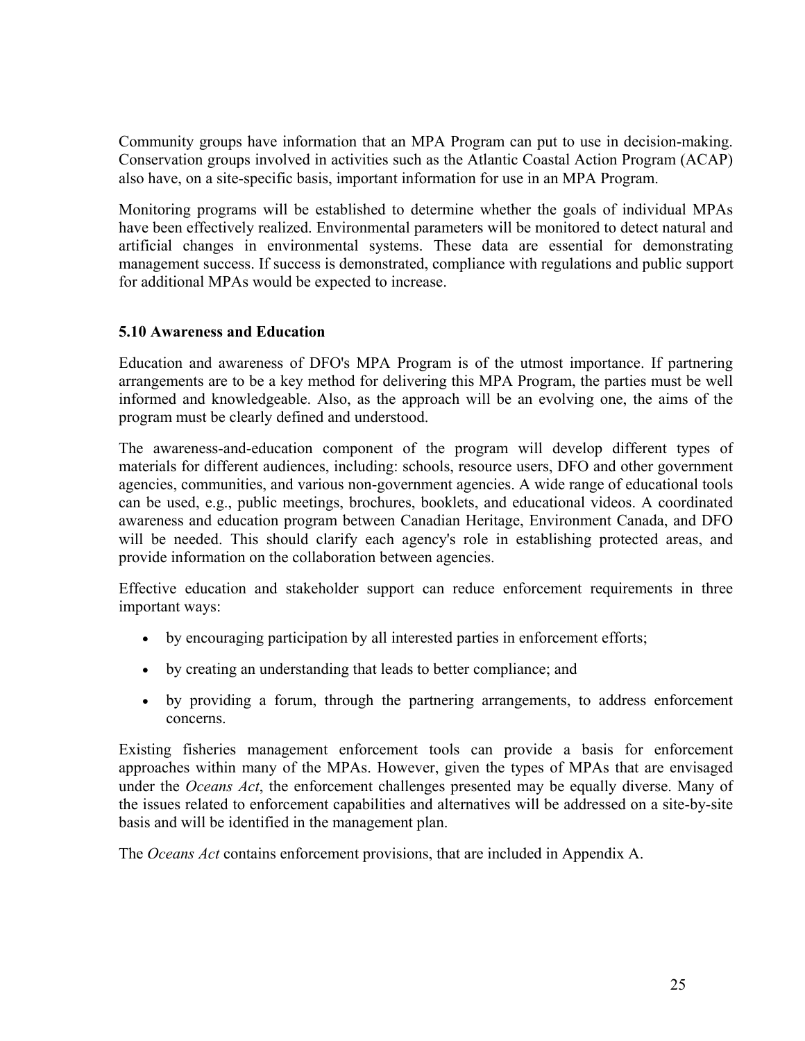Community groups have information that an MPA Program can put to use in decision-making. Conservation groups involved in activities such as the Atlantic Coastal Action Program (ACAP) also have, on a site-specific basis, important information for use in an MPA Program.

Monitoring programs will be established to determine whether the goals of individual MPAs have been effectively realized. Environmental parameters will be monitored to detect natural and artificial changes in environmental systems. These data are essential for demonstrating management success. If success is demonstrated, compliance with regulations and public support for additional MPAs would be expected to increase.

### 5.10 Awareness and Education

Education and awareness of DFO's MPA Program is of the utmost importance. If partnering arrangements are to be a key method for delivering this MPA Program, the parties must be well informed and knowledgeable. Also, as the approach will be an evolving one, the aims of the program must be clearly defined and understood.

The awareness-and-education component of the program will develop different types of materials for different audiences, including: schools, resource users, DFO and other government agencies, communities, and various non-government agencies. A wide range of educational tools can be used, e.g., public meetings, brochures, booklets, and educational videos. A coordinated awareness and education program between Canadian Heritage, Environment Canada, and DFO will be needed. This should clarify each agency's role in establishing protected areas, and provide information on the collaboration between agencies.

Effective education and stakeholder support can reduce enforcement requirements in three important ways:

- by encouraging participation by all interested parties in enforcement efforts;
- by creating an understanding that leads to better compliance; and
- by providing a forum, through the partnering arrangements, to address enforcement concerns.

Existing fisheries management enforcement tools can provide a basis for enforcement approaches within many of the MPAs. However, given the types of MPAs that are envisaged under the *Oceans Act*, the enforcement challenges presented may be equally diverse. Many of the issues related to enforcement capabilities and alternatives will be addressed on a site-by-site basis and will be identified in the management plan.

The *Oceans Act* contains enforcement provisions, that are included in Appendix A.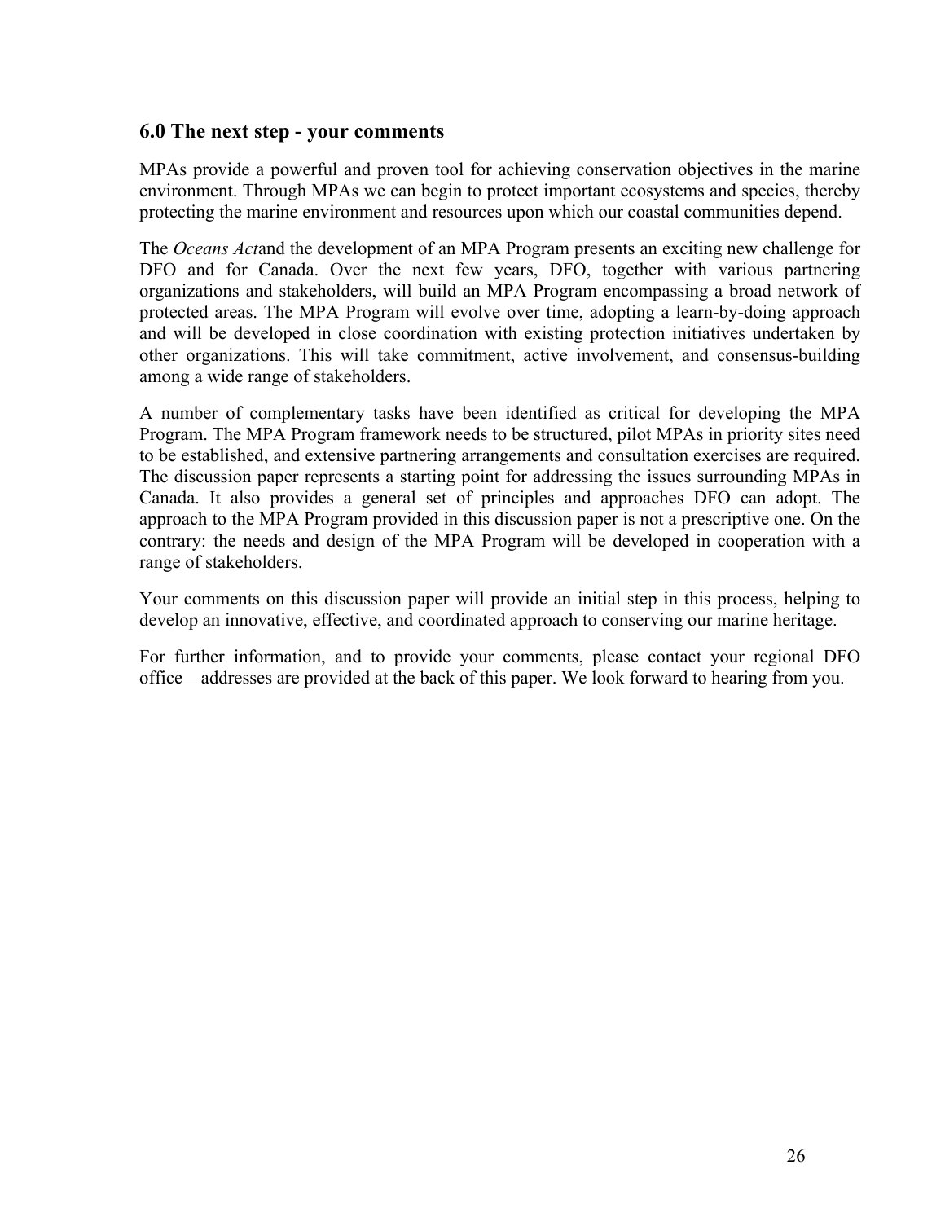## 6.0 The next step - your comments

MPAs provide a powerful and proven tool for achieving conservation objectives in the marine environment. Through MPAs we can begin to protect important ecosystems and species, thereby protecting the marine environment and resources upon which our coastal communities depend.

The *Oceans Act*and the development of an MPA Program presents an exciting new challenge for DFO and for Canada. Over the next few years, DFO, together with various partnering organizations and stakeholders, will build an MPA Program encompassing a broad network of protected areas. The MPA Program will evolve over time, adopting a learn-by-doing approach and will be developed in close coordination with existing protection initiatives undertaken by other organizations. This will take commitment, active involvement, and consensus-building among a wide range of stakeholders.

A number of complementary tasks have been identified as critical for developing the MPA Program. The MPA Program framework needs to be structured, pilot MPAs in priority sites need to be established, and extensive partnering arrangements and consultation exercises are required. The discussion paper represents a starting point for addressing the issues surrounding MPAs in Canada. It also provides a general set of principles and approaches DFO can adopt. The approach to the MPA Program provided in this discussion paper is not a prescriptive one. On the contrary: the needs and design of the MPA Program will be developed in cooperation with a range of stakeholders.

Your comments on this discussion paper will provide an initial step in this process, helping to develop an innovative, effective, and coordinated approach to conserving our marine heritage.

For further information, and to provide your comments, please contact your regional DFO office—addresses are provided at the back of this paper. We look forward to hearing from you.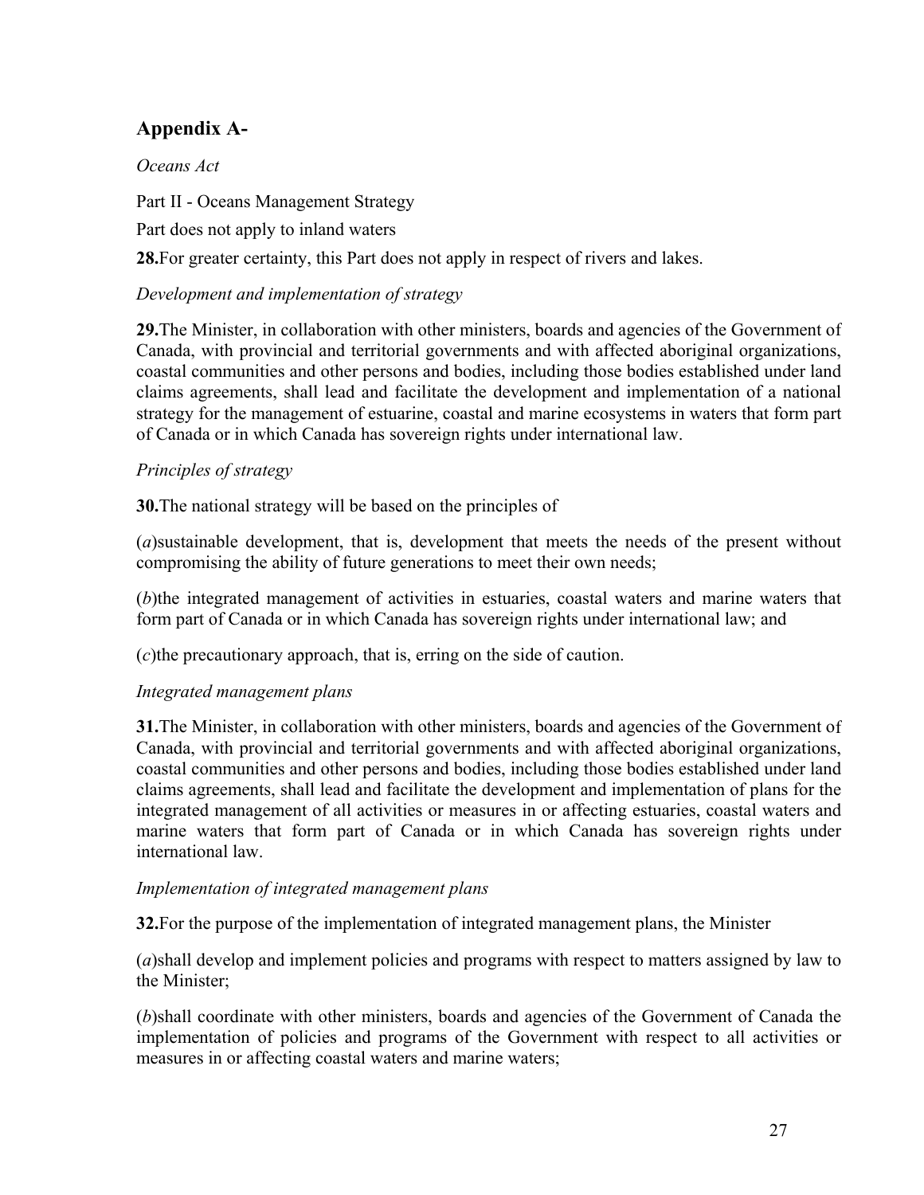## Appendix A-

*Oceans Act*

Part II - Oceans Management Strategy

Part does not apply to inland waters

**28.**For greater certainty, this Part does not apply in respect of rivers and lakes.

*Development and implementation of strategy*

**29.**The Minister, in collaboration with other ministers, boards and agencies of the Government of Canada, with provincial and territorial governments and with affected aboriginal organizations, coastal communities and other persons and bodies, including those bodies established under land claims agreements, shall lead and facilitate the development and implementation of a national strategy for the management of estuarine, coastal and marine ecosystems in waters that form part of Canada or in which Canada has sovereign rights under international law.

*Principles of strategy*

**30.**The national strategy will be based on the principles of

(*a*)sustainable development, that is, development that meets the needs of the present without compromising the ability of future generations to meet their own needs;

(*b*)the integrated management of activities in estuaries, coastal waters and marine waters that form part of Canada or in which Canada has sovereign rights under international law; and

(*c*)the precautionary approach, that is, erring on the side of caution.

*Integrated management plans*

**31.**The Minister, in collaboration with other ministers, boards and agencies of the Government of Canada, with provincial and territorial governments and with affected aboriginal organizations, coastal communities and other persons and bodies, including those bodies established under land claims agreements, shall lead and facilitate the development and implementation of plans for the integrated management of all activities or measures in or affecting estuaries, coastal waters and marine waters that form part of Canada or in which Canada has sovereign rights under international law.

*Implementation of integrated management plans*

**32.**For the purpose of the implementation of integrated management plans, the Minister

(*a*)shall develop and implement policies and programs with respect to matters assigned by law to the Minister;

(*b*)shall coordinate with other ministers, boards and agencies of the Government of Canada the implementation of policies and programs of the Government with respect to all activities or measures in or affecting coastal waters and marine waters;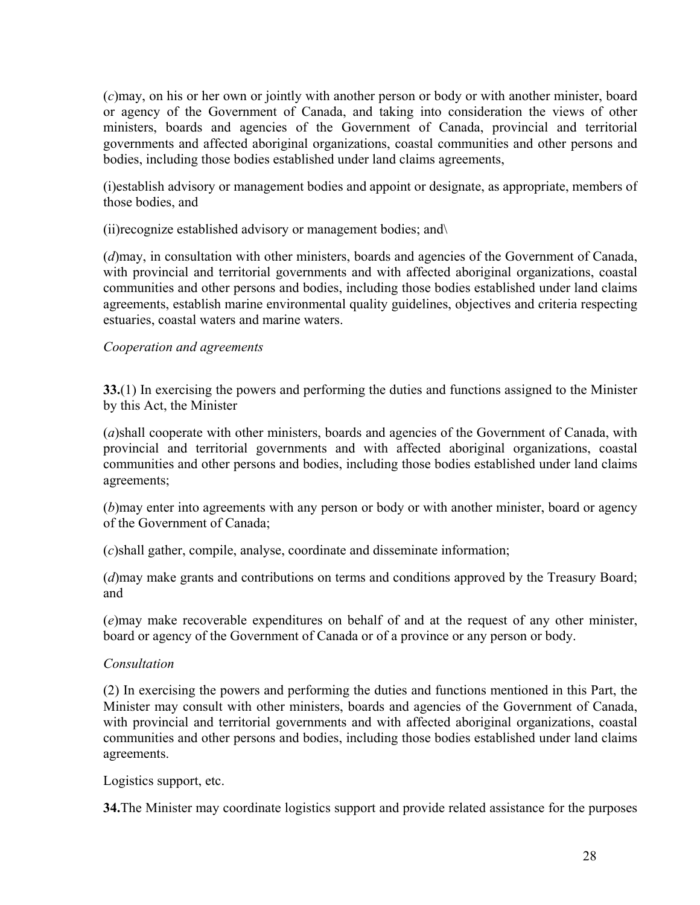(*c*)may, on his or her own or jointly with another person or body or with another minister, board or agency of the Government of Canada, and taking into consideration the views of other ministers, boards and agencies of the Government of Canada, provincial and territorial governments and affected aboriginal organizations, coastal communities and other persons and bodies, including those bodies established under land claims agreements,

(i)establish advisory or management bodies and appoint or designate, as appropriate, members of those bodies, and

(ii)recognize established advisory or management bodies; and\

(*d*)may, in consultation with other ministers, boards and agencies of the Government of Canada, with provincial and territorial governments and with affected aboriginal organizations, coastal communities and other persons and bodies, including those bodies established under land claims agreements, establish marine environmental quality guidelines, objectives and criteria respecting estuaries, coastal waters and marine waters.

*Cooperation and agreements*

**33.**(1) In exercising the powers and performing the duties and functions assigned to the Minister by this Act, the Minister

(*a*)shall cooperate with other ministers, boards and agencies of the Government of Canada, with provincial and territorial governments and with affected aboriginal organizations, coastal communities and other persons and bodies, including those bodies established under land claims agreements;

(*b*)may enter into agreements with any person or body or with another minister, board or agency of the Government of Canada;

(*c*)shall gather, compile, analyse, coordinate and disseminate information;

(*d*)may make grants and contributions on terms and conditions approved by the Treasury Board; and

(*e*)may make recoverable expenditures on behalf of and at the request of any other minister, board or agency of the Government of Canada or of a province or any person or body.

*Consultation*

(2) In exercising the powers and performing the duties and functions mentioned in this Part, the Minister may consult with other ministers, boards and agencies of the Government of Canada, with provincial and territorial governments and with affected aboriginal organizations, coastal communities and other persons and bodies, including those bodies established under land claims agreements.

Logistics support, etc.

**34.**The Minister may coordinate logistics support and provide related assistance for the purposes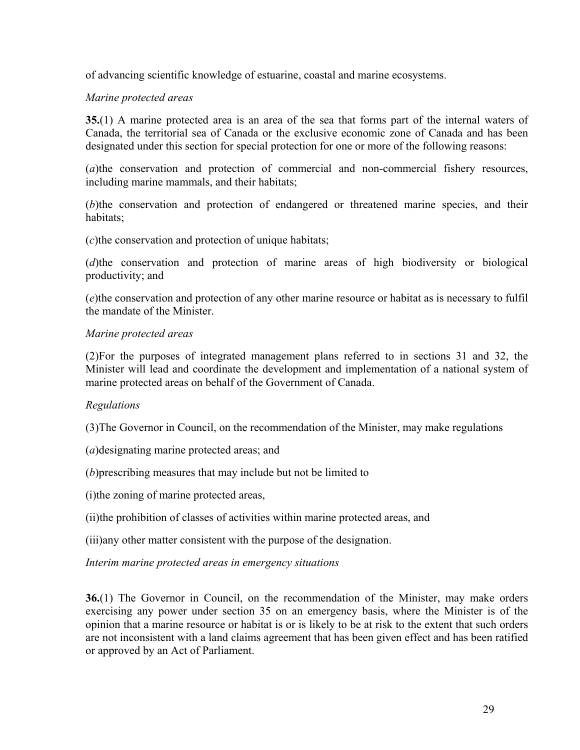of advancing scientific knowledge of estuarine, coastal and marine ecosystems.

*Marine protected areas*

**35.**(1) A marine protected area is an area of the sea that forms part of the internal waters of Canada, the territorial sea of Canada or the exclusive economic zone of Canada and has been designated under this section for special protection for one or more of the following reasons:

(*a*)the conservation and protection of commercial and non-commercial fishery resources, including marine mammals, and their habitats;

(*b*)the conservation and protection of endangered or threatened marine species, and their habitats;

(*c*)the conservation and protection of unique habitats;

(*d*)the conservation and protection of marine areas of high biodiversity or biological productivity; and

(*e*)the conservation and protection of any other marine resource or habitat as is necessary to fulfil the mandate of the Minister.

*Marine protected areas*

(2)For the purposes of integrated management plans referred to in sections 31 and 32, the Minister will lead and coordinate the development and implementation of a national system of marine protected areas on behalf of the Government of Canada.

*Regulations*

(3)The Governor in Council, on the recommendation of the Minister, may make regulations

(*a*)designating marine protected areas; and

(*b*)prescribing measures that may include but not be limited to

(i)the zoning of marine protected areas,

(ii)the prohibition of classes of activities within marine protected areas, and

(iii)any other matter consistent with the purpose of the designation.

*Interim marine protected areas in emergency situations*

**36.**(1) The Governor in Council, on the recommendation of the Minister, may make orders exercising any power under section 35 on an emergency basis, where the Minister is of the opinion that a marine resource or habitat is or is likely to be at risk to the extent that such orders are not inconsistent with a land claims agreement that has been given effect and has been ratified or approved by an Act of Parliament.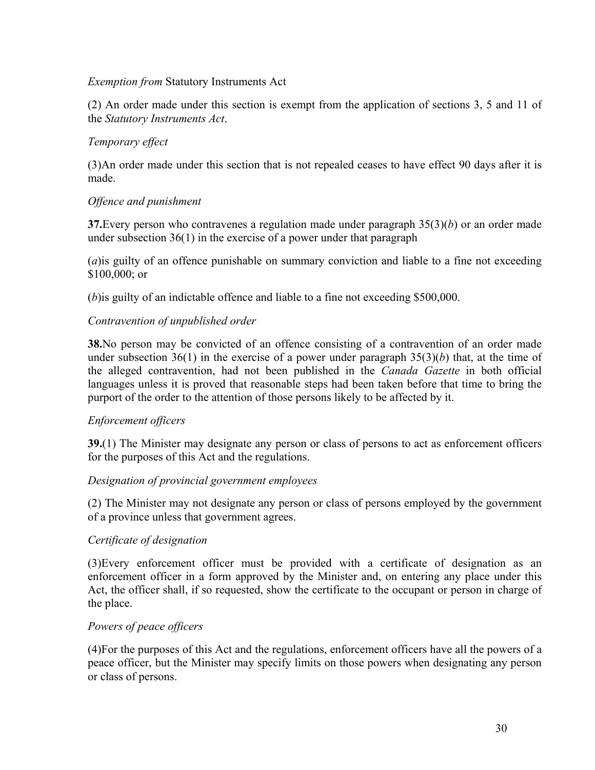*Exemption from* Statutory Instruments Act

(2) An order made under this section is exempt from the application of sections 3, 5 and 11 of the *Statutory Instruments Act*.

*Temporary effect*

(3)An order made under this section that is not repealed ceases to have effect 90 days after it is made.

*Offence and punishment*

**37.**Every person who contravenes a regulation made under paragraph 35(3)(*b*) or an order made under subsection 36(1) in the exercise of a power under that paragraph

(*a*)is guilty of an offence punishable on summary conviction and liable to a fine not exceeding $100,000; or

(*b*)is guilty of an indictable offence and liable to a fine not exceeding $500,000.

*Contravention of unpublished order*

**38.**No person may be convicted of an offence consisting of a contravention of an order made under subsection 36(1) in the exercise of a power under paragraph 35(3)(*b*) that, at the time of the alleged contravention, had not been published in the *Canada Gazette* in both official languages unless it is proved that reasonable steps had been taken before that time to bring the purport of the order to the attention of those persons likely to be affected by it.

*Enforcement officers*

**39.**(1) The Minister may designate any person or class of persons to act as enforcement officers for the purposes of this Act and the regulations.

*Designation of provincial government employees*

(2) The Minister may not designate any person or class of persons employed by the government of a province unless that government agrees.

*Certificate of designation*

(3)Every enforcement officer must be provided with a certificate of designation as an enforcement officer in a form approved by the Minister and, on entering any place under this Act, the officer shall, if so requested, show the certificate to the occupant or person in charge of the place.

*Powers of peace officers*

(4)For the purposes of this Act and the regulations, enforcement officers have all the powers of a peace officer, but the Minister may specify limits on those powers when designating any person or class of persons.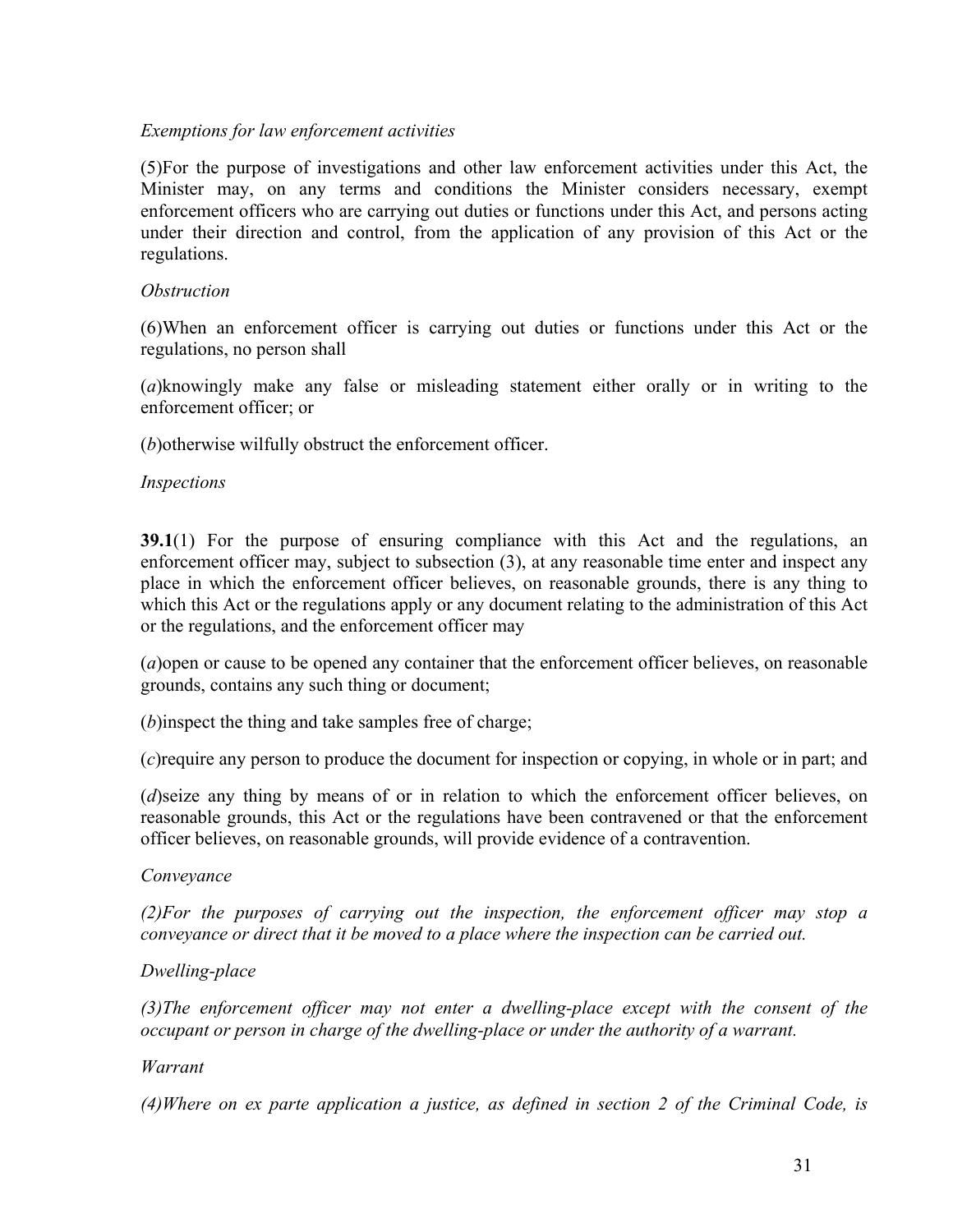*Exemptions for law enforcement activities*

(5)For the purpose of investigations and other law enforcement activities under this Act, the Minister may, on any terms and conditions the Minister considers necessary, exempt enforcement officers who are carrying out duties or functions under this Act, and persons acting under their direction and control, from the application of any provision of this Act or the regulations.

*Obstruction*

(6)When an enforcement officer is carrying out duties or functions under this Act or the regulations, no person shall

(*a*)knowingly make any false or misleading statement either orally or in writing to the enforcement officer; or

(*b*)otherwise wilfully obstruct the enforcement officer.

*Inspections*

**39.1**(1) For the purpose of ensuring compliance with this Act and the regulations, an enforcement officer may, subject to subsection (3), at any reasonable time enter and inspect any place in which the enforcement officer believes, on reasonable grounds, there is any thing to which this Act or the regulations apply or any document relating to the administration of this Act or the regulations, and the enforcement officer may

(*a*)open or cause to be opened any container that the enforcement officer believes, on reasonable grounds, contains any such thing or document;

(*b*)inspect the thing and take samples free of charge;

(*c*)require any person to produce the document for inspection or copying, in whole or in part; and

(*d*)seize any thing by means of or in relation to which the enforcement officer believes, on reasonable grounds, this Act or the regulations have been contravened or that the enforcement officer believes, on reasonable grounds, will provide evidence of a contravention.

*Conveyance*

*(2)For the purposes of carrying out the inspection, the enforcement officer may stop a conveyance or direct that it be moved to a place where the inspection can be carried out.*

*Dwelling-place*

*(3)The enforcement officer may not enter a dwelling-place except with the consent of the occupant or person in charge of the dwelling-place or under the authority of a warrant.*

*Warrant*

*(4)Where on ex parte application a justice, as defined in section 2 of the Criminal Code, is*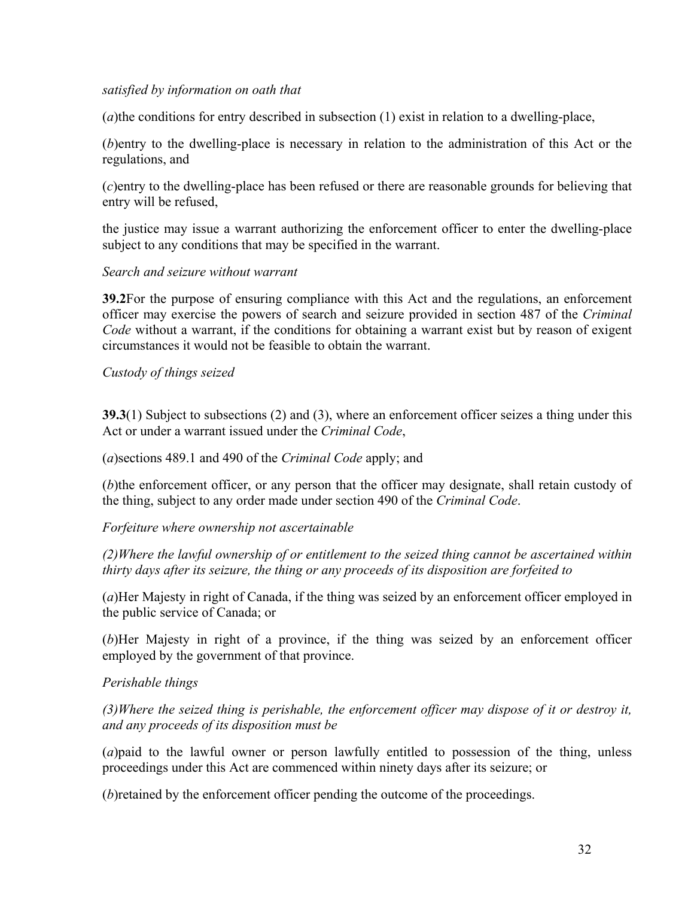*satisfied by information on oath that*

(*a*)the conditions for entry described in subsection (1) exist in relation to a dwelling-place,

(*b*)entry to the dwelling-place is necessary in relation to the administration of this Act or the regulations, and

(*c*)entry to the dwelling-place has been refused or there are reasonable grounds for believing that entry will be refused,

the justice may issue a warrant authorizing the enforcement officer to enter the dwelling-place subject to any conditions that may be specified in the warrant.

*Search and seizure without warrant*

**39.2**For the purpose of ensuring compliance with this Act and the regulations, an enforcement officer may exercise the powers of search and seizure provided in section 487 of the *Criminal Code* without a warrant, if the conditions for obtaining a warrant exist but by reason of exigent circumstances it would not be feasible to obtain the warrant.

*Custody of things seized*

**39.3**(1) Subject to subsections (2) and (3), where an enforcement officer seizes a thing under this Act or under a warrant issued under the *Criminal Code*,

(*a*)sections 489.1 and 490 of the *Criminal Code* apply; and

(*b*)the enforcement officer, or any person that the officer may designate, shall retain custody of the thing, subject to any order made under section 490 of the *Criminal Code*.

*Forfeiture where ownership not ascertainable*

*(2)Where the lawful ownership of or entitlement to the seized thing cannot be ascertained within thirty days after its seizure, the thing or any proceeds of its disposition are forfeited to*

(*a*)Her Majesty in right of Canada, if the thing was seized by an enforcement officer employed in the public service of Canada; or

(*b*)Her Majesty in right of a province, if the thing was seized by an enforcement officer employed by the government of that province.

*Perishable things*

*(3)Where the seized thing is perishable, the enforcement officer may dispose of it or destroy it, and any proceeds of its disposition must be*

(*a*)paid to the lawful owner or person lawfully entitled to possession of the thing, unless proceedings under this Act are commenced within ninety days after its seizure; or

(*b*)retained by the enforcement officer pending the outcome of the proceedings.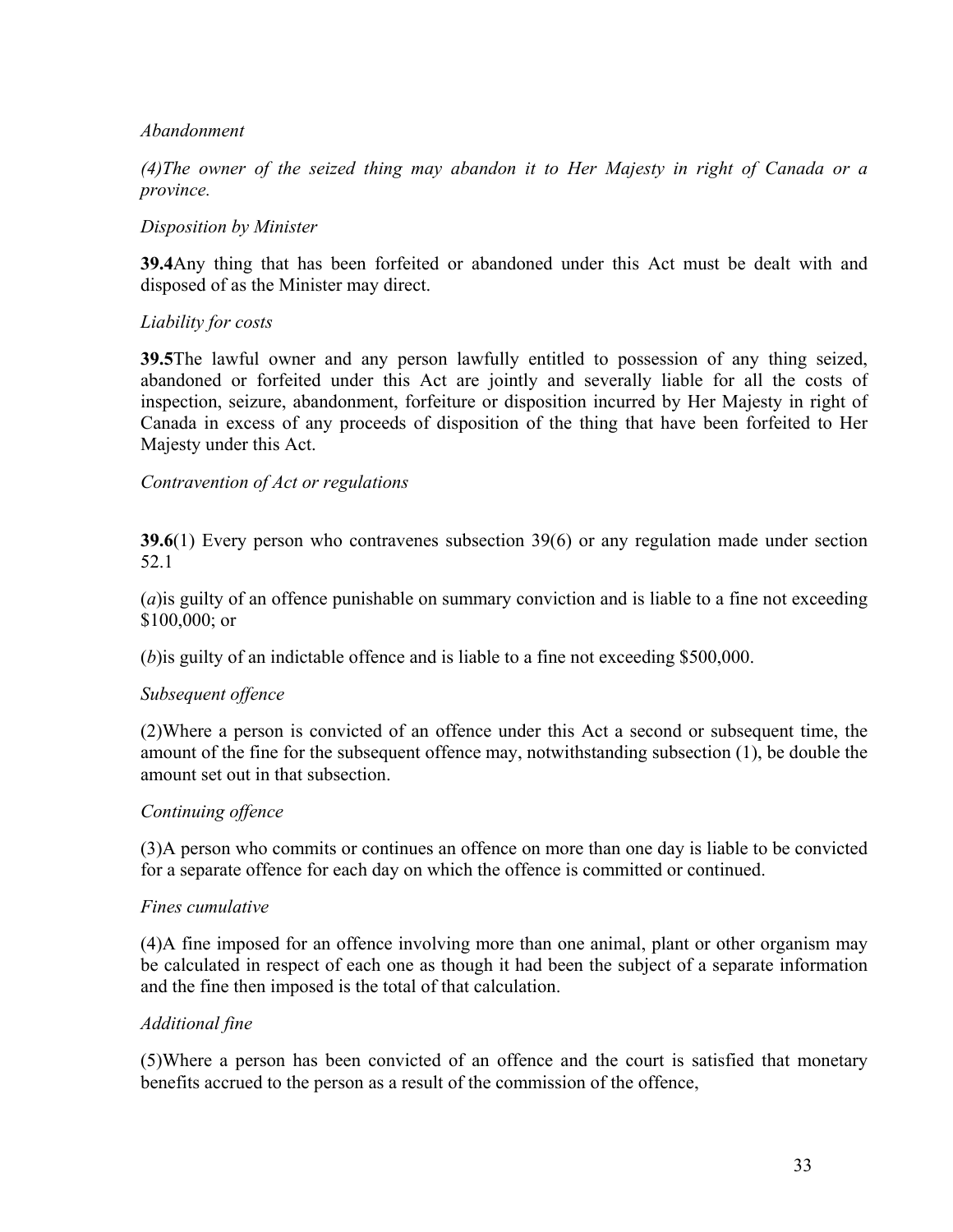*Abandonment*

*(4)The owner of the seized thing may abandon it to Her Majesty in right of Canada or a province.*

*Disposition by Minister*

**39.4**Any thing that has been forfeited or abandoned under this Act must be dealt with and disposed of as the Minister may direct.

*Liability for costs*

**39.5**The lawful owner and any person lawfully entitled to possession of any thing seized, abandoned or forfeited under this Act are jointly and severally liable for all the costs of inspection, seizure, abandonment, forfeiture or disposition incurred by Her Majesty in right of Canada in excess of any proceeds of disposition of the thing that have been forfeited to Her Majesty under this Act.

*Contravention of Act or regulations*

**39.6**(1) Every person who contravenes subsection 39(6) or any regulation made under section 52.1

(*a*)is guilty of an offence punishable on summary conviction and is liable to a fine not exceeding $100,000; or

(*b*)is guilty of an indictable offence and is liable to a fine not exceeding $500,000.

*Subsequent offence*

(2)Where a person is convicted of an offence under this Act a second or subsequent time, the amount of the fine for the subsequent offence may, notwithstanding subsection (1), be double the amount set out in that subsection.

*Continuing offence*

(3)A person who commits or continues an offence on more than one day is liable to be convicted for a separate offence for each day on which the offence is committed or continued.

*Fines cumulative*

(4)A fine imposed for an offence involving more than one animal, plant or other organism may be calculated in respect of each one as though it had been the subject of a separate information and the fine then imposed is the total of that calculation.

*Additional fine*

(5)Where a person has been convicted of an offence and the court is satisfied that monetary benefits accrued to the person as a result of the commission of the offence,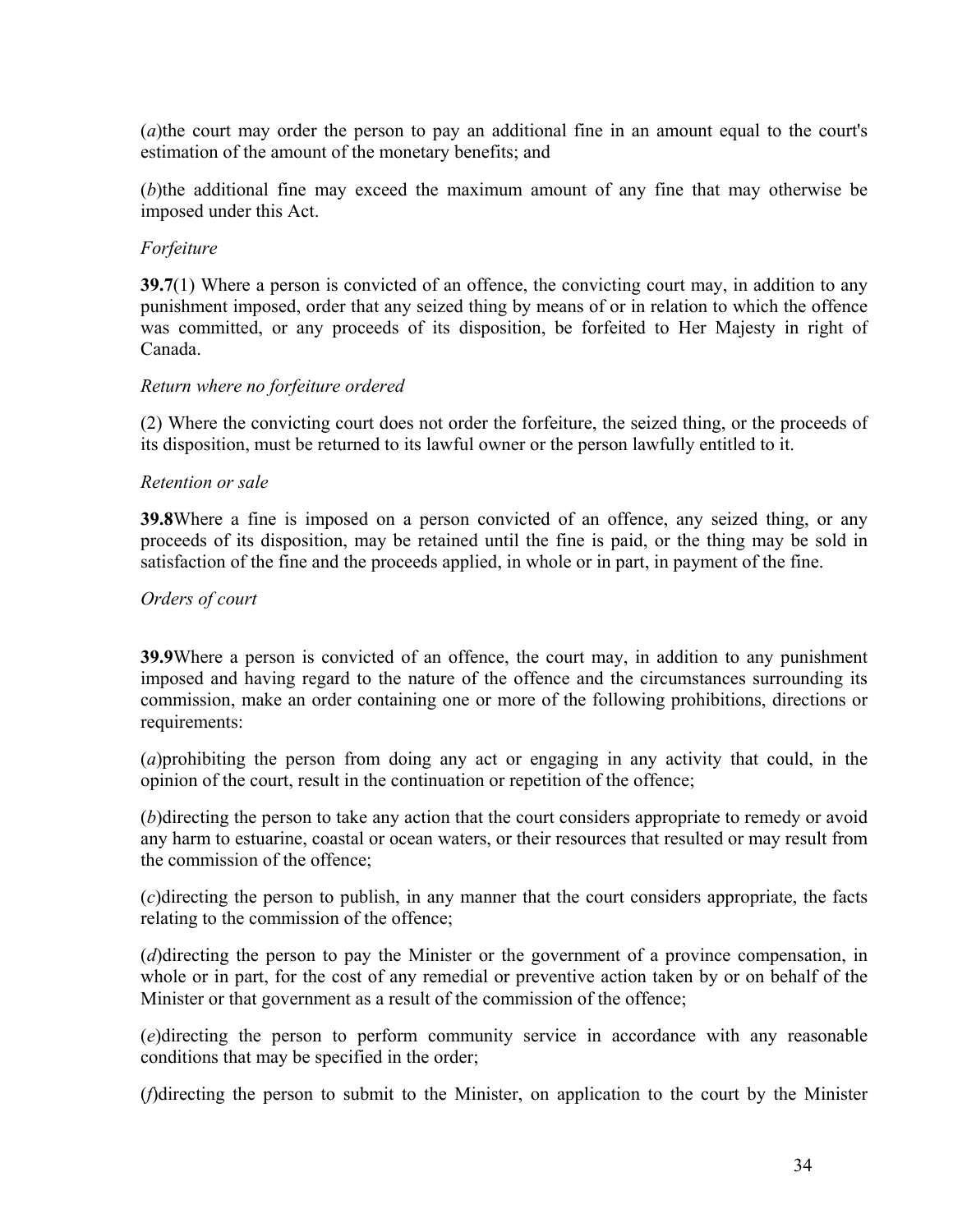(*a*)the court may order the person to pay an additional fine in an amount equal to the court's estimation of the amount of the monetary benefits; and

(*b*)the additional fine may exceed the maximum amount of any fine that may otherwise be imposed under this Act.

*Forfeiture*

**39.7**(1) Where a person is convicted of an offence, the convicting court may, in addition to any punishment imposed, order that any seized thing by means of or in relation to which the offence was committed, or any proceeds of its disposition, be forfeited to Her Majesty in right of Canada.

*Return where no forfeiture ordered*

(2) Where the convicting court does not order the forfeiture, the seized thing, or the proceeds of its disposition, must be returned to its lawful owner or the person lawfully entitled to it.

*Retention or sale*

**39.8**Where a fine is imposed on a person convicted of an offence, any seized thing, or any proceeds of its disposition, may be retained until the fine is paid, or the thing may be sold in satisfaction of the fine and the proceeds applied, in whole or in part, in payment of the fine.

*Orders of court*

**39.9**Where a person is convicted of an offence, the court may, in addition to any punishment imposed and having regard to the nature of the offence and the circumstances surrounding its commission, make an order containing one or more of the following prohibitions, directions or requirements:

(*a*)prohibiting the person from doing any act or engaging in any activity that could, in the opinion of the court, result in the continuation or repetition of the offence;

(*b*)directing the person to take any action that the court considers appropriate to remedy or avoid any harm to estuarine, coastal or ocean waters, or their resources that resulted or may result from the commission of the offence;

(*c*)directing the person to publish, in any manner that the court considers appropriate, the facts relating to the commission of the offence;

(*d*)directing the person to pay the Minister or the government of a province compensation, in whole or in part, for the cost of any remedial or preventive action taken by or on behalf of the Minister or that government as a result of the commission of the offence;

(*e*)directing the person to perform community service in accordance with any reasonable conditions that may be specified in the order;

(*f*)directing the person to submit to the Minister, on application to the court by the Minister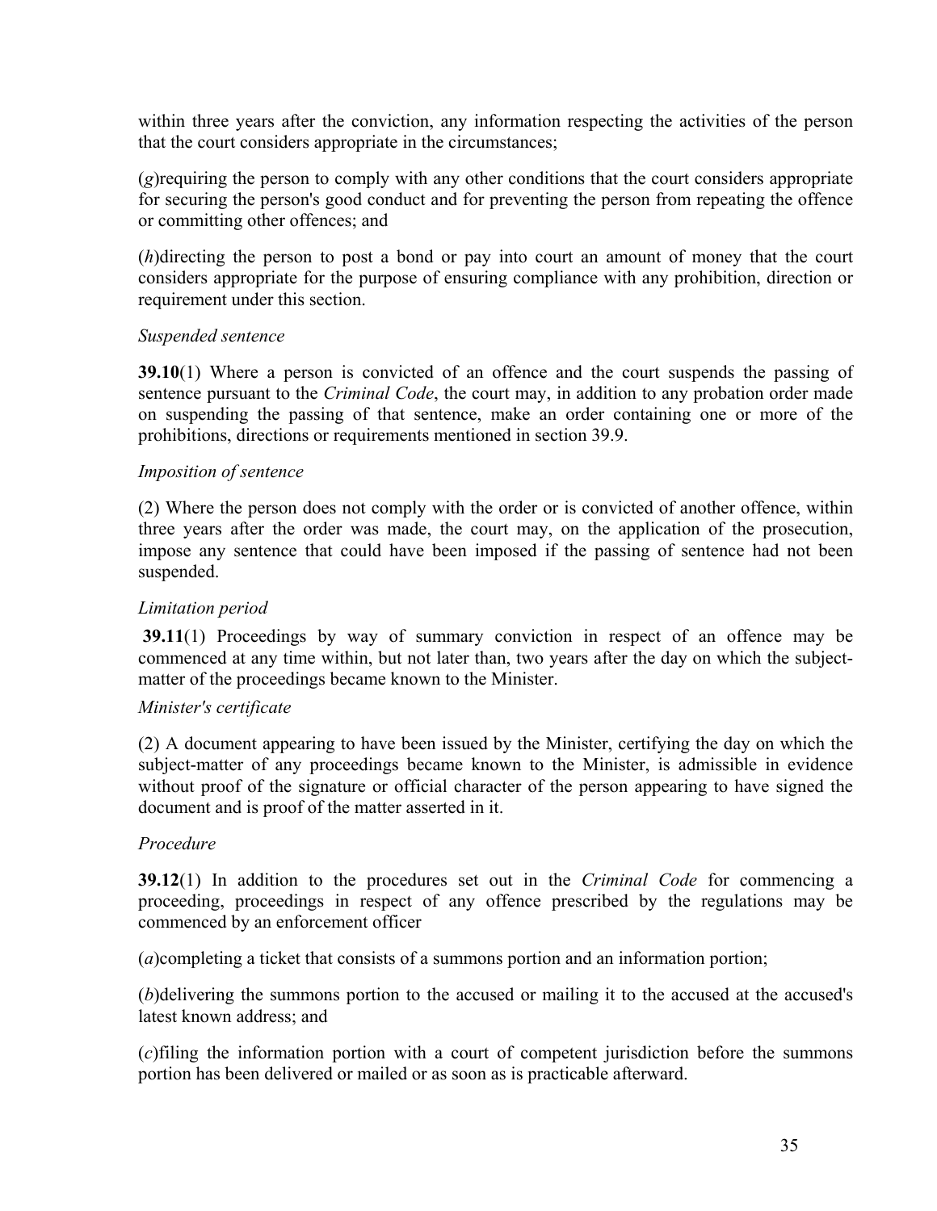within three years after the conviction, any information respecting the activities of the person that the court considers appropriate in the circumstances;

(*g*)requiring the person to comply with any other conditions that the court considers appropriate for securing the person's good conduct and for preventing the person from repeating the offence or committing other offences; and

(*h*)directing the person to post a bond or pay into court an amount of money that the court considers appropriate for the purpose of ensuring compliance with any prohibition, direction or requirement under this section.

*Suspended sentence*

**39.10**(1) Where a person is convicted of an offence and the court suspends the passing of sentence pursuant to the *Criminal Code*, the court may, in addition to any probation order made on suspending the passing of that sentence, make an order containing one or more of the prohibitions, directions or requirements mentioned in section 39.9.

*Imposition of sentence*

(2) Where the person does not comply with the order or is convicted of another offence, within three years after the order was made, the court may, on the application of the prosecution, impose any sentence that could have been imposed if the passing of sentence had not been suspended.

*Limitation period*

**39.11**(1) Proceedings by way of summary conviction in respect of an offence may be commenced at any time within, but not later than, two years after the day on which the subject-matter of the proceedings became known to the Minister.

*Minister's certificate*

(2) A document appearing to have been issued by the Minister, certifying the day on which the subject-matter of any proceedings became known to the Minister, is admissible in evidence without proof of the signature or official character of the person appearing to have signed the document and is proof of the matter asserted in it.

*Procedure*

**39.12**(1) In addition to the procedures set out in the *Criminal Code* for commencing a proceeding, proceedings in respect of any offence prescribed by the regulations may be commenced by an enforcement officer

(*a*)completing a ticket that consists of a summons portion and an information portion;

(*b*)delivering the summons portion to the accused or mailing it to the accused at the accused's latest known address; and

(*c*)filing the information portion with a court of competent jurisdiction before the summons portion has been delivered or mailed or as soon as is practicable afterward.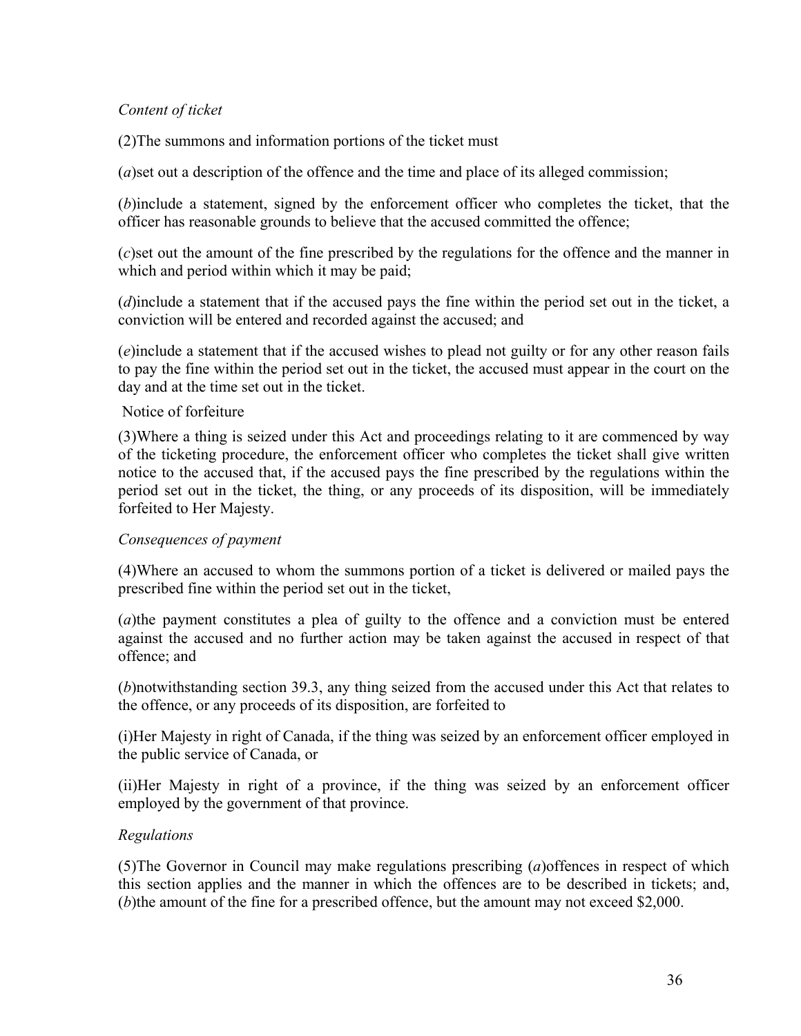*Content of ticket*

(2)The summons and information portions of the ticket must

(*a*)set out a description of the offence and the time and place of its alleged commission;

(*b*)include a statement, signed by the enforcement officer who completes the ticket, that the officer has reasonable grounds to believe that the accused committed the offence;

(*c*)set out the amount of the fine prescribed by the regulations for the offence and the manner in which and period within which it may be paid;

(*d*)include a statement that if the accused pays the fine within the period set out in the ticket, a conviction will be entered and recorded against the accused; and

(*e*)include a statement that if the accused wishes to plead not guilty or for any other reason fails to pay the fine within the period set out in the ticket, the accused must appear in the court on the day and at the time set out in the ticket.

Notice of forfeiture

(3)Where a thing is seized under this Act and proceedings relating to it are commenced by way of the ticketing procedure, the enforcement officer who completes the ticket shall give written notice to the accused that, if the accused pays the fine prescribed by the regulations within the period set out in the ticket, the thing, or any proceeds of its disposition, will be immediately forfeited to Her Majesty.

*Consequences of payment*

(4)Where an accused to whom the summons portion of a ticket is delivered or mailed pays the prescribed fine within the period set out in the ticket,

(*a*)the payment constitutes a plea of guilty to the offence and a conviction must be entered against the accused and no further action may be taken against the accused in respect of that offence; and

(*b*)notwithstanding section 39.3, any thing seized from the accused under this Act that relates to the offence, or any proceeds of its disposition, are forfeited to

(i)Her Majesty in right of Canada, if the thing was seized by an enforcement officer employed in the public service of Canada, or

(ii)Her Majesty in right of a province, if the thing was seized by an enforcement officer employed by the government of that province.

*Regulations*

(5)The Governor in Council may make regulations prescribing (*a*)offences in respect of which this section applies and the manner in which the offences are to be described in tickets; and, (*b*)the amount of the fine for a prescribed offence, but the amount may not exceed $2,000.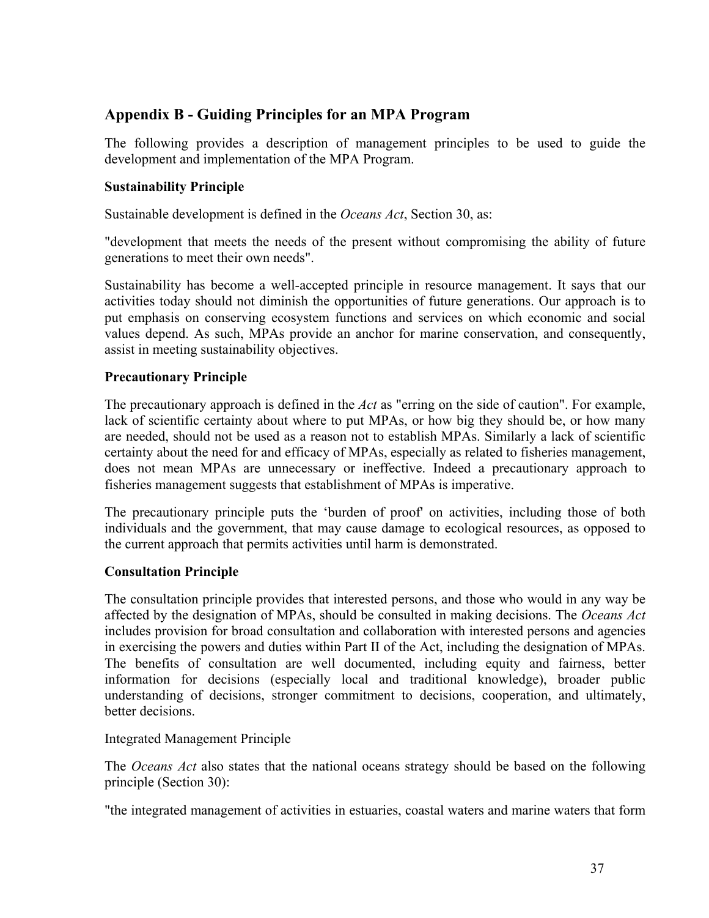## Appendix B - Guiding Principles for an MPA Program

The following provides a description of management principles to be used to guide the development and implementation of the MPA Program.

**Sustainability Principle**

Sustainable development is defined in the *Oceans Act*, Section 30, as:

"development that meets the needs of the present without compromising the ability of future generations to meet their own needs".

Sustainability has become a well-accepted principle in resource management. It says that our activities today should not diminish the opportunities of future generations. Our approach is to put emphasis on conserving ecosystem functions and services on which economic and social values depend. As such, MPAs provide an anchor for marine conservation, and consequently, assist in meeting sustainability objectives.

**Precautionary Principle**

The precautionary approach is defined in the *Act* as "erring on the side of caution". For example, lack of scientific certainty about where to put MPAs, or how big they should be, or how many are needed, should not be used as a reason not to establish MPAs. Similarly a lack of scientific certainty about the need for and efficacy of MPAs, especially as related to fisheries management, does not mean MPAs are unnecessary or ineffective. Indeed a precautionary approach to fisheries management suggests that establishment of MPAs is imperative.

The precautionary principle puts the 'burden of proof' on activities, including those of both individuals and the government, that may cause damage to ecological resources, as opposed to the current approach that permits activities until harm is demonstrated.

**Consultation Principle**

The consultation principle provides that interested persons, and those who would in any way be affected by the designation of MPAs, should be consulted in making decisions. The *Oceans Act* includes provision for broad consultation and collaboration with interested persons and agencies in exercising the powers and duties within Part II of the Act, including the designation of MPAs. The benefits of consultation are well documented, including equity and fairness, better information for decisions (especially local and traditional knowledge), broader public understanding of decisions, stronger commitment to decisions, cooperation, and ultimately, better decisions.

Integrated Management Principle

The *Oceans Act* also states that the national oceans strategy should be based on the following principle (Section 30):

"the integrated management of activities in estuaries, coastal waters and marine waters that form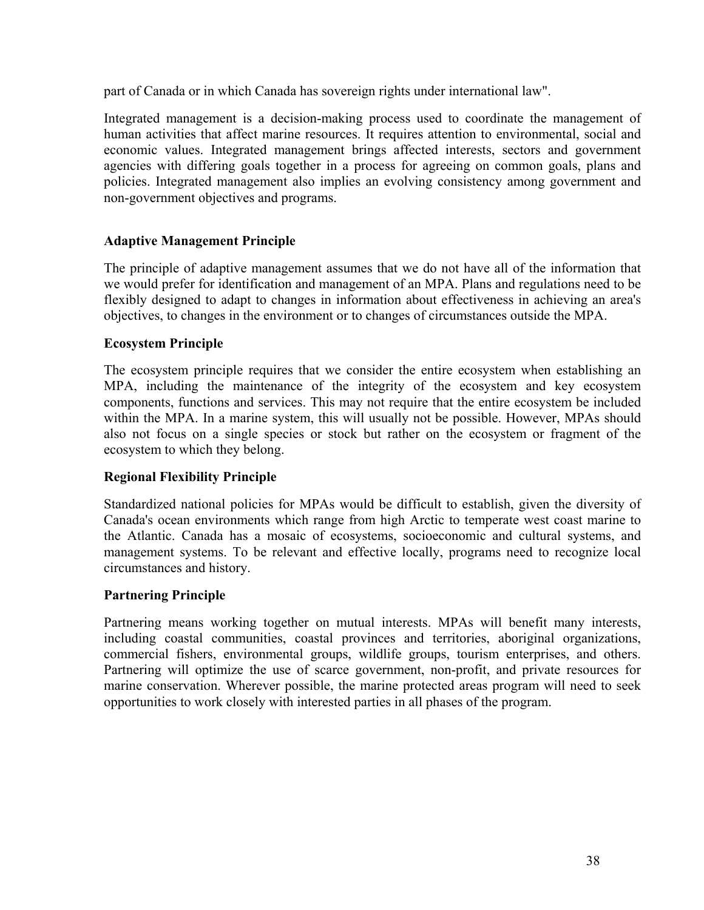part of Canada or in which Canada has sovereign rights under international law".

Integrated management is a decision-making process used to coordinate the management of human activities that affect marine resources. It requires attention to environmental, social and economic values. Integrated management brings affected interests, sectors and government agencies with differing goals together in a process for agreeing on common goals, plans and policies. Integrated management also implies an evolving consistency among government and non-government objectives and programs.

**Adaptive Management Principle**

The principle of adaptive management assumes that we do not have all of the information that we would prefer for identification and management of an MPA. Plans and regulations need to be flexibly designed to adapt to changes in information about effectiveness in achieving an area's objectives, to changes in the environment or to changes of circumstances outside the MPA.

**Ecosystem Principle**

The ecosystem principle requires that we consider the entire ecosystem when establishing an MPA, including the maintenance of the integrity of the ecosystem and key ecosystem components, functions and services. This may not require that the entire ecosystem be included within the MPA. In a marine system, this will usually not be possible. However, MPAs should also not focus on a single species or stock but rather on the ecosystem or fragment of the ecosystem to which they belong.

**Regional Flexibility Principle**

Standardized national policies for MPAs would be difficult to establish, given the diversity of Canada's ocean environments which range from high Arctic to temperate west coast marine to the Atlantic. Canada has a mosaic of ecosystems, socioeconomic and cultural systems, and management systems. To be relevant and effective locally, programs need to recognize local circumstances and history.

**Partnering Principle**

Partnering means working together on mutual interests. MPAs will benefit many interests, including coastal communities, coastal provinces and territories, aboriginal organizations, commercial fishers, environmental groups, wildlife groups, tourism enterprises, and others. Partnering will optimize the use of scarce government, non-profit, and private resources for marine conservation. Wherever possible, the marine protected areas program will need to seek opportunities to work closely with interested parties in all phases of the program.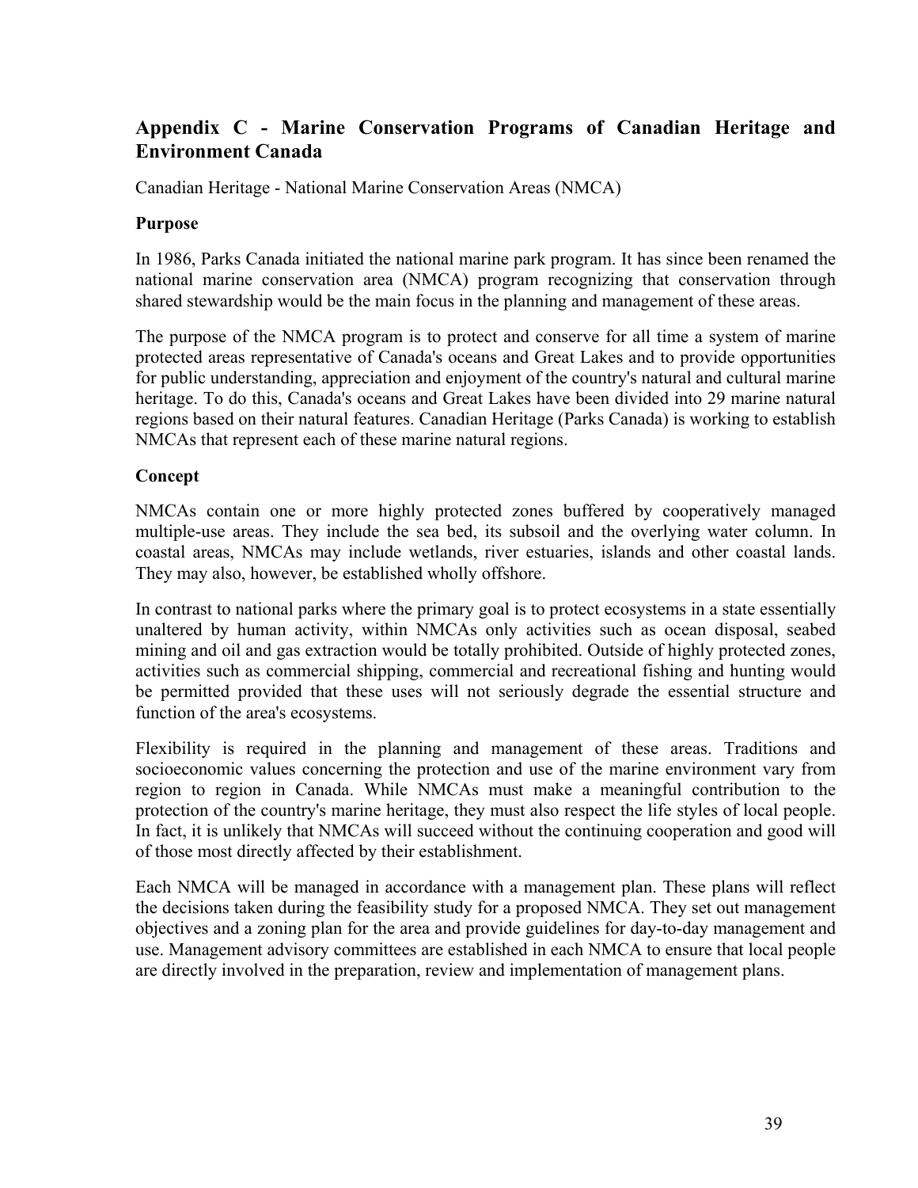## Appendix C - Marine Conservation Programs of Canadian Heritage and Environment Canada

Canadian Heritage - National Marine Conservation Areas (NMCA)

**Purpose**

In 1986, Parks Canada initiated the national marine park program. It has since been renamed the national marine conservation area (NMCA) program recognizing that conservation through shared stewardship would be the main focus in the planning and management of these areas.

The purpose of the NMCA program is to protect and conserve for all time a system of marine protected areas representative of Canada's oceans and Great Lakes and to provide opportunities for public understanding, appreciation and enjoyment of the country's natural and cultural marine heritage. To do this, Canada's oceans and Great Lakes have been divided into 29 marine natural regions based on their natural features. Canadian Heritage (Parks Canada) is working to establish NMCAs that represent each of these marine natural regions.

**Concept**

NMCAs contain one or more highly protected zones buffered by cooperatively managed multiple-use areas. They include the sea bed, its subsoil and the overlying water column. In coastal areas, NMCAs may include wetlands, river estuaries, islands and other coastal lands. They may also, however, be established wholly offshore.

In contrast to national parks where the primary goal is to protect ecosystems in a state essentially unaltered by human activity, within NMCAs only activities such as ocean disposal, seabed mining and oil and gas extraction would be totally prohibited. Outside of highly protected zones, activities such as commercial shipping, commercial and recreational fishing and hunting would be permitted provided that these uses will not seriously degrade the essential structure and function of the area's ecosystems.

Flexibility is required in the planning and management of these areas. Traditions and socioeconomic values concerning the protection and use of the marine environment vary from region to region in Canada. While NMCAs must make a meaningful contribution to the protection of the country's marine heritage, they must also respect the life styles of local people. In fact, it is unlikely that NMCAs will succeed without the continuing cooperation and good will of those most directly affected by their establishment.

Each NMCA will be managed in accordance with a management plan. These plans will reflect the decisions taken during the feasibility study for a proposed NMCA. They set out management objectives and a zoning plan for the area and provide guidelines for day-to-day management and use. Management advisory committees are established in each NMCA to ensure that local people are directly involved in the preparation, review and implementation of management plans.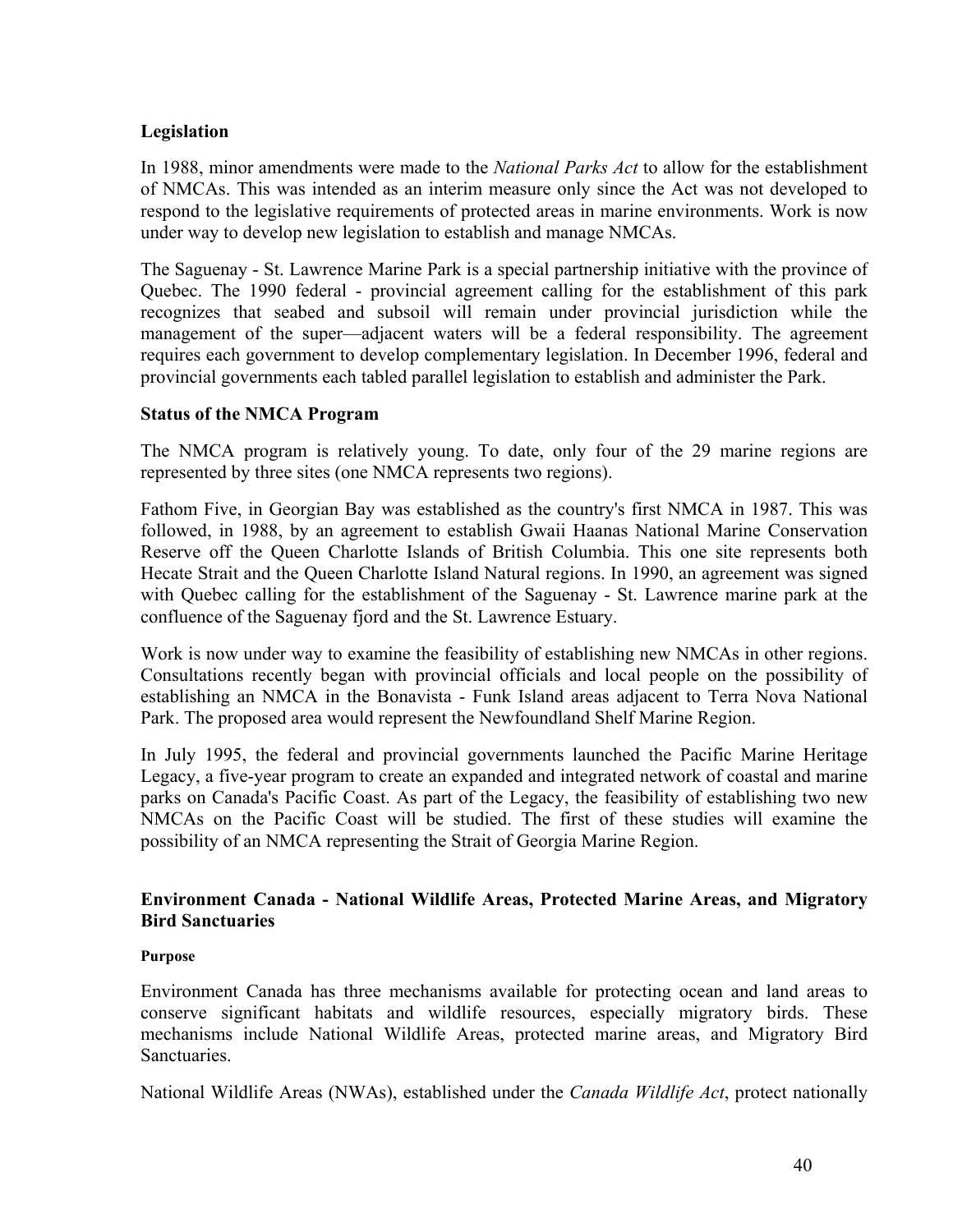**Legislation**

In 1988, minor amendments were made to the *National Parks Act* to allow for the establishment of NMCAs. This was intended as an interim measure only since the Act was not developed to respond to the legislative requirements of protected areas in marine environments. Work is now under way to develop new legislation to establish and manage NMCAs.

The Saguenay - St. Lawrence Marine Park is a special partnership initiative with the province of Quebec. The 1990 federal - provincial agreement calling for the establishment of this park recognizes that seabed and subsoil will remain under provincial jurisdiction while the management of the super—adjacent waters will be a federal responsibility. The agreement requires each government to develop complementary legislation. In December 1996, federal and provincial governments each tabled parallel legislation to establish and administer the Park.

**Status of the NMCA Program**

The NMCA program is relatively young. To date, only four of the 29 marine regions are represented by three sites (one NMCA represents two regions).

Fathom Five, in Georgian Bay was established as the country's first NMCA in 1987. This was followed, in 1988, by an agreement to establish Gwaii Haanas National Marine Conservation Reserve off the Queen Charlotte Islands of British Columbia. This one site represents both Hecate Strait and the Queen Charlotte Island Natural regions. In 1990, an agreement was signed with Quebec calling for the establishment of the Saguenay - St. Lawrence marine park at the confluence of the Saguenay fjord and the St. Lawrence Estuary.

Work is now under way to examine the feasibility of establishing new NMCAs in other regions. Consultations recently began with provincial officials and local people on the possibility of establishing an NMCA in the Bonavista - Funk Island areas adjacent to Terra Nova National Park. The proposed area would represent the Newfoundland Shelf Marine Region.

In July 1995, the federal and provincial governments launched the Pacific Marine Heritage Legacy, a five-year program to create an expanded and integrated network of coastal and marine parks on Canada's Pacific Coast. As part of the Legacy, the feasibility of establishing two new NMCAs on the Pacific Coast will be studied. The first of these studies will examine the possibility of an NMCA representing the Strait of Georgia Marine Region.

**Environment Canada - National Wildlife Areas, Protected Marine Areas, and Migratory Bird Sanctuaries**

**Purpose**

Environment Canada has three mechanisms available for protecting ocean and land areas to conserve significant habitats and wildlife resources, especially migratory birds. These mechanisms include National Wildlife Areas, protected marine areas, and Migratory Bird Sanctuaries.

National Wildlife Areas (NWAs), established under the *Canada Wildlife Act*, protect nationally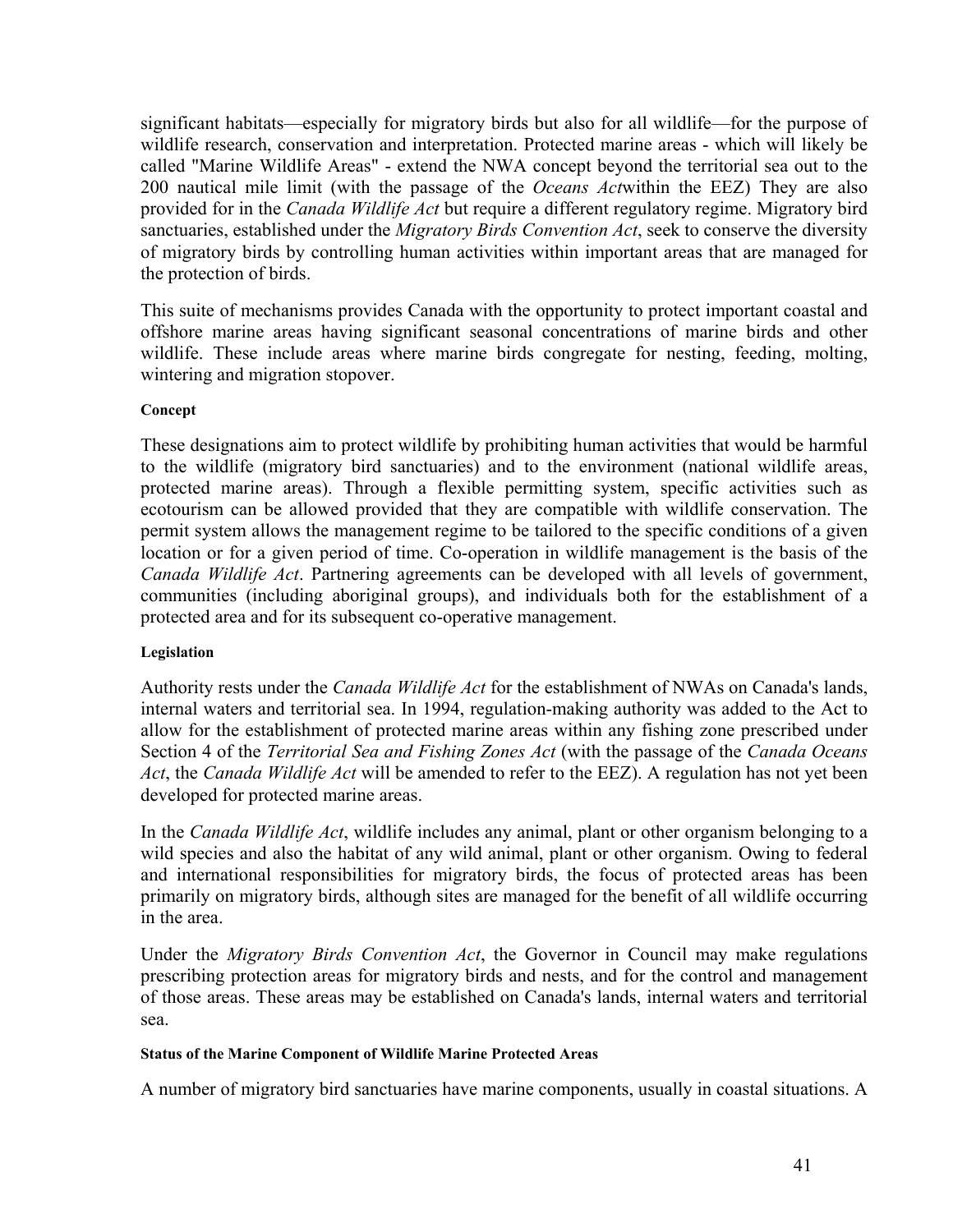significant habitats—especially for migratory birds but also for all wildlife—for the purpose of wildlife research, conservation and interpretation. Protected marine areas - which will likely be called "Marine Wildlife Areas" - extend the NWA concept beyond the territorial sea out to the 200 nautical mile limit (with the passage of the *Oceans Act*within the EEZ) They are also provided for in the *Canada Wildlife Act* but require a different regulatory regime. Migratory bird sanctuaries, established under the *Migratory Birds Convention Act*, seek to conserve the diversity of migratory birds by controlling human activities within important areas that are managed for the protection of birds.

This suite of mechanisms provides Canada with the opportunity to protect important coastal and offshore marine areas having significant seasonal concentrations of marine birds and other wildlife. These include areas where marine birds congregate for nesting, feeding, molting, wintering and migration stopover.

#### Concept

These designations aim to protect wildlife by prohibiting human activities that would be harmful to the wildlife (migratory bird sanctuaries) and to the environment (national wildlife areas, protected marine areas). Through a flexible permitting system, specific activities such as ecotourism can be allowed provided that they are compatible with wildlife conservation. The permit system allows the management regime to be tailored to the specific conditions of a given location or for a given period of time. Co-operation in wildlife management is the basis of the *Canada Wildlife Act*. Partnering agreements can be developed with all levels of government, communities (including aboriginal groups), and individuals both for the establishment of a protected area and for its subsequent co-operative management.

#### Legislation

Authority rests under the *Canada Wildlife Act* for the establishment of NWAs on Canada's lands, internal waters and territorial sea. In 1994, regulation-making authority was added to the Act to allow for the establishment of protected marine areas within any fishing zone prescribed under Section 4 of the *Territorial Sea and Fishing Zones Act* (with the passage of the *Canada Oceans Act*, the *Canada Wildlife Act* will be amended to refer to the EEZ). A regulation has not yet been developed for protected marine areas.

In the *Canada Wildlife Act*, wildlife includes any animal, plant or other organism belonging to a wild species and also the habitat of any wild animal, plant or other organism. Owing to federal and international responsibilities for migratory birds, the focus of protected areas has been primarily on migratory birds, although sites are managed for the benefit of all wildlife occurring in the area.

Under the *Migratory Birds Convention Act*, the Governor in Council may make regulations prescribing protection areas for migratory birds and nests, and for the control and management of those areas. These areas may be established on Canada's lands, internal waters and territorial sea.

#### Status of the Marine Component of Wildlife Marine Protected Areas

A number of migratory bird sanctuaries have marine components, usually in coastal situations. A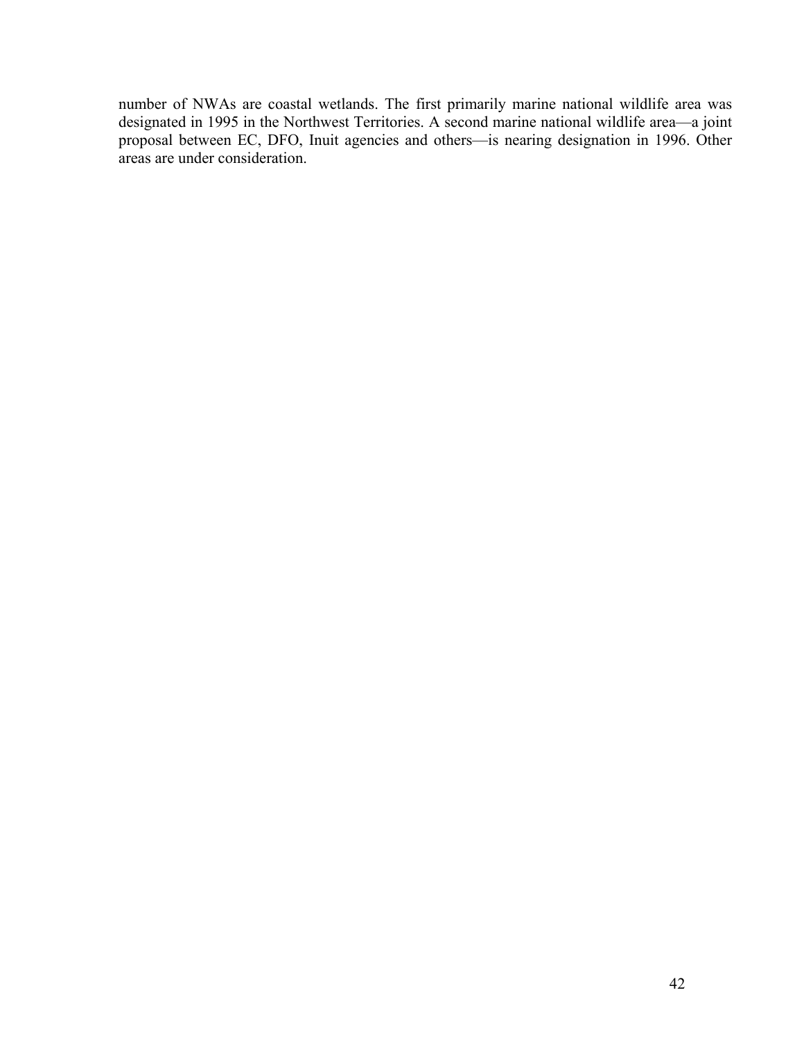number of NWAs are coastal wetlands. The first primarily marine national wildlife area was designated in 1995 in the Northwest Territories. A second marine national wildlife area—a joint proposal between EC, DFO, Inuit agencies and others—is nearing designation in 1996. Other areas are under consideration.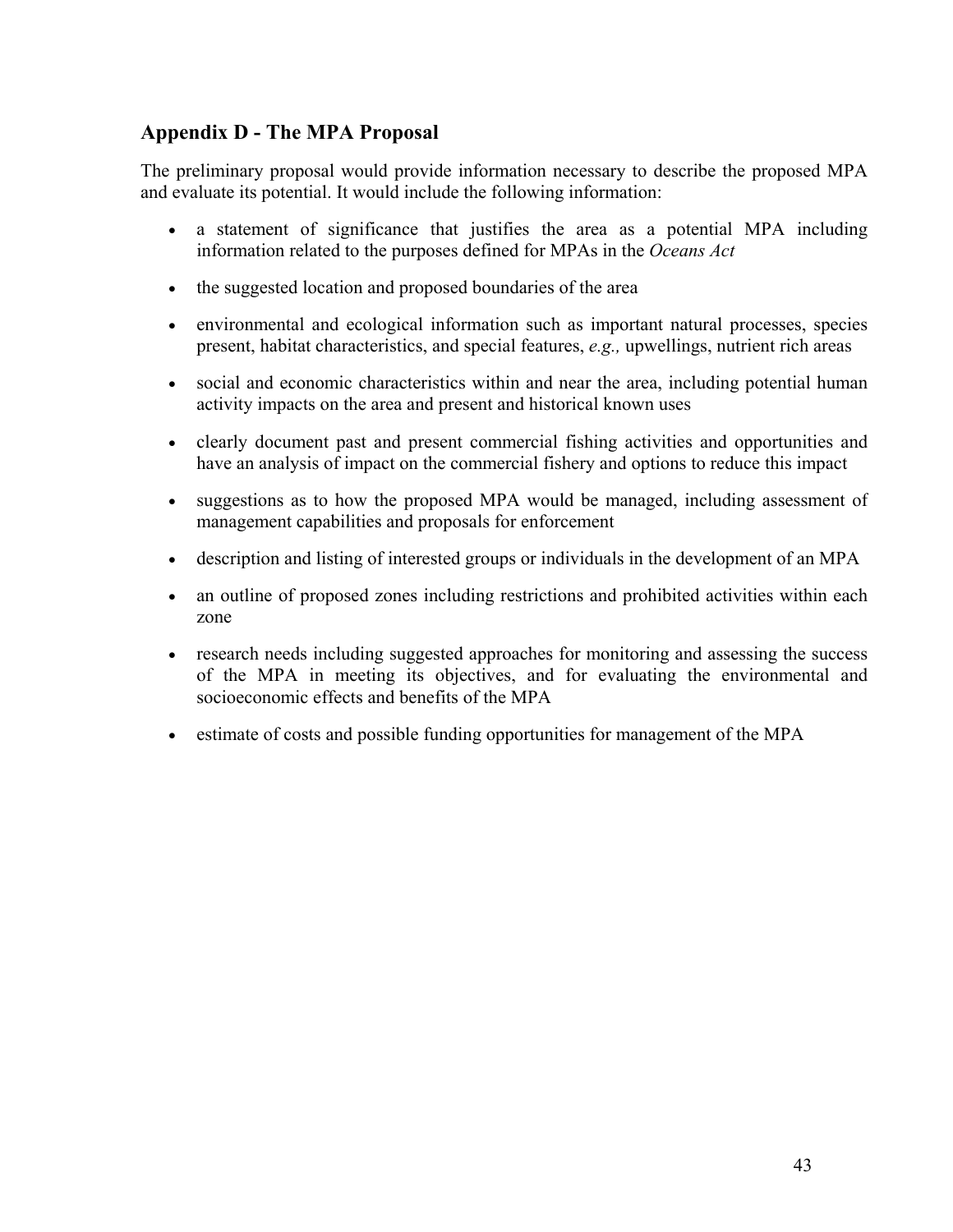## Appendix D - The MPA Proposal

The preliminary proposal would provide information necessary to describe the proposed MPA and evaluate its potential. It would include the following information:

- a statement of significance that justifies the area as a potential MPA including information related to the purposes defined for MPAs in the *Oceans Act*
- the suggested location and proposed boundaries of the area
- environmental and ecological information such as important natural processes, species present, habitat characteristics, and special features, *e.g.,* upwellings, nutrient rich areas
- social and economic characteristics within and near the area, including potential human activity impacts on the area and present and historical known uses
- clearly document past and present commercial fishing activities and opportunities and have an analysis of impact on the commercial fishery and options to reduce this impact
- suggestions as to how the proposed MPA would be managed, including assessment of management capabilities and proposals for enforcement
- description and listing of interested groups or individuals in the development of an MPA
- an outline of proposed zones including restrictions and prohibited activities within each zone
- research needs including suggested approaches for monitoring and assessing the success of the MPA in meeting its objectives, and for evaluating the environmental and socioeconomic effects and benefits of the MPA
- estimate of costs and possible funding opportunities for management of the MPA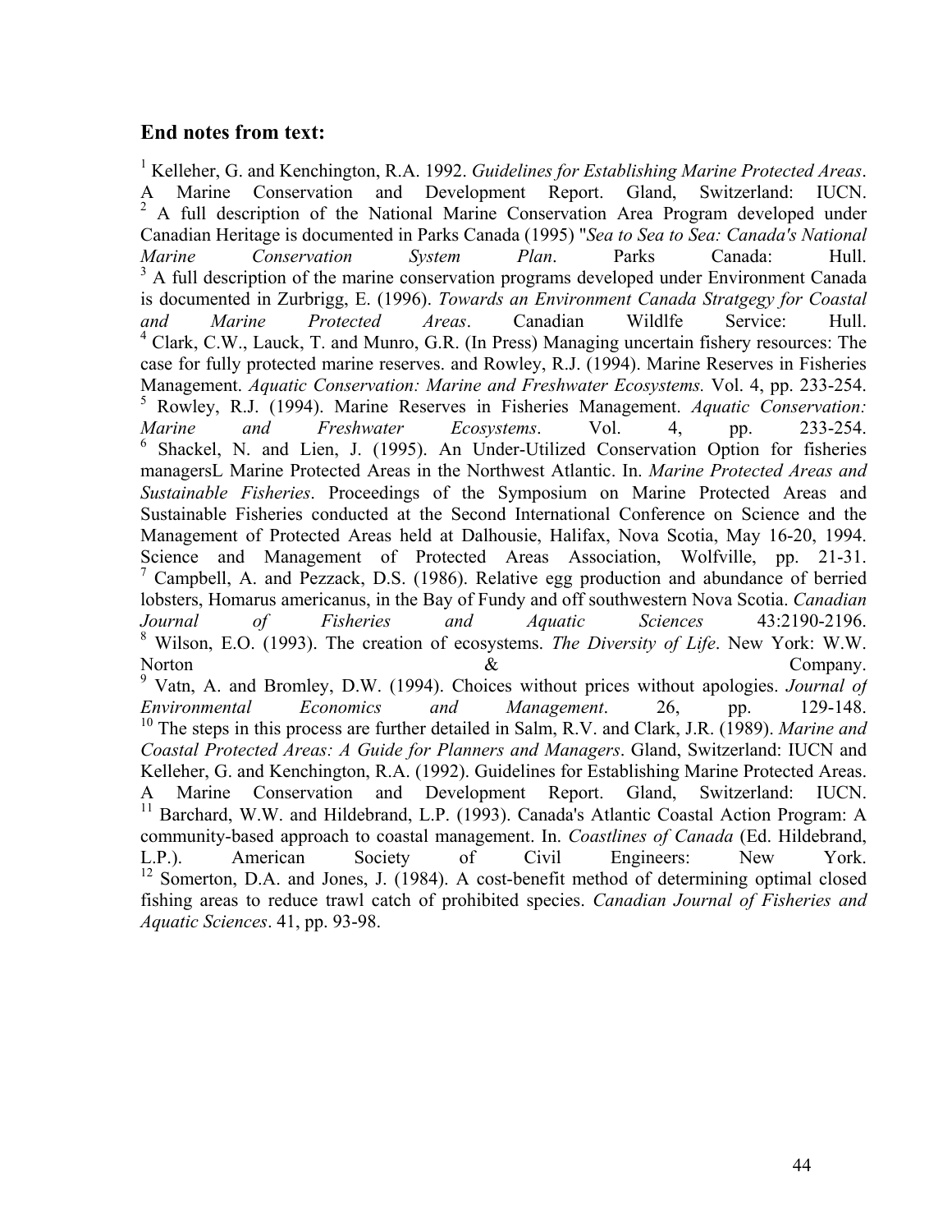## End notes from text:

[1] Kelleher, G. and Kenchington, R.A. 1992. *Guidelines for Establishing Marine Protected Areas*. A Marine Conservation and Development Report. Gland, Switzerland: IUCN.

[2] A full description of the National Marine Conservation Area Program developed under Canadian Heritage is documented in Parks Canada (1995) "*Sea to Sea to Sea: Canada's National Marine Conservation System Plan*. Parks Canada: Hull.

[3] A full description of the marine conservation programs developed under Environment Canada is documented in Zurbrigg, E. (1996). *Towards an Environment Canada Stratgegy for Coastal and Marine Protected Areas*. Canadian Wildlfe Service: Hull.

[4] Clark, C.W., Lauck, T. and Munro, G.R. (In Press) Managing uncertain fishery resources: The case for fully protected marine reserves. and Rowley, R.J. (1994). Marine Reserves in Fisheries Management. *Aquatic Conservation: Marine and Freshwater Ecosystems.* Vol. 4, pp. 233-254.

[5] Rowley, R.J. (1994). Marine Reserves in Fisheries Management. *Aquatic Conservation: Marine and Freshwater Ecosystems*. Vol. 4, pp. 233-254.

[6] Shackel, N. and Lien, J. (1995). An Under-Utilized Conservation Option for fisheries managersL Marine Protected Areas in the Northwest Atlantic. In. *Marine Protected Areas and Sustainable Fisheries*. Proceedings of the Symposium on Marine Protected Areas and Sustainable Fisheries conducted at the Second International Conference on Science and the Management of Protected Areas held at Dalhousie, Halifax, Nova Scotia, May 16-20, 1994. Science and Management of Protected Areas Association, Wolfville, pp. 21-31.

[7] Campbell, A. and Pezzack, D.S. (1986). Relative egg production and abundance of berried lobsters, Homarus americanus, in the Bay of Fundy and off southwestern Nova Scotia. *Canadian Journal of Fisheries and Aquatic Sciences* 43:2190-2196.

[8] Wilson, E.O. (1993). The creation of ecosystems. *The Diversity of Life*. New York: W.W. Norton & Company.

[9] Vatn, A. and Bromley, D.W. (1994). Choices without prices without apologies. *Journal of Environmental Economics and Management*. 26, pp. 129-148.

[10] The steps in this process are further detailed in Salm, R.V. and Clark, J.R. (1989). *Marine and Coastal Protected Areas: A Guide for Planners and Managers*. Gland, Switzerland: IUCN and Kelleher, G. and Kenchington, R.A. (1992). Guidelines for Establishing Marine Protected Areas. A Marine Conservation and Development Report. Gland, Switzerland: IUCN.

[11] Barchard, W.W. and Hildebrand, L.P. (1993). Canada's Atlantic Coastal Action Program: A community-based approach to coastal management. In. *Coastlines of Canada* (Ed. Hildebrand, L.P.). American Society of Civil Engineers: New York.

[12] Somerton, D.A. and Jones, J. (1984). A cost-benefit method of determining optimal closed fishing areas to reduce trawl catch of prohibited species. *Canadian Journal of Fisheries and Aquatic Sciences*. 41, pp. 93-98.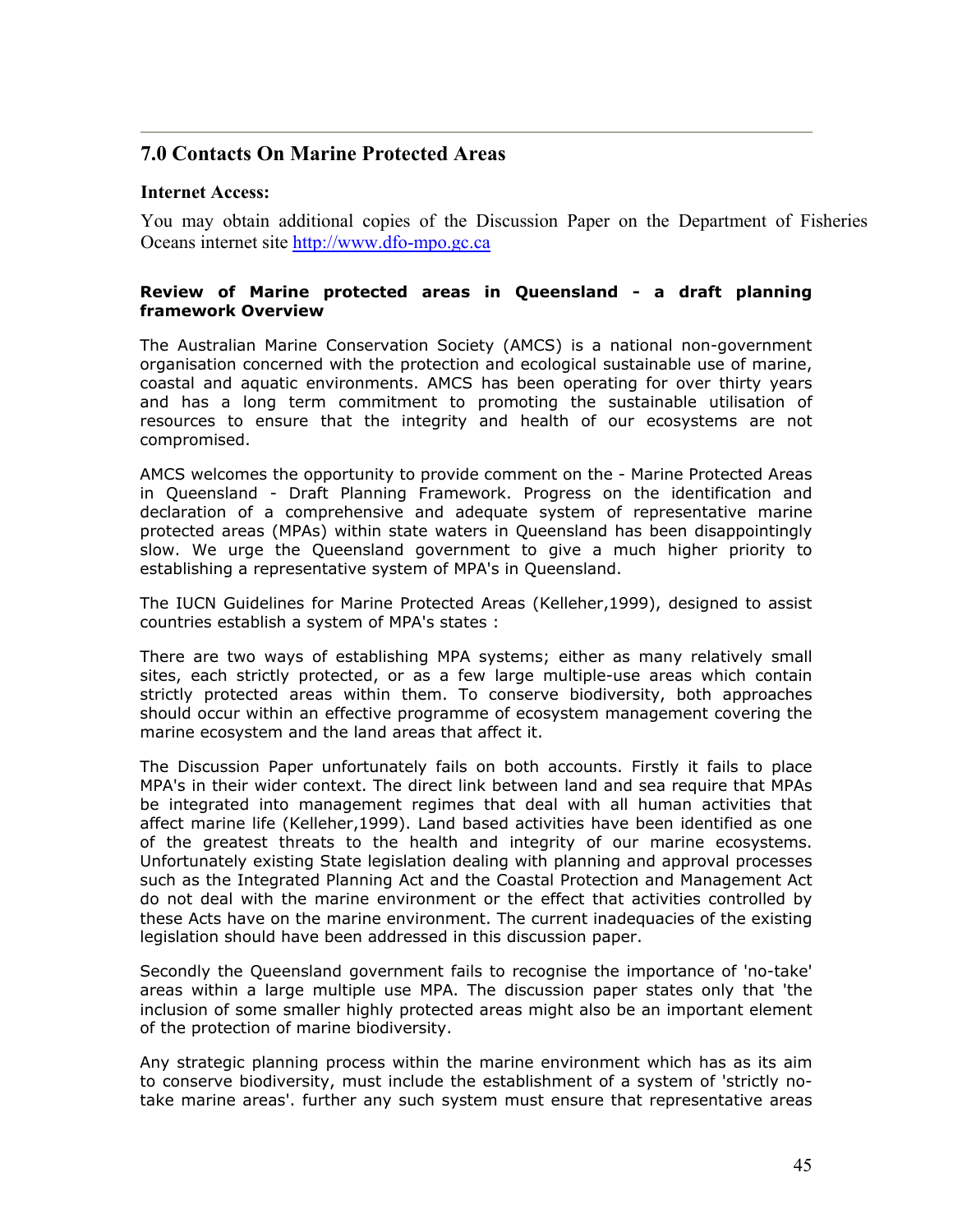## 7.0 Contacts On Marine Protected Areas

### Internet Access:

You may obtain additional copies of the Discussion Paper on the Department of Fisheries Oceans internet site http://www.dfo-mpo.gc.ca

**Review of Marine protected areas in Queensland - a draft planning framework Overview**

The Australian Marine Conservation Society (AMCS) is a national non-government organisation concerned with the protection and ecological sustainable use of marine, coastal and aquatic environments. AMCS has been operating for over thirty years and has a long term commitment to promoting the sustainable utilisation of resources to ensure that the integrity and health of our ecosystems are not compromised.

AMCS welcomes the opportunity to provide comment on the - Marine Protected Areas in Queensland - Draft Planning Framework. Progress on the identification and declaration of a comprehensive and adequate system of representative marine protected areas (MPAs) within state waters in Queensland has been disappointingly slow. We urge the Queensland government to give a much higher priority to establishing a representative system of MPA's in Queensland.

The IUCN Guidelines for Marine Protected Areas (Kelleher,1999), designed to assist countries establish a system of MPA's states :

There are two ways of establishing MPA systems; either as many relatively small sites, each strictly protected, or as a few large multiple-use areas which contain strictly protected areas within them. To conserve biodiversity, both approaches should occur within an effective programme of ecosystem management covering the marine ecosystem and the land areas that affect it.

The Discussion Paper unfortunately fails on both accounts. Firstly it fails to place MPA's in their wider context. The direct link between land and sea require that MPAs be integrated into management regimes that deal with all human activities that affect marine life (Kelleher,1999). Land based activities have been identified as one of the greatest threats to the health and integrity of our marine ecosystems. Unfortunately existing State legislation dealing with planning and approval processes such as the Integrated Planning Act and the Coastal Protection and Management Act do not deal with the marine environment or the effect that activities controlled by these Acts have on the marine environment. The current inadequacies of the existing legislation should have been addressed in this discussion paper.

Secondly the Queensland government fails to recognise the importance of 'no-take' areas within a large multiple use MPA. The discussion paper states only that 'the inclusion of some smaller highly protected areas might also be an important element of the protection of marine biodiversity.

Any strategic planning process within the marine environment which has as its aim to conserve biodiversity, must include the establishment of a system of 'strictly no-take marine areas'. further any such system must ensure that representative areas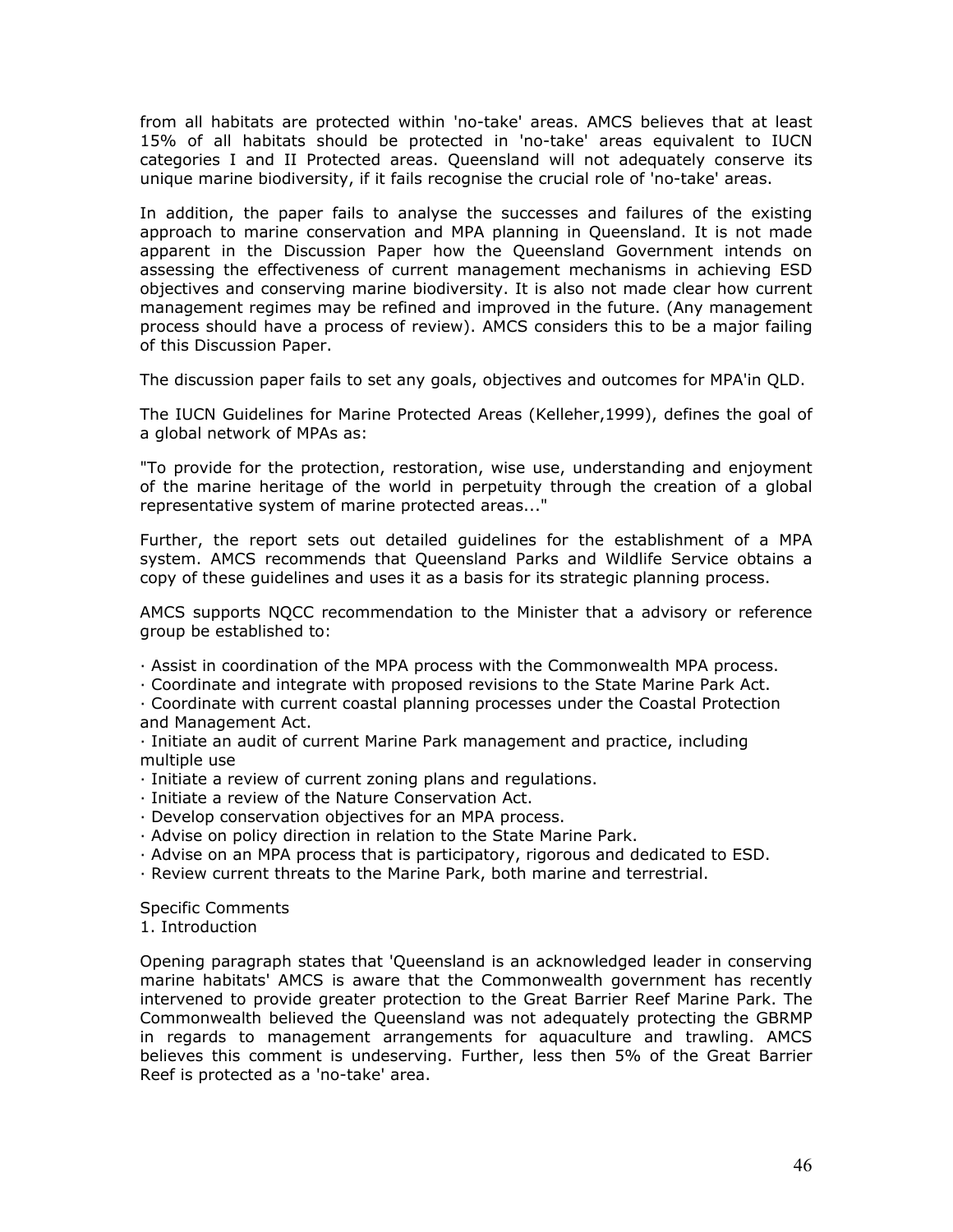from all habitats are protected within 'no-take' areas. AMCS believes that at least 15% of all habitats should be protected in 'no-take' areas equivalent to IUCN categories I and II Protected areas. Queensland will not adequately conserve its unique marine biodiversity, if it fails recognise the crucial role of 'no-take' areas.

In addition, the paper fails to analyse the successes and failures of the existing approach to marine conservation and MPA planning in Queensland. It is not made apparent in the Discussion Paper how the Queensland Government intends on assessing the effectiveness of current management mechanisms in achieving ESD objectives and conserving marine biodiversity. It is also not made clear how current management regimes may be refined and improved in the future. (Any management process should have a process of review). AMCS considers this to be a major failing of this Discussion Paper.

The discussion paper fails to set any goals, objectives and outcomes for MPA'in QLD.

The IUCN Guidelines for Marine Protected Areas (Kelleher,1999), defines the goal of a global network of MPAs as:

"To provide for the protection, restoration, wise use, understanding and enjoyment of the marine heritage of the world in perpetuity through the creation of a global representative system of marine protected areas..."

Further, the report sets out detailed guidelines for the establishment of a MPA system. AMCS recommends that Queensland Parks and Wildlife Service obtains a copy of these guidelines and uses it as a basis for its strategic planning process.

AMCS supports NQCC recommendation to the Minister that a advisory or reference group be established to:

- Assist in coordination of the MPA process with the Commonwealth MPA process.
- Coordinate and integrate with proposed revisions to the State Marine Park Act.
- Coordinate with current coastal planning processes under the Coastal Protection and Management Act.
- Initiate an audit of current Marine Park management and practice, including multiple use
- Initiate a review of current zoning plans and regulations.
- Initiate a review of the Nature Conservation Act.
- Develop conservation objectives for an MPA process.
- Advise on policy direction in relation to the State Marine Park.
- Advise on an MPA process that is participatory, rigorous and dedicated to ESD.
- Review current threats to the Marine Park, both marine and terrestrial.

Specific Comments

1. Introduction

Opening paragraph states that 'Queensland is an acknowledged leader in conserving marine habitats' AMCS is aware that the Commonwealth government has recently intervened to provide greater protection to the Great Barrier Reef Marine Park. The Commonwealth believed the Queensland was not adequately protecting the GBRMP in regards to management arrangements for aquaculture and trawling. AMCS believes this comment is undeserving. Further, less then 5% of the Great Barrier Reef is protected as a 'no-take' area.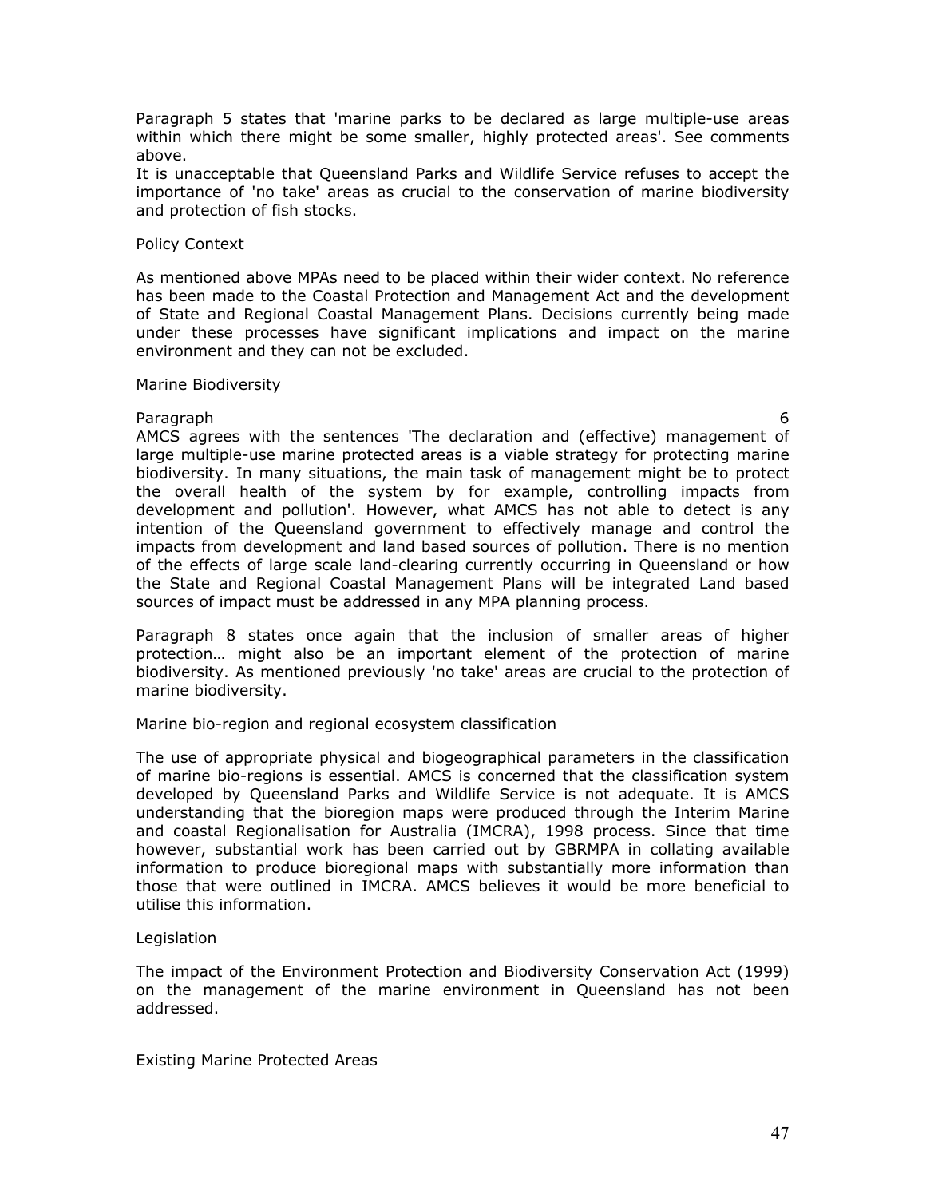Paragraph 5 states that 'marine parks to be declared as large multiple-use areas within which there might be some smaller, highly protected areas'. See comments above.
It is unacceptable that Queensland Parks and Wildlife Service refuses to accept the importance of 'no take' areas as crucial to the conservation of marine biodiversity and protection of fish stocks.

Policy Context

As mentioned above MPAs need to be placed within their wider context. No reference has been made to the Coastal Protection and Management Act and the development of State and Regional Coastal Management Plans. Decisions currently being made under these processes have significant implications and impact on the marine environment and they can not be excluded.

Marine Biodiversity

Paragraph 6
AMCS agrees with the sentences 'The declaration and (effective) management of large multiple-use marine protected areas is a viable strategy for protecting marine biodiversity. In many situations, the main task of management might be to protect the overall health of the system by for example, controlling impacts from development and pollution'. However, what AMCS has not able to detect is any intention of the Queensland government to effectively manage and control the impacts from development and land based sources of pollution. There is no mention of the effects of large scale land-clearing currently occurring in Queensland or how the State and Regional Coastal Management Plans will be integrated Land based sources of impact must be addressed in any MPA planning process.

Paragraph 8 states once again that the inclusion of smaller areas of higher protection… might also be an important element of the protection of marine biodiversity. As mentioned previously 'no take' areas are crucial to the protection of marine biodiversity.

Marine bio-region and regional ecosystem classification

The use of appropriate physical and biogeographical parameters in the classification of marine bio-regions is essential. AMCS is concerned that the classification system developed by Queensland Parks and Wildlife Service is not adequate. It is AMCS understanding that the bioregion maps were produced through the Interim Marine and coastal Regionalisation for Australia (IMCRA), 1998 process. Since that time however, substantial work has been carried out by GBRMPA in collating available information to produce bioregional maps with substantially more information than those that were outlined in IMCRA. AMCS believes it would be more beneficial to utilise this information.

Legislation

The impact of the Environment Protection and Biodiversity Conservation Act (1999) on the management of the marine environment in Queensland has not been addressed.

Existing Marine Protected Areas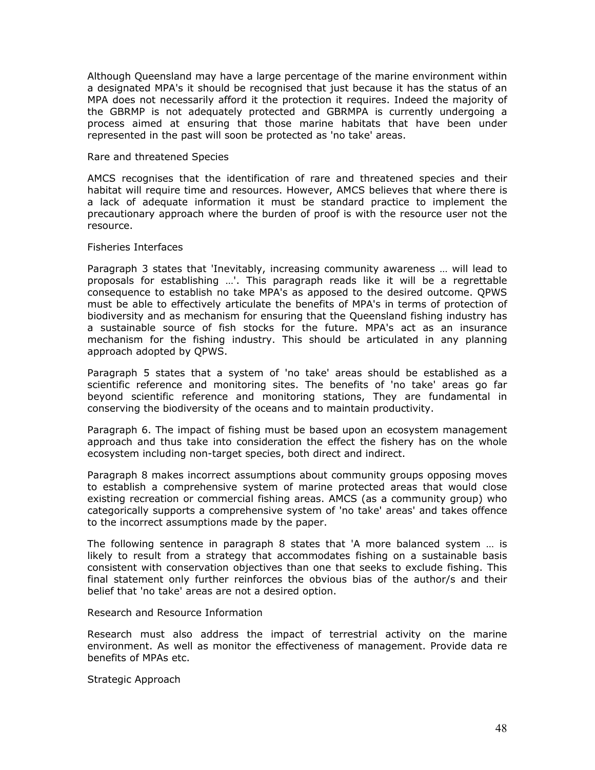Although Queensland may have a large percentage of the marine environment within a designated MPA's it should be recognised that just because it has the status of an MPA does not necessarily afford it the protection it requires. Indeed the majority of the GBRMP is not adequately protected and GBRMPA is currently undergoing a process aimed at ensuring that those marine habitats that have been under represented in the past will soon be protected as 'no take' areas.

Rare and threatened Species

AMCS recognises that the identification of rare and threatened species and their habitat will require time and resources. However, AMCS believes that where there is a lack of adequate information it must be standard practice to implement the precautionary approach where the burden of proof is with the resource user not the resource.

Fisheries Interfaces

Paragraph 3 states that 'Inevitably, increasing community awareness … will lead to proposals for establishing …'. This paragraph reads like it will be a regrettable consequence to establish no take MPA's as apposed to the desired outcome. QPWS must be able to effectively articulate the benefits of MPA's in terms of protection of biodiversity and as mechanism for ensuring that the Queensland fishing industry has a sustainable source of fish stocks for the future. MPA's act as an insurance mechanism for the fishing industry. This should be articulated in any planning approach adopted by QPWS.

Paragraph 5 states that a system of 'no take' areas should be established as a scientific reference and monitoring sites. The benefits of 'no take' areas go far beyond scientific reference and monitoring stations, They are fundamental in conserving the biodiversity of the oceans and to maintain productivity.

Paragraph 6. The impact of fishing must be based upon an ecosystem management approach and thus take into consideration the effect the fishery has on the whole ecosystem including non-target species, both direct and indirect.

Paragraph 8 makes incorrect assumptions about community groups opposing moves to establish a comprehensive system of marine protected areas that would close existing recreation or commercial fishing areas. AMCS (as a community group) who categorically supports a comprehensive system of 'no take' areas' and takes offence to the incorrect assumptions made by the paper.

The following sentence in paragraph 8 states that 'A more balanced system … is likely to result from a strategy that accommodates fishing on a sustainable basis consistent with conservation objectives than one that seeks to exclude fishing. This final statement only further reinforces the obvious bias of the author/s and their belief that 'no take' areas are not a desired option.

Research and Resource Information

Research must also address the impact of terrestrial activity on the marine environment. As well as monitor the effectiveness of management. Provide data re benefits of MPAs etc.

Strategic Approach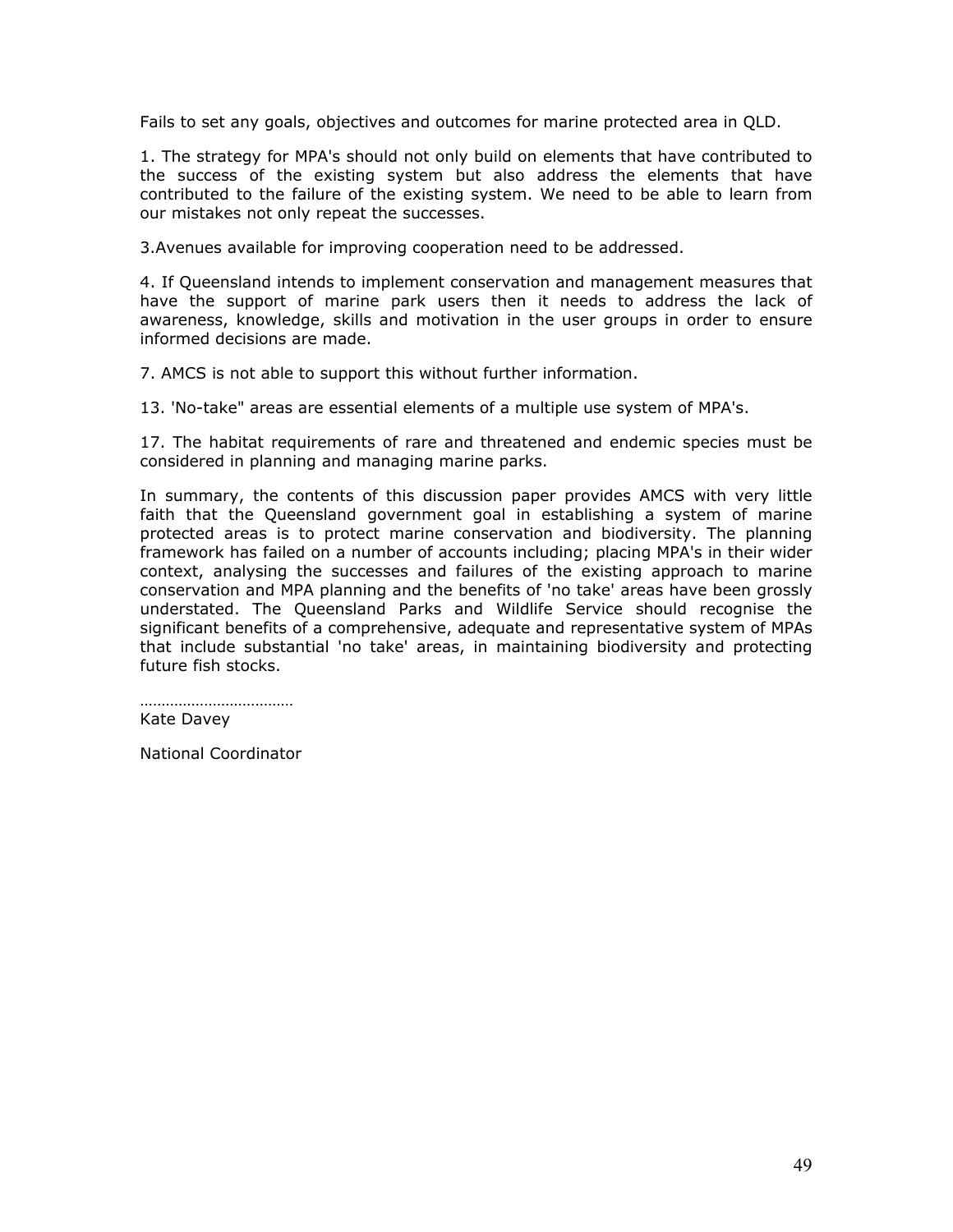Fails to set any goals, objectives and outcomes for marine protected area in QLD.

1. The strategy for MPA's should not only build on elements that have contributed to the success of the existing system but also address the elements that have contributed to the failure of the existing system. We need to be able to learn from our mistakes not only repeat the successes.

3.Avenues available for improving cooperation need to be addressed.

4. If Queensland intends to implement conservation and management measures that have the support of marine park users then it needs to address the lack of awareness, knowledge, skills and motivation in the user groups in order to ensure informed decisions are made.

7. AMCS is not able to support this without further information.

13. 'No-take" areas are essential elements of a multiple use system of MPA's.

17. The habitat requirements of rare and threatened and endemic species must be considered in planning and managing marine parks.

In summary, the contents of this discussion paper provides AMCS with very little faith that the Queensland government goal in establishing a system of marine protected areas is to protect marine conservation and biodiversity. The planning framework has failed on a number of accounts including; placing MPA's in their wider context, analysing the successes and failures of the existing approach to marine conservation and MPA planning and the benefits of 'no take' areas have been grossly understated. The Queensland Parks and Wildlife Service should recognise the significant benefits of a comprehensive, adequate and representative system of MPAs that include substantial 'no take' areas, in maintaining biodiversity and protecting future fish stocks.

………………………………
Kate Davey

National Coordinator